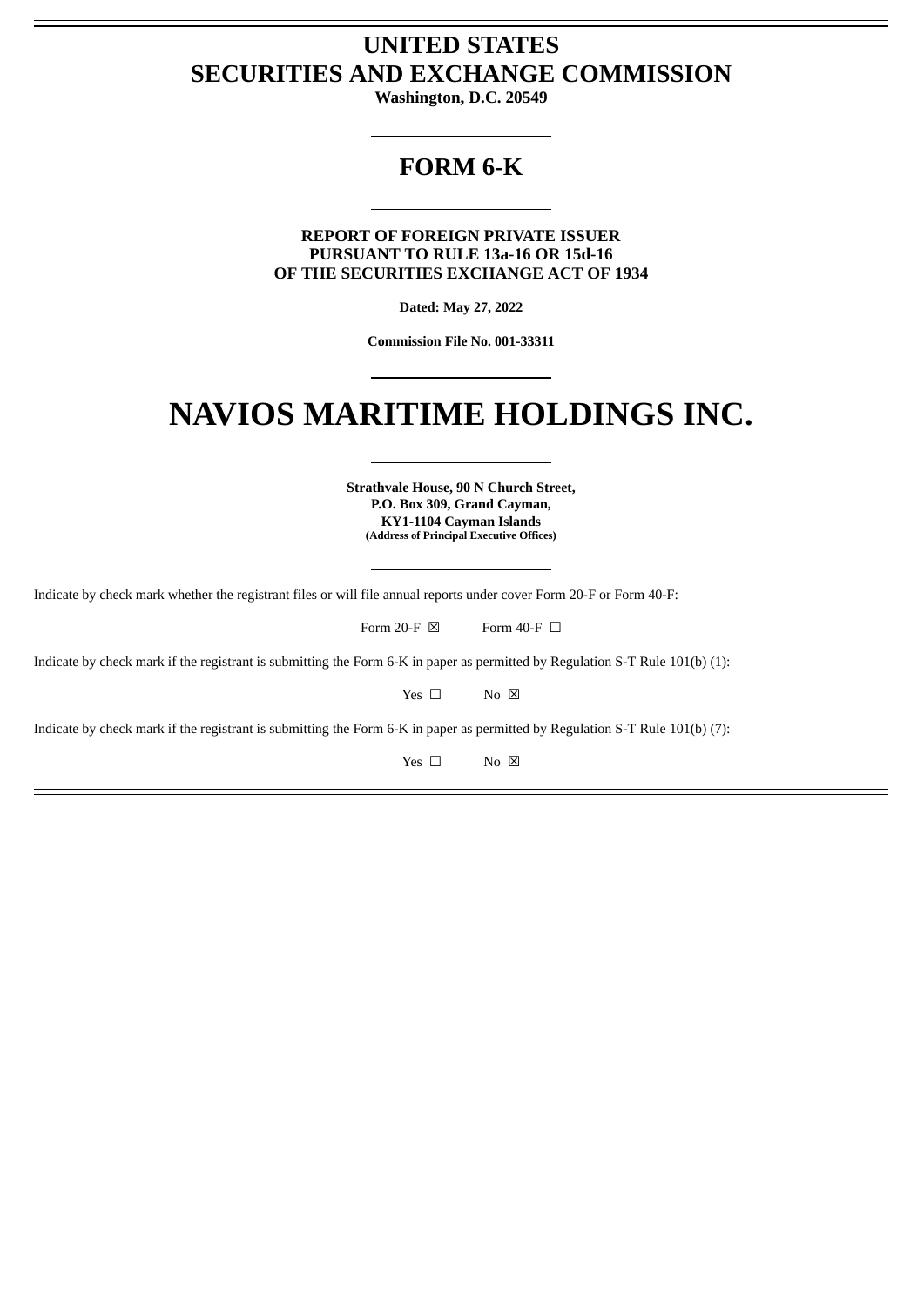# UNITED STATES
# SECURITIES AND EXCHANGE COMMISSION

**Washington, D.C. 20549**

---

## FORM 6-K

---

**REPORT OF FOREIGN PRIVATE ISSUER**
**PURSUANT TO RULE 13a-16 OR 15d-16**
**OF THE SECURITIES EXCHANGE ACT OF 1934**

**Dated: May 27, 2022**

**Commission File No. 001-33311**

---

# NAVIOS MARITIME HOLDINGS INC.

---

**Strathvale House, 90 N Church Street,**
**P.O. Box 309, Grand Cayman,**
**KY1-1104 Cayman Islands**
**(Address of Principal Executive Offices)**

---

Indicate by check mark whether the registrant files or will file annual reports under cover Form 20-F or Form 40-F:

Form 20-F ☒ Form 40-F ☐

Indicate by check mark if the registrant is submitting the Form 6-K in paper as permitted by Regulation S-T Rule 101(b) (1):

Yes ☐ No ☒

Indicate by check mark if the registrant is submitting the Form 6-K in paper as permitted by Regulation S-T Rule 101(b) (7):

Yes ☐ No ☒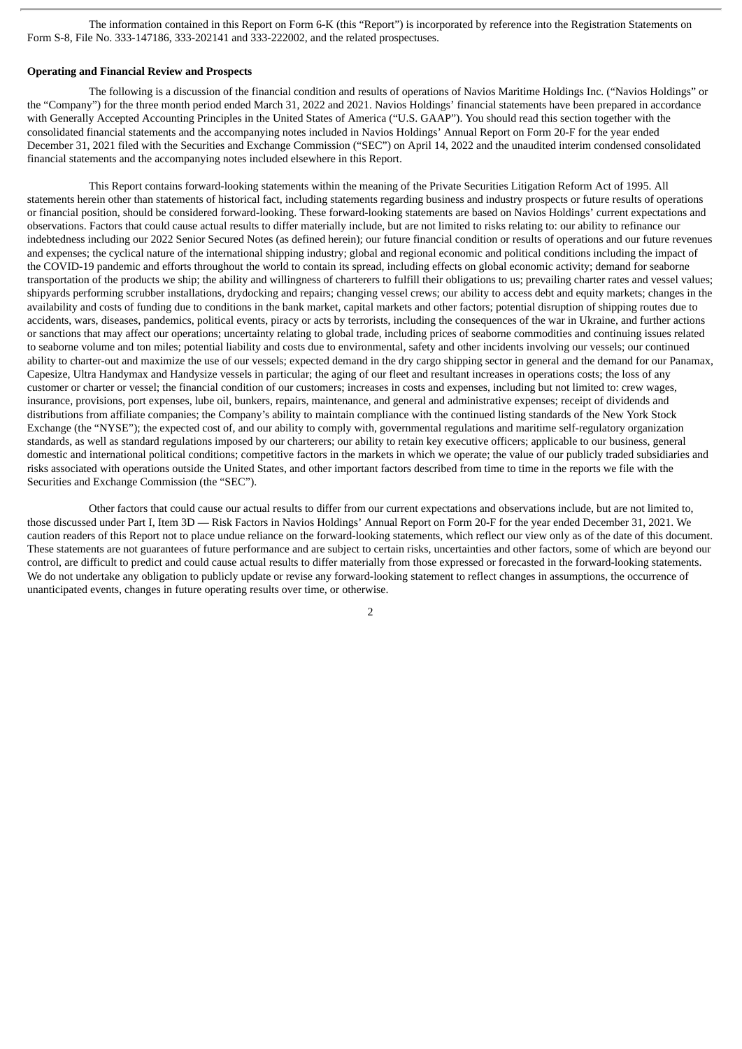The information contained in this Report on Form 6-K (this "Report") is incorporated by reference into the Registration Statements on Form S-8, File No. 333-147186, 333-202141 and 333-222002, and the related prospectuses.

**Operating and Financial Review and Prospects**

The following is a discussion of the financial condition and results of operations of Navios Maritime Holdings Inc. ("Navios Holdings" or the "Company") for the three month period ended March 31, 2022 and 2021. Navios Holdings' financial statements have been prepared in accordance with Generally Accepted Accounting Principles in the United States of America ("U.S. GAAP"). You should read this section together with the consolidated financial statements and the accompanying notes included in Navios Holdings' Annual Report on Form 20-F for the year ended December 31, 2021 filed with the Securities and Exchange Commission ("SEC") on April 14, 2022 and the unaudited interim condensed consolidated financial statements and the accompanying notes included elsewhere in this Report.

This Report contains forward-looking statements within the meaning of the Private Securities Litigation Reform Act of 1995. All statements herein other than statements of historical fact, including statements regarding business and industry prospects or future results of operations or financial position, should be considered forward-looking. These forward-looking statements are based on Navios Holdings' current expectations and observations. Factors that could cause actual results to differ materially include, but are not limited to risks relating to: our ability to refinance our indebtedness including our 2022 Senior Secured Notes (as defined herein); our future financial condition or results of operations and our future revenues and expenses; the cyclical nature of the international shipping industry; global and regional economic and political conditions including the impact of the COVID-19 pandemic and efforts throughout the world to contain its spread, including effects on global economic activity; demand for seaborne transportation of the products we ship; the ability and willingness of charterers to fulfill their obligations to us; prevailing charter rates and vessel values; shipyards performing scrubber installations, drydocking and repairs; changing vessel crews; our ability to access debt and equity markets; changes in the availability and costs of funding due to conditions in the bank market, capital markets and other factors; potential disruption of shipping routes due to accidents, wars, diseases, pandemics, political events, piracy or acts by terrorists, including the consequences of the war in Ukraine, and further actions or sanctions that may affect our operations; uncertainty relating to global trade, including prices of seaborne commodities and continuing issues related to seaborne volume and ton miles; potential liability and costs due to environmental, safety and other incidents involving our vessels; our continued ability to charter-out and maximize the use of our vessels; expected demand in the dry cargo shipping sector in general and the demand for our Panamax, Capesize, Ultra Handymax and Handysize vessels in particular; the aging of our fleet and resultant increases in operations costs; the loss of any customer or charter or vessel; the financial condition of our customers; increases in costs and expenses, including but not limited to: crew wages, insurance, provisions, port expenses, lube oil, bunkers, repairs, maintenance, and general and administrative expenses; receipt of dividends and distributions from affiliate companies; the Company's ability to maintain compliance with the continued listing standards of the New York Stock Exchange (the "NYSE"); the expected cost of, and our ability to comply with, governmental regulations and maritime self-regulatory organization standards, as well as standard regulations imposed by our charterers; our ability to retain key executive officers; applicable to our business, general domestic and international political conditions; competitive factors in the markets in which we operate; the value of our publicly traded subsidiaries and risks associated with operations outside the United States, and other important factors described from time to time in the reports we file with the Securities and Exchange Commission (the "SEC").

Other factors that could cause our actual results to differ from our current expectations and observations include, but are not limited to, those discussed under Part I, Item 3D — Risk Factors in Navios Holdings' Annual Report on Form 20-F for the year ended December 31, 2021. We caution readers of this Report not to place undue reliance on the forward-looking statements, which reflect our view only as of the date of this document. These statements are not guarantees of future performance and are subject to certain risks, uncertainties and other factors, some of which are beyond our control, are difficult to predict and could cause actual results to differ materially from those expressed or forecasted in the forward-looking statements. We do not undertake any obligation to publicly update or revise any forward-looking statement to reflect changes in assumptions, the occurrence of unanticipated events, changes in future operating results over time, or otherwise.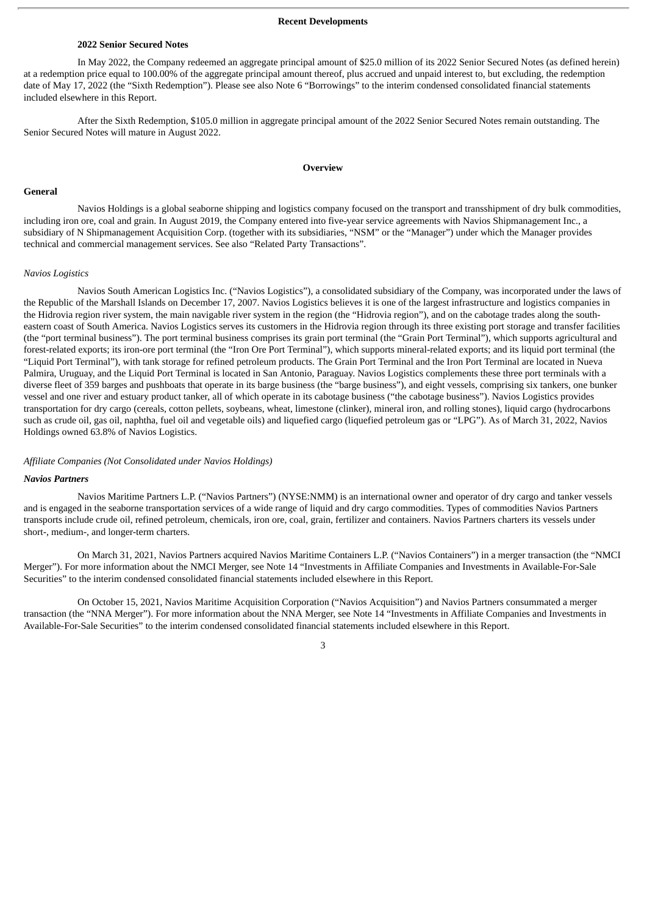## Recent Developments

### 2022 Senior Secured Notes

In May 2022, the Company redeemed an aggregate principal amount of $25.0 million of its 2022 Senior Secured Notes (as defined herein) at a redemption price equal to 100.00% of the aggregate principal amount thereof, plus accrued and unpaid interest to, but excluding, the redemption date of May 17, 2022 (the "Sixth Redemption"). Please see also Note 6 "Borrowings" to the interim condensed consolidated financial statements included elsewhere in this Report.

After the Sixth Redemption, $105.0 million in aggregate principal amount of the 2022 Senior Secured Notes remain outstanding. The Senior Secured Notes will mature in August 2022.

## Overview

### General

Navios Holdings is a global seaborne shipping and logistics company focused on the transport and transshipment of dry bulk commodities, including iron ore, coal and grain. In August 2019, the Company entered into five-year service agreements with Navios Shipmanagement Inc., a subsidiary of N Shipmanagement Acquisition Corp. (together with its subsidiaries, "NSM" or the "Manager") under which the Manager provides technical and commercial management services. See also "Related Party Transactions".

*Navios Logistics*

Navios South American Logistics Inc. ("Navios Logistics"), a consolidated subsidiary of the Company, was incorporated under the laws of the Republic of the Marshall Islands on December 17, 2007. Navios Logistics believes it is one of the largest infrastructure and logistics companies in the Hidrovia region river system, the main navigable river system in the region (the "Hidrovia region"), and on the cabotage trades along the south-eastern coast of South America. Navios Logistics serves its customers in the Hidrovia region through its three existing port storage and transfer facilities (the "port terminal business"). The port terminal business comprises its grain port terminal (the "Grain Port Terminal"), which supports agricultural and forest-related exports; its iron-ore port terminal (the "Iron Ore Port Terminal"), which supports mineral-related exports; and its liquid port terminal (the "Liquid Port Terminal"), with tank storage for refined petroleum products. The Grain Port Terminal and the Iron Port Terminal are located in Nueva Palmira, Uruguay, and the Liquid Port Terminal is located in San Antonio, Paraguay. Navios Logistics complements these three port terminals with a diverse fleet of 359 barges and pushboats that operate in its barge business (the "barge business"), and eight vessels, comprising six tankers, one bunker vessel and one river and estuary product tanker, all of which operate in its cabotage business ("the cabotage business"). Navios Logistics provides transportation for dry cargo (cereals, cotton pellets, soybeans, wheat, limestone (clinker), mineral iron, and rolling stones), liquid cargo (hydrocarbons such as crude oil, gas oil, naphtha, fuel oil and vegetable oils) and liquefied cargo (liquefied petroleum gas or "LPG"). As of March 31, 2022, Navios Holdings owned 63.8% of Navios Logistics.

*Affiliate Companies (Not Consolidated under Navios Holdings)*

***Navios Partners***

Navios Maritime Partners L.P. ("Navios Partners") (NYSE:NMM) is an international owner and operator of dry cargo and tanker vessels and is engaged in the seaborne transportation services of a wide range of liquid and dry cargo commodities. Types of commodities Navios Partners transports include crude oil, refined petroleum, chemicals, iron ore, coal, grain, fertilizer and containers. Navios Partners charters its vessels under short-, medium-, and longer-term charters.

On March 31, 2021, Navios Partners acquired Navios Maritime Containers L.P. ("Navios Containers") in a merger transaction (the "NMCI Merger"). For more information about the NMCI Merger, see Note 14 "Investments in Affiliate Companies and Investments in Available-For-Sale Securities" to the interim condensed consolidated financial statements included elsewhere in this Report.

On October 15, 2021, Navios Maritime Acquisition Corporation ("Navios Acquisition") and Navios Partners consummated a merger transaction (the "NNA Merger"). For more information about the NNA Merger, see Note 14 "Investments in Affiliate Companies and Investments in Available-For-Sale Securities" to the interim condensed consolidated financial statements included elsewhere in this Report.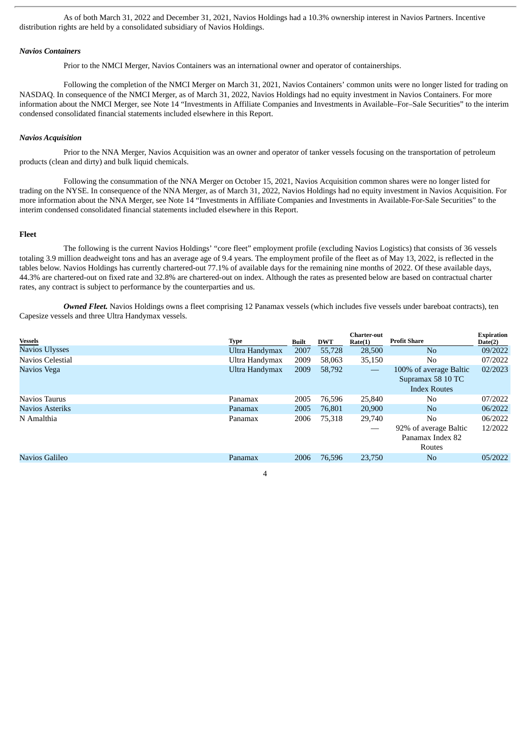As of both March 31, 2022 and December 31, 2021, Navios Holdings had a 10.3% ownership interest in Navios Partners. Incentive distribution rights are held by a consolidated subsidiary of Navios Holdings.

***Navios Containers***

Prior to the NMCI Merger, Navios Containers was an international owner and operator of containerships.

Following the completion of the NMCI Merger on March 31, 2021, Navios Containers' common units were no longer listed for trading on NASDAQ. In consequence of the NMCI Merger, as of March 31, 2022, Navios Holdings had no equity investment in Navios Containers. For more information about the NMCI Merger, see Note 14 "Investments in Affiliate Companies and Investments in Available–For–Sale Securities" to the interim condensed consolidated financial statements included elsewhere in this Report.

***Navios Acquisition***

Prior to the NNA Merger, Navios Acquisition was an owner and operator of tanker vessels focusing on the transportation of petroleum products (clean and dirty) and bulk liquid chemicals.

Following the consummation of the NNA Merger on October 15, 2021, Navios Acquisition common shares were no longer listed for trading on the NYSE. In consequence of the NNA Merger, as of March 31, 2022, Navios Holdings had no equity investment in Navios Acquisition. For more information about the NNA Merger, see Note 14 "Investments in Affiliate Companies and Investments in Available-For-Sale Securities" to the interim condensed consolidated financial statements included elsewhere in this Report.

**Fleet**

The following is the current Navios Holdings' "core fleet" employment profile (excluding Navios Logistics) that consists of 36 vessels totaling 3.9 million deadweight tons and has an average age of 9.4 years. The employment profile of the fleet as of May 13, 2022, is reflected in the tables below. Navios Holdings has currently chartered-out 77.1% of available days for the remaining nine months of 2022. Of these available days, 44.3% are chartered-out on fixed rate and 32.8% are chartered-out on index. Although the rates as presented below are based on contractual charter rates, any contract is subject to performance by the counterparties and us.

***Owned Fleet.*** Navios Holdings owns a fleet comprising 12 Panamax vessels (which includes five vessels under bareboat contracts), ten Capesize vessels and three Ultra Handymax vessels.

| Vessels | Type | Built | DWT | Charter-out Rate(1) | Profit Share | Expiration Date(2) |
|---|---|---|---|---|---|---|
| Navios Ulysses | Ultra Handymax | 2007 | 55,728 | 28,500 | No | 09/2022 |
| Navios Celestial | Ultra Handymax | 2009 | 58,063 | 35,150 | No | 07/2022 |
| Navios Vega | Ultra Handymax | 2009 | 58,792 | — | 100% of average Baltic Supramax 58 10 TC Index Routes | 02/2023 |
| Navios Taurus | Panamax | 2005 | 76,596 | 25,840 | No | 07/2022 |
| Navios Asteriks | Panamax | 2005 | 76,801 | 20,900 | No | 06/2022 |
| N Amalthia | Panamax | 2006 | 75,318 | 29,740 | No | 06/2022 |
| | | | | — | 92% of average Baltic Panamax Index 82 Routes | 12/2022 |
| Navios Galileo | Panamax | 2006 | 76,596 | 23,750 | No | 05/2022 |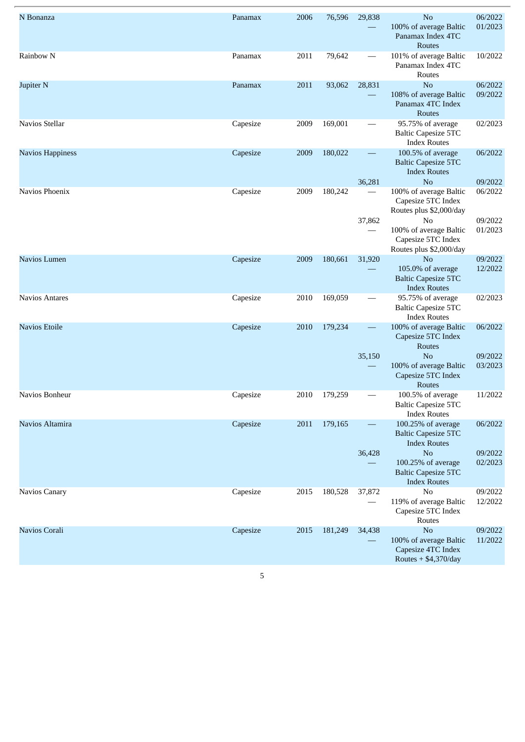| | | | | | | |
|---|---|---|---|---|---|---|
| N Bonanza | Panamax | 2006 | 76,596 | 29,838 | No | 06/2022 |
| | | | | — | 100% of average Baltic Panamax Index 4TC Routes | 01/2023 |
| Rainbow N | Panamax | 2011 | 79,642 | — | 101% of average Baltic Panamax Index 4TC Routes | 10/2022 |
| Jupiter N | Panamax | 2011 | 93,062 | 28,831 | No | 06/2022 |
| | | | | — | 108% of average Baltic Panamax 4TC Index Routes | 09/2022 |
| Navios Stellar | Capesize | 2009 | 169,001 | — | 95.75% of average Baltic Capesize 5TC Index Routes | 02/2023 |
| Navios Happiness | Capesize | 2009 | 180,022 | — | 100.5% of average Baltic Capesize 5TC Index Routes | 06/2022 |
| | | | | 36,281 | No | 09/2022 |
| Navios Phoenix | Capesize | 2009 | 180,242 | — | 100% of average Baltic Capesize 5TC Index Routes plus $2,000/day | 06/2022 |
| | | | | 37,862 | No | 09/2022 |
| | | | | — | 100% of average Baltic Capesize 5TC Index Routes plus $2,000/day | 01/2023 |
| Navios Lumen | Capesize | 2009 | 180,661 | 31,920 | No | 09/2022 |
| | | | | — | 105.0% of average Baltic Capesize 5TC Index Routes | 12/2022 |
| Navios Antares | Capesize | 2010 | 169,059 | — | 95.75% of average Baltic Capesize 5TC Index Routes | 02/2023 |
| Navios Etoile | Capesize | 2010 | 179,234 | — | 100% of average Baltic Capesize 5TC Index Routes | 06/2022 |
| | | | | 35,150 | No | 09/2022 |
| | | | | — | 100% of average Baltic Capesize 5TC Index Routes | 03/2023 |
| Navios Bonheur | Capesize | 2010 | 179,259 | — | 100.5% of average Baltic Capesize 5TC Index Routes | 11/2022 |
| Navios Altamira | Capesize | 2011 | 179,165 | — | 100.25% of average Baltic Capesize 5TC Index Routes | 06/2022 |
| | | | | 36,428 | No | 09/2022 |
| | | | | — | 100.25% of average Baltic Capesize 5TC Index Routes | 02/2023 |
| Navios Canary | Capesize | 2015 | 180,528 | 37,872 | No | 09/2022 |
| | | | | — | 119% of average Baltic Capesize 5TC Index Routes | 12/2022 |
| Navios Corali | Capesize | 2015 | 181,249 | 34,438 | No | 09/2022 |
| | | | | — | 100% of average Baltic Capesize 4TC Index Routes + $4,370/day | 11/2022 |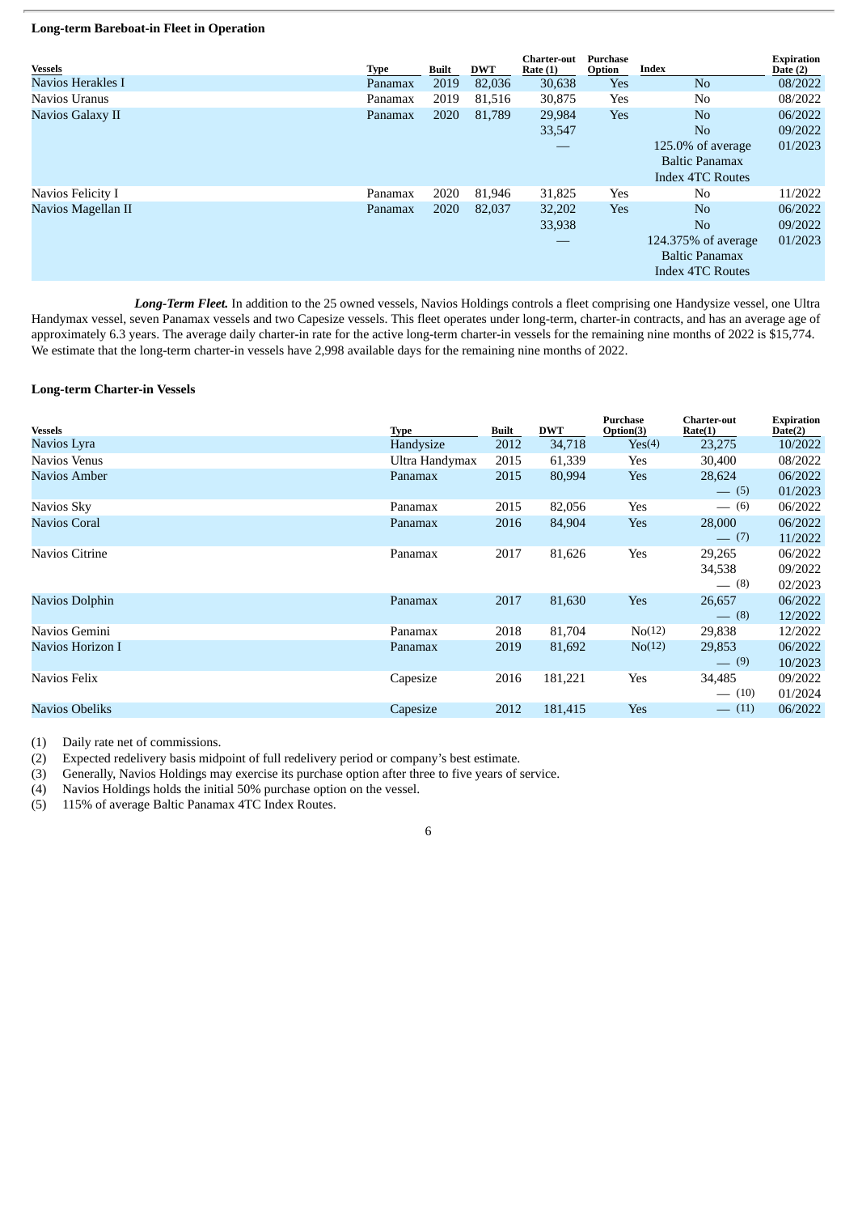**Long-term Bareboat-in Fleet in Operation**

| Vessels | Type | Built | DWT | Charter-out Rate (1) | Purchase Option | Index | Expiration Date (2) |
|---|---|---|---|---|---|---|---|
| Navios Herakles I | Panamax | 2019 | 82,036 | 30,638 | Yes | No | 08/2022 |
| Navios Uranus | Panamax | 2019 | 81,516 | 30,875 | Yes | No | 08/2022 |
| Navios Galaxy II | Panamax | 2020 | 81,789 | 29,984 | Yes | No | 06/2022 |
| | | | | 33,547 | | No | 09/2022 |
| | | | | — | | 125.0% of average Baltic Panamax Index 4TC Routes | 01/2023 |
| Navios Felicity I | Panamax | 2020 | 81,946 | 31,825 | Yes | No | 11/2022 |
| Navios Magellan II | Panamax | 2020 | 82,037 | 32,202 | Yes | No | 06/2022 |
| | | | | 33,938 | | No | 09/2022 |
| | | | | — | | 124.375% of average Baltic Panamax Index 4TC Routes | 01/2023 |

***Long-Term Fleet.*** In addition to the 25 owned vessels, Navios Holdings controls a fleet comprising one Handysize vessel, one Ultra Handymax vessel, seven Panamax vessels and two Capesize vessels. This fleet operates under long-term, charter-in contracts, and has an average age of approximately 6.3 years. The average daily charter-in rate for the active long-term charter-in vessels for the remaining nine months of 2022 is $15,774. We estimate that the long-term charter-in vessels have 2,998 available days for the remaining nine months of 2022.

**Long-term Charter-in Vessels**

| Vessels | Type | Built | DWT | Purchase Option(3) | Charter-out Rate(1) | Expiration Date(2) |
|---|---|---|---|---|---|---|
| Navios Lyra | Handysize | 2012 | 34,718 | Yes(4) | 23,275 | 10/2022 |
| Navios Venus | Ultra Handymax | 2015 | 61,339 | Yes | 30,400 | 08/2022 |
| Navios Amber | Panamax | 2015 | 80,994 | Yes | 28,624 | 06/2022 |
| | | | | | — (5) | 01/2023 |
| Navios Sky | Panamax | 2015 | 82,056 | Yes | — (6) | 06/2022 |
| Navios Coral | Panamax | 2016 | 84,904 | Yes | 28,000 | 06/2022 |
| | | | | | — (7) | 11/2022 |
| Navios Citrine | Panamax | 2017 | 81,626 | Yes | 29,265 | 06/2022 |
| | | | | | 34,538 | 09/2022 |
| | | | | | — (8) | 02/2023 |
| Navios Dolphin | Panamax | 2017 | 81,630 | Yes | 26,657 | 06/2022 |
| | | | | | — (8) | 12/2022 |
| Navios Gemini | Panamax | 2018 | 81,704 | No(12) | 29,838 | 12/2022 |
| Navios Horizon I | Panamax | 2019 | 81,692 | No(12) | 29,853 | 06/2022 |
| | | | | | — (9) | 10/2023 |
| Navios Felix | Capesize | 2016 | 181,221 | Yes | 34,485 | 09/2022 |
| | | | | | — (10) | 01/2024 |
| Navios Obeliks | Capesize | 2012 | 181,415 | Yes | — (11) | 06/2022 |

(1) Daily rate net of commissions.
(2) Expected redelivery basis midpoint of full redelivery period or company's best estimate.
(3) Generally, Navios Holdings may exercise its purchase option after three to five years of service.
(4) Navios Holdings holds the initial 50% purchase option on the vessel.
(5) 115% of average Baltic Panamax 4TC Index Routes.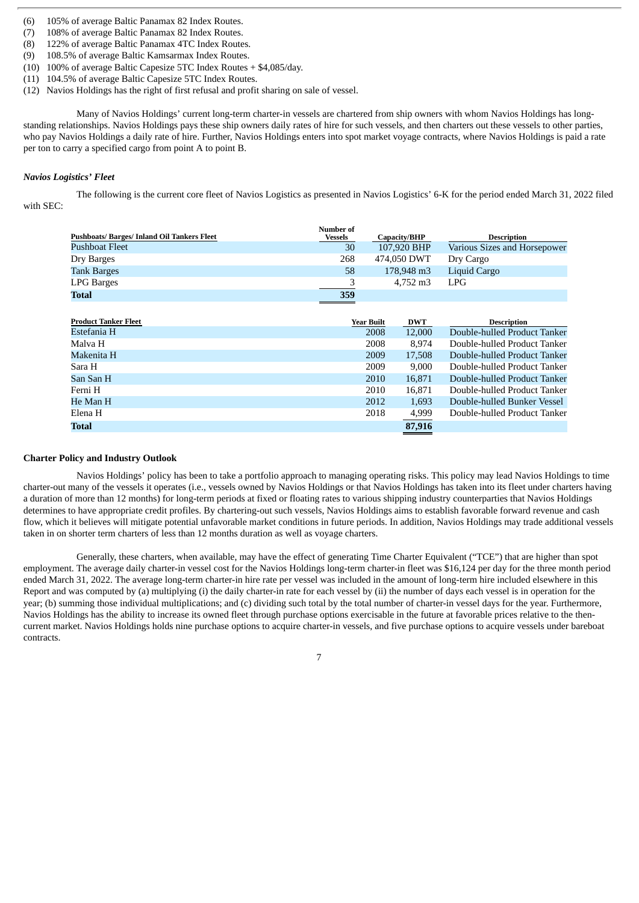(6) 105% of average Baltic Panamax 82 Index Routes.
(7) 108% of average Baltic Panamax 82 Index Routes.
(8) 122% of average Baltic Panamax 4TC Index Routes.
(9) 108.5% of average Baltic Kamsarmax Index Routes.
(10) 100% of average Baltic Capesize 5TC Index Routes + $4,085/day.
(11) 104.5% of average Baltic Capesize 5TC Index Routes.
(12) Navios Holdings has the right of first refusal and profit sharing on sale of vessel.

Many of Navios Holdings' current long-term charter-in vessels are chartered from ship owners with whom Navios Holdings has long-standing relationships. Navios Holdings pays these ship owners daily rates of hire for such vessels, and then charters out these vessels to other parties, who pay Navios Holdings a daily rate of hire. Further, Navios Holdings enters into spot market voyage contracts, where Navios Holdings is paid a rate per ton to carry a specified cargo from point A to point B.

***Navios Logistics' Fleet***

The following is the current core fleet of Navios Logistics as presented in Navios Logistics' 6-K for the period ended March 31, 2022 filed with SEC:

| Pushboats/ Barges/ Inland Oil Tankers Fleet | Number of Vessels | Capacity/BHP | Description |
|---|---|---|---|
| Pushboat Fleet | 30 | 107,920 BHP | Various Sizes and Horsepower |
| Dry Barges | 268 | 474,050 DWT | Dry Cargo |
| Tank Barges | 58 | 178,948 m3 | Liquid Cargo |
| LPG Barges | 3 | 4,752 m3 | LPG |
| **Total** | **359** | | |

| Product Tanker Fleet | Year Built | DWT | Description |
|---|---|---|---|
| Estefania H | 2008 | 12,000 | Double-hulled Product Tanker |
| Malva H | 2008 | 8,974 | Double-hulled Product Tanker |
| Makenita H | 2009 | 17,508 | Double-hulled Product Tanker |
| Sara H | 2009 | 9,000 | Double-hulled Product Tanker |
| San San H | 2010 | 16,871 | Double-hulled Product Tanker |
| Ferni H | 2010 | 16,871 | Double-hulled Product Tanker |
| He Man H | 2012 | 1,693 | Double-hulled Bunker Vessel |
| Elena H | 2018 | 4,999 | Double-hulled Product Tanker |
| **Total** | | **87,916** | |

**Charter Policy and Industry Outlook**

Navios Holdings' policy has been to take a portfolio approach to managing operating risks. This policy may lead Navios Holdings to time charter-out many of the vessels it operates (i.e., vessels owned by Navios Holdings or that Navios Holdings has taken into its fleet under charters having a duration of more than 12 months) for long-term periods at fixed or floating rates to various shipping industry counterparties that Navios Holdings determines to have appropriate credit profiles. By chartering-out such vessels, Navios Holdings aims to establish favorable forward revenue and cash flow, which it believes will mitigate potential unfavorable market conditions in future periods. In addition, Navios Holdings may trade additional vessels taken in on shorter term charters of less than 12 months duration as well as voyage charters.

Generally, these charters, when available, may have the effect of generating Time Charter Equivalent ("TCE") that are higher than spot employment. The average daily charter-in vessel cost for the Navios Holdings long-term charter-in fleet was $16,124 per day for the three month period ended March 31, 2022. The average long-term charter-in hire rate per vessel was included in the amount of long-term hire included elsewhere in this Report and was computed by (a) multiplying (i) the daily charter-in rate for each vessel by (ii) the number of days each vessel is in operation for the year; (b) summing those individual multiplications; and (c) dividing such total by the total number of charter-in vessel days for the year. Furthermore, Navios Holdings has the ability to increase its owned fleet through purchase options exercisable in the future at favorable prices relative to the then-current market. Navios Holdings holds nine purchase options to acquire charter-in vessels, and five purchase options to acquire vessels under bareboat contracts.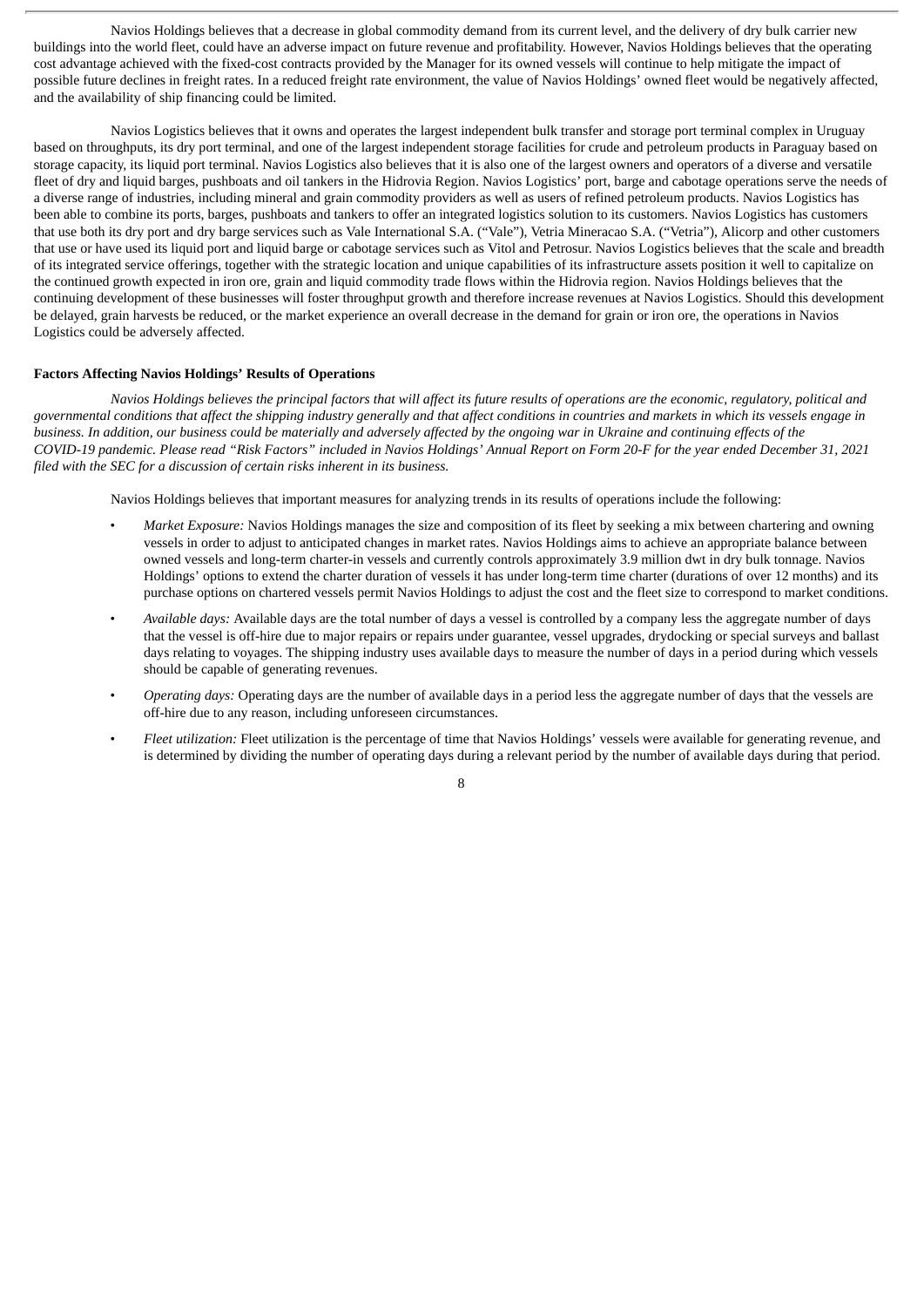Navios Holdings believes that a decrease in global commodity demand from its current level, and the delivery of dry bulk carrier new buildings into the world fleet, could have an adverse impact on future revenue and profitability. However, Navios Holdings believes that the operating cost advantage achieved with the fixed-cost contracts provided by the Manager for its owned vessels will continue to help mitigate the impact of possible future declines in freight rates. In a reduced freight rate environment, the value of Navios Holdings' owned fleet would be negatively affected, and the availability of ship financing could be limited.

Navios Logistics believes that it owns and operates the largest independent bulk transfer and storage port terminal complex in Uruguay based on throughputs, its dry port terminal, and one of the largest independent storage facilities for crude and petroleum products in Paraguay based on storage capacity, its liquid port terminal. Navios Logistics also believes that it is also one of the largest owners and operators of a diverse and versatile fleet of dry and liquid barges, pushboats and oil tankers in the Hidrovia Region. Navios Logistics' port, barge and cabotage operations serve the needs of a diverse range of industries, including mineral and grain commodity providers as well as users of refined petroleum products. Navios Logistics has been able to combine its ports, barges, pushboats and tankers to offer an integrated logistics solution to its customers. Navios Logistics has customers that use both its dry port and dry barge services such as Vale International S.A. ("Vale"), Vetria Mineracao S.A. ("Vetria"), Alicorp and other customers that use or have used its liquid port and liquid barge or cabotage services such as Vitol and Petrosur. Navios Logistics believes that the scale and breadth of its integrated service offerings, together with the strategic location and unique capabilities of its infrastructure assets position it well to capitalize on the continued growth expected in iron ore, grain and liquid commodity trade flows within the Hidrovia region. Navios Holdings believes that the continuing development of these businesses will foster throughput growth and therefore increase revenues at Navios Logistics. Should this development be delayed, grain harvests be reduced, or the market experience an overall decrease in the demand for grain or iron ore, the operations in Navios Logistics could be adversely affected.

**Factors Affecting Navios Holdings' Results of Operations**

*Navios Holdings believes the principal factors that will affect its future results of operations are the economic, regulatory, political and governmental conditions that affect the shipping industry generally and that affect conditions in countries and markets in which its vessels engage in business. In addition, our business could be materially and adversely affected by the ongoing war in Ukraine and continuing effects of the COVID-19 pandemic. Please read "Risk Factors" included in Navios Holdings' Annual Report on Form 20-F for the year ended December 31, 2021 filed with the SEC for a discussion of certain risks inherent in its business.*

Navios Holdings believes that important measures for analyzing trends in its results of operations include the following:

- *Market Exposure:* Navios Holdings manages the size and composition of its fleet by seeking a mix between chartering and owning vessels in order to adjust to anticipated changes in market rates. Navios Holdings aims to achieve an appropriate balance between owned vessels and long-term charter-in vessels and currently controls approximately 3.9 million dwt in dry bulk tonnage. Navios Holdings' options to extend the charter duration of vessels it has under long-term time charter (durations of over 12 months) and its purchase options on chartered vessels permit Navios Holdings to adjust the cost and the fleet size to correspond to market conditions.
- *Available days:* Available days are the total number of days a vessel is controlled by a company less the aggregate number of days that the vessel is off-hire due to major repairs or repairs under guarantee, vessel upgrades, drydocking or special surveys and ballast days relating to voyages. The shipping industry uses available days to measure the number of days in a period during which vessels should be capable of generating revenues.
- *Operating days:* Operating days are the number of available days in a period less the aggregate number of days that the vessels are off-hire due to any reason, including unforeseen circumstances.
- *Fleet utilization:* Fleet utilization is the percentage of time that Navios Holdings' vessels were available for generating revenue, and is determined by dividing the number of operating days during a relevant period by the number of available days during that period.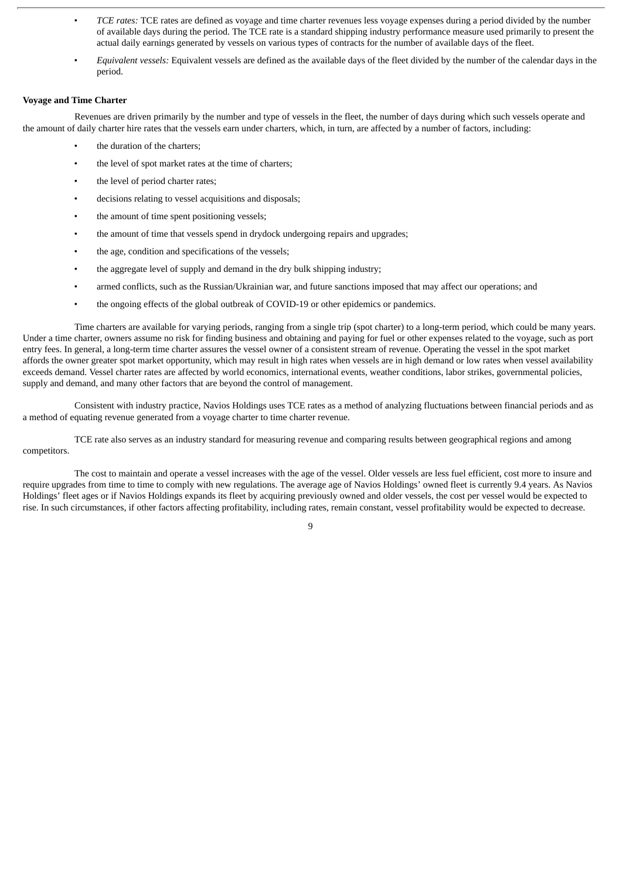- *TCE rates:* TCE rates are defined as voyage and time charter revenues less voyage expenses during a period divided by the number of available days during the period. The TCE rate is a standard shipping industry performance measure used primarily to present the actual daily earnings generated by vessels on various types of contracts for the number of available days of the fleet.
- *Equivalent vessels:* Equivalent vessels are defined as the available days of the fleet divided by the number of the calendar days in the period.

**Voyage and Time Charter**

Revenues are driven primarily by the number and type of vessels in the fleet, the number of days during which such vessels operate and the amount of daily charter hire rates that the vessels earn under charters, which, in turn, are affected by a number of factors, including:

- the duration of the charters;
- the level of spot market rates at the time of charters;
- the level of period charter rates;
- decisions relating to vessel acquisitions and disposals;
- the amount of time spent positioning vessels;
- the amount of time that vessels spend in drydock undergoing repairs and upgrades;
- the age, condition and specifications of the vessels;
- the aggregate level of supply and demand in the dry bulk shipping industry;
- armed conflicts, such as the Russian/Ukrainian war, and future sanctions imposed that may affect our operations; and
- the ongoing effects of the global outbreak of COVID-19 or other epidemics or pandemics.

Time charters are available for varying periods, ranging from a single trip (spot charter) to a long-term period, which could be many years. Under a time charter, owners assume no risk for finding business and obtaining and paying for fuel or other expenses related to the voyage, such as port entry fees. In general, a long-term time charter assures the vessel owner of a consistent stream of revenue. Operating the vessel in the spot market affords the owner greater spot market opportunity, which may result in high rates when vessels are in high demand or low rates when vessel availability exceeds demand. Vessel charter rates are affected by world economics, international events, weather conditions, labor strikes, governmental policies, supply and demand, and many other factors that are beyond the control of management.

Consistent with industry practice, Navios Holdings uses TCE rates as a method of analyzing fluctuations between financial periods and as a method of equating revenue generated from a voyage charter to time charter revenue.

TCE rate also serves as an industry standard for measuring revenue and comparing results between geographical regions and among competitors.

The cost to maintain and operate a vessel increases with the age of the vessel. Older vessels are less fuel efficient, cost more to insure and require upgrades from time to time to comply with new regulations. The average age of Navios Holdings' owned fleet is currently 9.4 years. As Navios Holdings' fleet ages or if Navios Holdings expands its fleet by acquiring previously owned and older vessels, the cost per vessel would be expected to rise. In such circumstances, if other factors affecting profitability, including rates, remain constant, vessel profitability would be expected to decrease.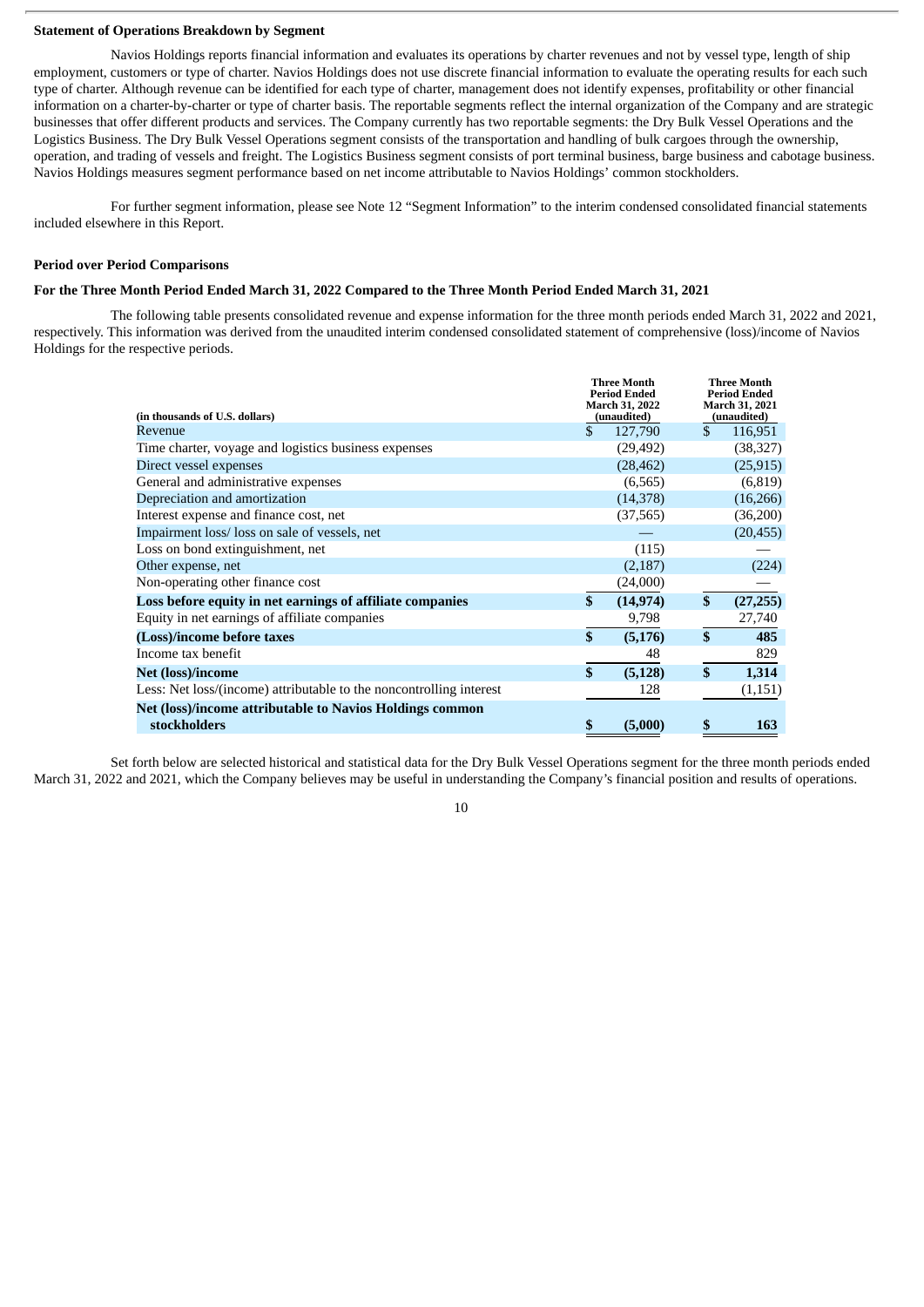**Statement of Operations Breakdown by Segment**

Navios Holdings reports financial information and evaluates its operations by charter revenues and not by vessel type, length of ship employment, customers or type of charter. Navios Holdings does not use discrete financial information to evaluate the operating results for each such type of charter. Although revenue can be identified for each type of charter, management does not identify expenses, profitability or other financial information on a charter-by-charter or type of charter basis. The reportable segments reflect the internal organization of the Company and are strategic businesses that offer different products and services. The Company currently has two reportable segments: the Dry Bulk Vessel Operations and the Logistics Business. The Dry Bulk Vessel Operations segment consists of the transportation and handling of bulk cargoes through the ownership, operation, and trading of vessels and freight. The Logistics Business segment consists of port terminal business, barge business and cabotage business. Navios Holdings measures segment performance based on net income attributable to Navios Holdings' common stockholders.

For further segment information, please see Note 12 "Segment Information" to the interim condensed consolidated financial statements included elsewhere in this Report.

**Period over Period Comparisons**

**For the Three Month Period Ended March 31, 2022 Compared to the Three Month Period Ended March 31, 2021**

The following table presents consolidated revenue and expense information for the three month periods ended March 31, 2022 and 2021, respectively. This information was derived from the unaudited interim condensed consolidated statement of comprehensive (loss)/income of Navios Holdings for the respective periods.

| (in thousands of U.S. dollars) | Three Month Period Ended March 31, 2022 (unaudited) | Three Month Period Ended March 31, 2021 (unaudited) |
|---|---|---|
| Revenue | $ 127,790 | $ 116,951 |
| Time charter, voyage and logistics business expenses | (29,492) | (38,327) |
| Direct vessel expenses | (28,462) | (25,915) |
| General and administrative expenses | (6,565) | (6,819) |
| Depreciation and amortization | (14,378) | (16,266) |
| Interest expense and finance cost, net | (37,565) | (36,200) |
| Impairment loss/ loss on sale of vessels, net | — | (20,455) |
| Loss on bond extinguishment, net | (115) | — |
| Other expense, net | (2,187) | (224) |
| Non-operating other finance cost | (24,000) | — |
| **Loss before equity in net earnings of affiliate companies** | **$ (14,974)** | **$ (27,255)** |
| Equity in net earnings of affiliate companies | 9,798 | 27,740 |
| **(Loss)/income before taxes** | **$ (5,176)** | **$ 485** |
| Income tax benefit | 48 | 829 |
| **Net (loss)/income** | **$ (5,128)** | **$ 1,314** |
| Less: Net loss/(income) attributable to the noncontrolling interest | 128 | (1,151) |
| **Net (loss)/income attributable to Navios Holdings common stockholders** | **$ (5,000)** | **$ 163** |

Set forth below are selected historical and statistical data for the Dry Bulk Vessel Operations segment for the three month periods ended March 31, 2022 and 2021, which the Company believes may be useful in understanding the Company's financial position and results of operations.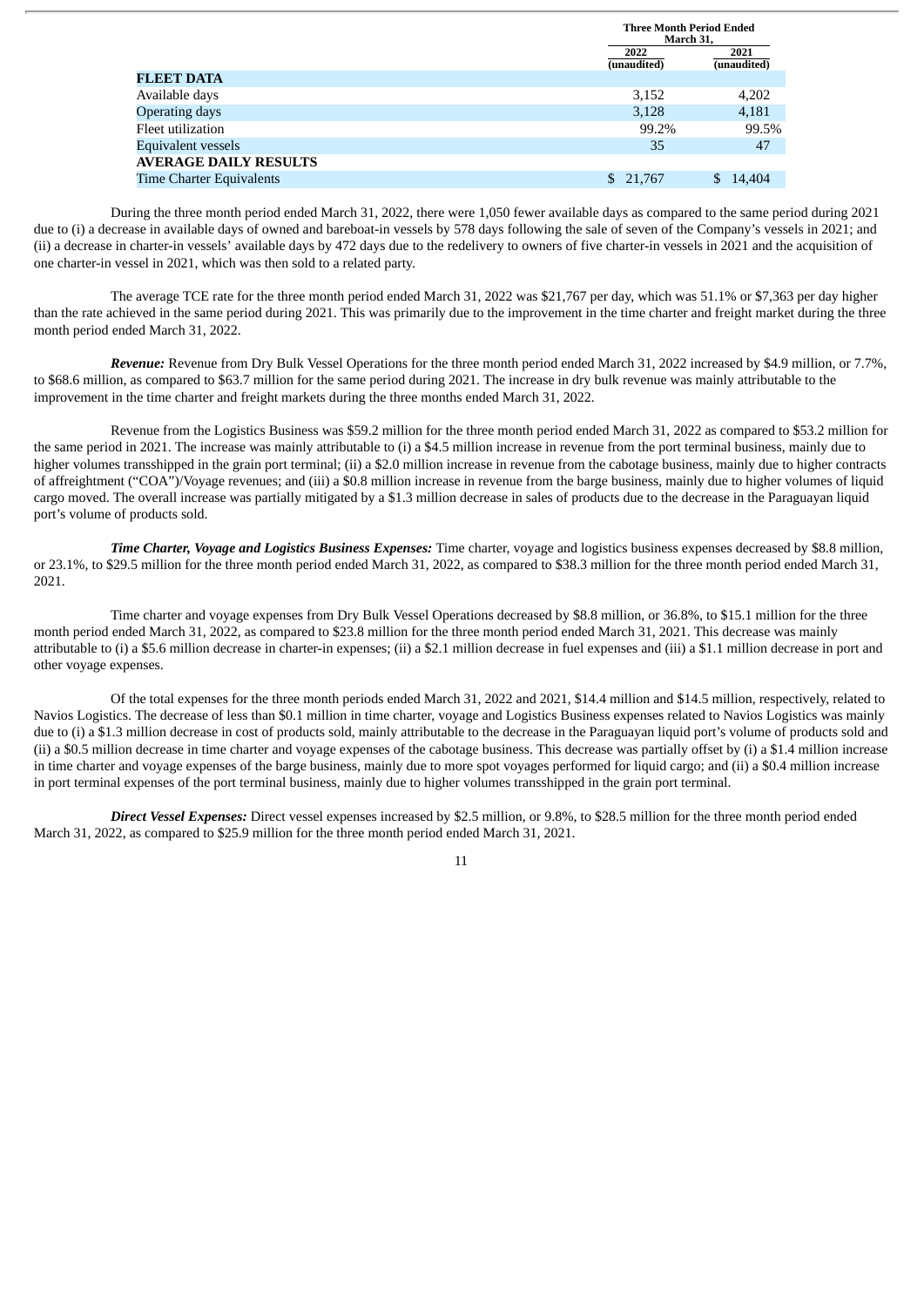| | Three Month Period Ended March 31, | |
|---|---|---|
| | 2022 (unaudited) | 2021 (unaudited) |
| **FLEET DATA** | | |
| Available days | 3,152 | 4,202 |
| Operating days | 3,128 | 4,181 |
| Fleet utilization | 99.2% | 99.5% |
| Equivalent vessels | 35 | 47 |
| **AVERAGE DAILY RESULTS** | | |
| Time Charter Equivalents | $ 21,767 | $ 14,404 |

During the three month period ended March 31, 2022, there were 1,050 fewer available days as compared to the same period during 2021 due to (i) a decrease in available days of owned and bareboat-in vessels by 578 days following the sale of seven of the Company's vessels in 2021; and (ii) a decrease in charter-in vessels' available days by 472 days due to the redelivery to owners of five charter-in vessels in 2021 and the acquisition of one charter-in vessel in 2021, which was then sold to a related party.

The average TCE rate for the three month period ended March 31, 2022 was $21,767 per day, which was 51.1% or $7,363 per day higher than the rate achieved in the same period during 2021. This was primarily due to the improvement in the time charter and freight market during the three month period ended March 31, 2022.

***Revenue:*** Revenue from Dry Bulk Vessel Operations for the three month period ended March 31, 2022 increased by $4.9 million, or 7.7%, to $68.6 million, as compared to $63.7 million for the same period during 2021. The increase in dry bulk revenue was mainly attributable to the improvement in the time charter and freight markets during the three months ended March 31, 2022.

Revenue from the Logistics Business was $59.2 million for the three month period ended March 31, 2022 as compared to $53.2 million for the same period in 2021. The increase was mainly attributable to (i) a $4.5 million increase in revenue from the port terminal business, mainly due to higher volumes transshipped in the grain port terminal; (ii) a $2.0 million increase in revenue from the cabotage business, mainly due to higher contracts of affreightment ("COA")/Voyage revenues; and (iii) a $0.8 million increase in revenue from the barge business, mainly due to higher volumes of liquid cargo moved. The overall increase was partially mitigated by a $1.3 million decrease in sales of products due to the decrease in the Paraguayan liquid port's volume of products sold.

***Time Charter, Voyage and Logistics Business Expenses:*** Time charter, voyage and logistics business expenses decreased by $8.8 million, or 23.1%, to $29.5 million for the three month period ended March 31, 2022, as compared to $38.3 million for the three month period ended March 31, 2021.

Time charter and voyage expenses from Dry Bulk Vessel Operations decreased by $8.8 million, or 36.8%, to $15.1 million for the three month period ended March 31, 2022, as compared to $23.8 million for the three month period ended March 31, 2021. This decrease was mainly attributable to (i) a $5.6 million decrease in charter-in expenses; (ii) a $2.1 million decrease in fuel expenses and (iii) a $1.1 million decrease in port and other voyage expenses.

Of the total expenses for the three month periods ended March 31, 2022 and 2021, $14.4 million and $14.5 million, respectively, related to Navios Logistics. The decrease of less than $0.1 million in time charter, voyage and Logistics Business expenses related to Navios Logistics was mainly due to (i) a $1.3 million decrease in cost of products sold, mainly attributable to the decrease in the Paraguayan liquid port's volume of products sold and (ii) a $0.5 million decrease in time charter and voyage expenses of the cabotage business. This decrease was partially offset by (i) a $1.4 million increase in time charter and voyage expenses of the barge business, mainly due to more spot voyages performed for liquid cargo; and (ii) a $0.4 million increase in port terminal expenses of the port terminal business, mainly due to higher volumes transshipped in the grain port terminal.

***Direct Vessel Expenses:*** Direct vessel expenses increased by $2.5 million, or 9.8%, to $28.5 million for the three month period ended March 31, 2022, as compared to $25.9 million for the three month period ended March 31, 2021.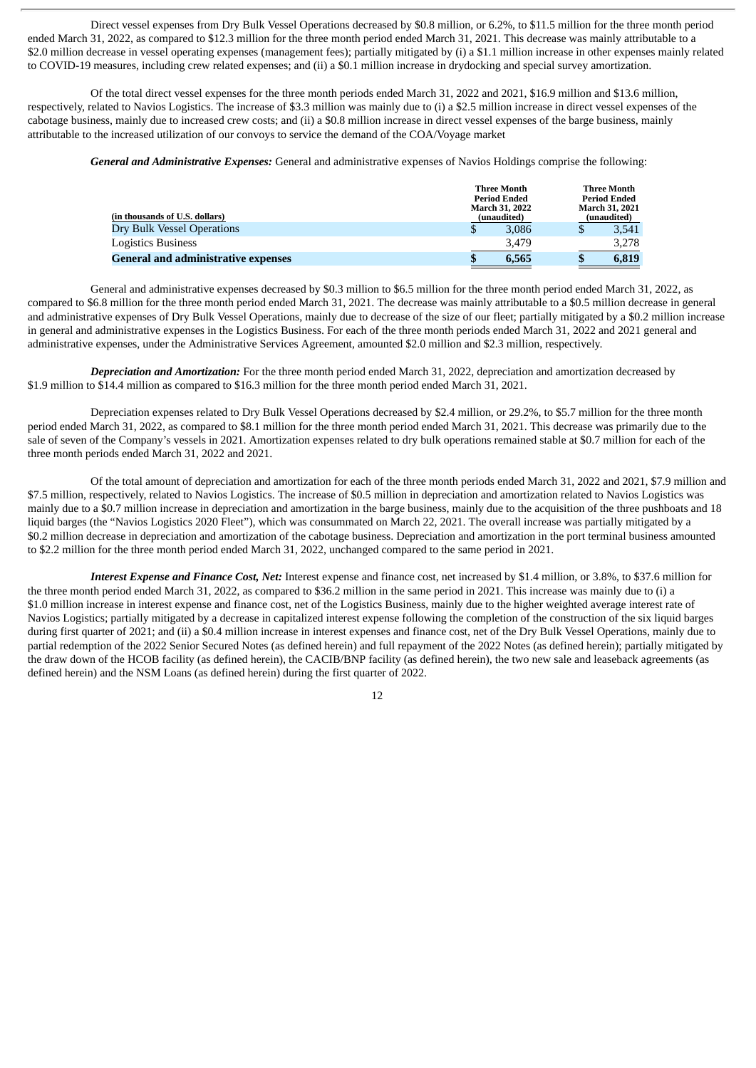Direct vessel expenses from Dry Bulk Vessel Operations decreased by $0.8 million, or 6.2%, to $11.5 million for the three month period ended March 31, 2022, as compared to $12.3 million for the three month period ended March 31, 2021. This decrease was mainly attributable to a $2.0 million decrease in vessel operating expenses (management fees); partially mitigated by (i) a $1.1 million increase in other expenses mainly related to COVID-19 measures, including crew related expenses; and (ii) a $0.1 million increase in drydocking and special survey amortization.

Of the total direct vessel expenses for the three month periods ended March 31, 2022 and 2021, $16.9 million and $13.6 million, respectively, related to Navios Logistics. The increase of $3.3 million was mainly due to (i) a $2.5 million increase in direct vessel expenses of the cabotage business, mainly due to increased crew costs; and (ii) a $0.8 million increase in direct vessel expenses of the barge business, mainly attributable to the increased utilization of our convoys to service the demand of the COA/Voyage market

***General and Administrative Expenses:*** General and administrative expenses of Navios Holdings comprise the following:

| (in thousands of U.S. dollars) | Three Month Period Ended March 31, 2022 (unaudited) | Three Month Period Ended March 31, 2021 (unaudited) |
|---|---|---|
| Dry Bulk Vessel Operations | $ 3,086 | $ 3,541 |
| Logistics Business | 3,479 | 3,278 |
| **General and administrative expenses** | **$ 6,565** | **$ 6,819** |

General and administrative expenses decreased by $0.3 million to $6.5 million for the three month period ended March 31, 2022, as compared to $6.8 million for the three month period ended March 31, 2021. The decrease was mainly attributable to a $0.5 million decrease in general and administrative expenses of Dry Bulk Vessel Operations, mainly due to decrease of the size of our fleet; partially mitigated by a $0.2 million increase in general and administrative expenses in the Logistics Business. For each of the three month periods ended March 31, 2022 and 2021 general and administrative expenses, under the Administrative Services Agreement, amounted $2.0 million and $2.3 million, respectively.

***Depreciation and Amortization:*** For the three month period ended March 31, 2022, depreciation and amortization decreased by $1.9 million to $14.4 million as compared to $16.3 million for the three month period ended March 31, 2021.

Depreciation expenses related to Dry Bulk Vessel Operations decreased by $2.4 million, or 29.2%, to $5.7 million for the three month period ended March 31, 2022, as compared to $8.1 million for the three month period ended March 31, 2021. This decrease was primarily due to the sale of seven of the Company's vessels in 2021. Amortization expenses related to dry bulk operations remained stable at $0.7 million for each of the three month periods ended March 31, 2022 and 2021.

Of the total amount of depreciation and amortization for each of the three month periods ended March 31, 2022 and 2021, $7.9 million and $7.5 million, respectively, related to Navios Logistics. The increase of $0.5 million in depreciation and amortization related to Navios Logistics was mainly due to a $0.7 million increase in depreciation and amortization in the barge business, mainly due to the acquisition of the three pushboats and 18 liquid barges (the "Navios Logistics 2020 Fleet"), which was consummated on March 22, 2021. The overall increase was partially mitigated by a $0.2 million decrease in depreciation and amortization of the cabotage business. Depreciation and amortization in the port terminal business amounted to $2.2 million for the three month period ended March 31, 2022, unchanged compared to the same period in 2021.

***Interest Expense and Finance Cost, Net:*** Interest expense and finance cost, net increased by $1.4 million, or 3.8%, to $37.6 million for the three month period ended March 31, 2022, as compared to $36.2 million in the same period in 2021. This increase was mainly due to (i) a $1.0 million increase in interest expense and finance cost, net of the Logistics Business, mainly due to the higher weighted average interest rate of Navios Logistics; partially mitigated by a decrease in capitalized interest expense following the completion of the construction of the six liquid barges during first quarter of 2021; and (ii) a $0.4 million increase in interest expenses and finance cost, net of the Dry Bulk Vessel Operations, mainly due to partial redemption of the 2022 Senior Secured Notes (as defined herein) and full repayment of the 2022 Notes (as defined herein); partially mitigated by the draw down of the HCOB facility (as defined herein), the CACIB/BNP facility (as defined herein), the two new sale and leaseback agreements (as defined herein) and the NSM Loans (as defined herein) during the first quarter of 2022.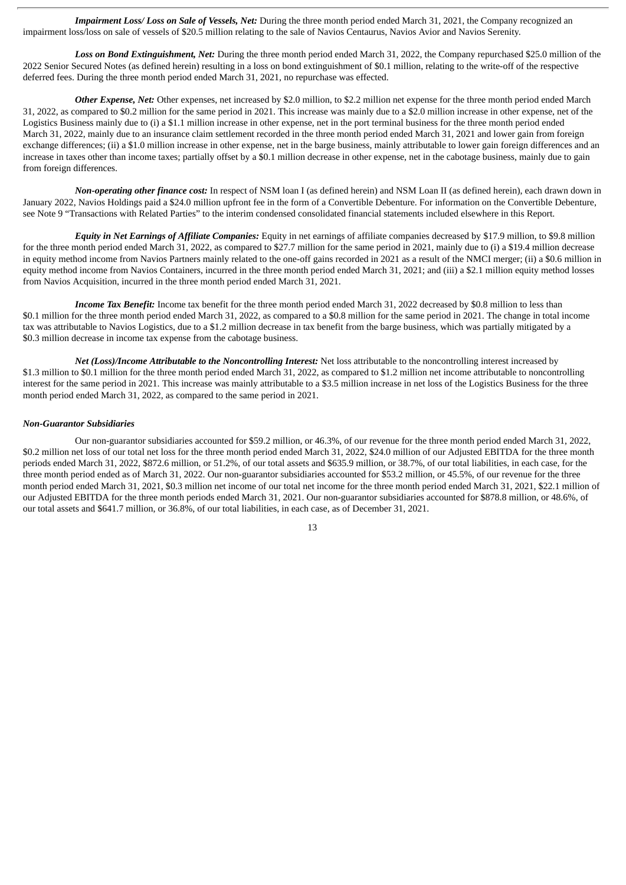***Impairment Loss/ Loss on Sale of Vessels, Net:*** During the three month period ended March 31, 2021, the Company recognized an impairment loss/loss on sale of vessels of $20.5 million relating to the sale of Navios Centaurus, Navios Avior and Navios Serenity.

***Loss on Bond Extinguishment, Net:*** During the three month period ended March 31, 2022, the Company repurchased $25.0 million of the 2022 Senior Secured Notes (as defined herein) resulting in a loss on bond extinguishment of $0.1 million, relating to the write-off of the respective deferred fees. During the three month period ended March 31, 2021, no repurchase was effected.

***Other Expense, Net:*** Other expenses, net increased by $2.0 million, to $2.2 million net expense for the three month period ended March 31, 2022, as compared to $0.2 million for the same period in 2021. This increase was mainly due to a $2.0 million increase in other expense, net of the Logistics Business mainly due to (i) a $1.1 million increase in other expense, net in the port terminal business for the three month period ended March 31, 2022, mainly due to an insurance claim settlement recorded in the three month period ended March 31, 2021 and lower gain from foreign exchange differences; (ii) a $1.0 million increase in other expense, net in the barge business, mainly attributable to lower gain foreign differences and an increase in taxes other than income taxes; partially offset by a $0.1 million decrease in other expense, net in the cabotage business, mainly due to gain from foreign differences.

***Non-operating other finance cost:*** In respect of NSM loan I (as defined herein) and NSM Loan II (as defined herein), each drawn down in January 2022, Navios Holdings paid a $24.0 million upfront fee in the form of a Convertible Debenture. For information on the Convertible Debenture, see Note 9 "Transactions with Related Parties" to the interim condensed consolidated financial statements included elsewhere in this Report.

***Equity in Net Earnings of Affiliate Companies:*** Equity in net earnings of affiliate companies decreased by $17.9 million, to $9.8 million for the three month period ended March 31, 2022, as compared to $27.7 million for the same period in 2021, mainly due to (i) a $19.4 million decrease in equity method income from Navios Partners mainly related to the one-off gains recorded in 2021 as a result of the NMCI merger; (ii) a $0.6 million in equity method income from Navios Containers, incurred in the three month period ended March 31, 2021; and (iii) a $2.1 million equity method losses from Navios Acquisition, incurred in the three month period ended March 31, 2021.

***Income Tax Benefit:*** Income tax benefit for the three month period ended March 31, 2022 decreased by $0.8 million to less than $0.1 million for the three month period ended March 31, 2022, as compared to a $0.8 million for the same period in 2021. The change in total income tax was attributable to Navios Logistics, due to a $1.2 million decrease in tax benefit from the barge business, which was partially mitigated by a $0.3 million decrease in income tax expense from the cabotage business.

***Net (Loss)/Income Attributable to the Noncontrolling Interest:*** Net loss attributable to the noncontrolling interest increased by $1.3 million to $0.1 million for the three month period ended March 31, 2022, as compared to $1.2 million net income attributable to noncontrolling interest for the same period in 2021. This increase was mainly attributable to a $3.5 million increase in net loss of the Logistics Business for the three month period ended March 31, 2022, as compared to the same period in 2021.

***Non-Guarantor Subsidiaries***

Our non-guarantor subsidiaries accounted for $59.2 million, or 46.3%, of our revenue for the three month period ended March 31, 2022, $0.2 million net loss of our total net loss for the three month period ended March 31, 2022, $24.0 million of our Adjusted EBITDA for the three month periods ended March 31, 2022, $872.6 million, or 51.2%, of our total assets and $635.9 million, or 38.7%, of our total liabilities, in each case, for the three month period ended as of March 31, 2022. Our non-guarantor subsidiaries accounted for $53.2 million, or 45.5%, of our revenue for the three month period ended March 31, 2021, $0.3 million net income of our total net income for the three month period ended March 31, 2021, $22.1 million of our Adjusted EBITDA for the three month periods ended March 31, 2021. Our non-guarantor subsidiaries accounted for $878.8 million, or 48.6%, of our total assets and $641.7 million, or 36.8%, of our total liabilities, in each case, as of December 31, 2021.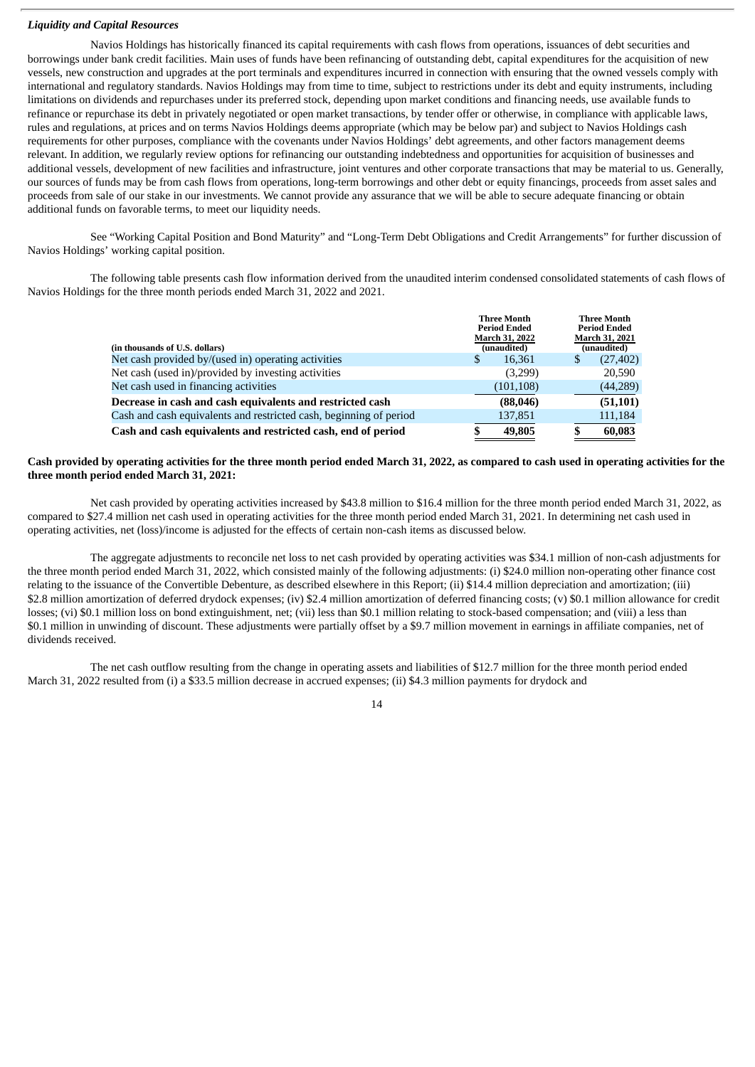*Liquidity and Capital Resources*

Navios Holdings has historically financed its capital requirements with cash flows from operations, issuances of debt securities and borrowings under bank credit facilities. Main uses of funds have been refinancing of outstanding debt, capital expenditures for the acquisition of new vessels, new construction and upgrades at the port terminals and expenditures incurred in connection with ensuring that the owned vessels comply with international and regulatory standards. Navios Holdings may from time to time, subject to restrictions under its debt and equity instruments, including limitations on dividends and repurchases under its preferred stock, depending upon market conditions and financing needs, use available funds to refinance or repurchase its debt in privately negotiated or open market transactions, by tender offer or otherwise, in compliance with applicable laws, rules and regulations, at prices and on terms Navios Holdings deems appropriate (which may be below par) and subject to Navios Holdings cash requirements for other purposes, compliance with the covenants under Navios Holdings' debt agreements, and other factors management deems relevant. In addition, we regularly review options for refinancing our outstanding indebtedness and opportunities for acquisition of businesses and additional vessels, development of new facilities and infrastructure, joint ventures and other corporate transactions that may be material to us. Generally, our sources of funds may be from cash flows from operations, long-term borrowings and other debt or equity financings, proceeds from asset sales and proceeds from sale of our stake in our investments. We cannot provide any assurance that we will be able to secure adequate financing or obtain additional funds on favorable terms, to meet our liquidity needs.

See "Working Capital Position and Bond Maturity" and "Long-Term Debt Obligations and Credit Arrangements" for further discussion of Navios Holdings' working capital position.

The following table presents cash flow information derived from the unaudited interim condensed consolidated statements of cash flows of Navios Holdings for the three month periods ended March 31, 2022 and 2021.

| (in thousands of U.S. dollars) | Three Month Period Ended March 31, 2022 (unaudited) | Three Month Period Ended March 31, 2021 (unaudited) |
|---|---|---|
| Net cash provided by/(used in) operating activities | $ 16,361 | $ (27,402) |
| Net cash (used in)/provided by investing activities | (3,299) | 20,590 |
| Net cash used in financing activities | (101,108) | (44,289) |
| **Decrease in cash and cash equivalents and restricted cash** | **(88,046)** | **(51,101)** |
| Cash and cash equivalents and restricted cash, beginning of period | 137,851 | 111,184 |
| **Cash and cash equivalents and restricted cash, end of period** | **$ 49,805** | **$ 60,083** |

**Cash provided by operating activities for the three month period ended March 31, 2022, as compared to cash used in operating activities for the three month period ended March 31, 2021:**

Net cash provided by operating activities increased by $43.8 million to $16.4 million for the three month period ended March 31, 2022, as compared to $27.4 million net cash used in operating activities for the three month period ended March 31, 2021. In determining net cash used in operating activities, net (loss)/income is adjusted for the effects of certain non-cash items as discussed below.

The aggregate adjustments to reconcile net loss to net cash provided by operating activities was $34.1 million of non-cash adjustments for the three month period ended March 31, 2022, which consisted mainly of the following adjustments: (i) $24.0 million non-operating other finance cost relating to the issuance of the Convertible Debenture, as described elsewhere in this Report; (ii) $14.4 million depreciation and amortization; (iii) $2.8 million amortization of deferred drydock expenses; (iv) $2.4 million amortization of deferred financing costs; (v) $0.1 million allowance for credit losses; (vi) $0.1 million loss on bond extinguishment, net; (vii) less than $0.1 million relating to stock-based compensation; and (viii) a less than $0.1 million in unwinding of discount. These adjustments were partially offset by a $9.7 million movement in earnings in affiliate companies, net of dividends received.

The net cash outflow resulting from the change in operating assets and liabilities of $12.7 million for the three month period ended March 31, 2022 resulted from (i) a $33.5 million decrease in accrued expenses; (ii) $4.3 million payments for drydock and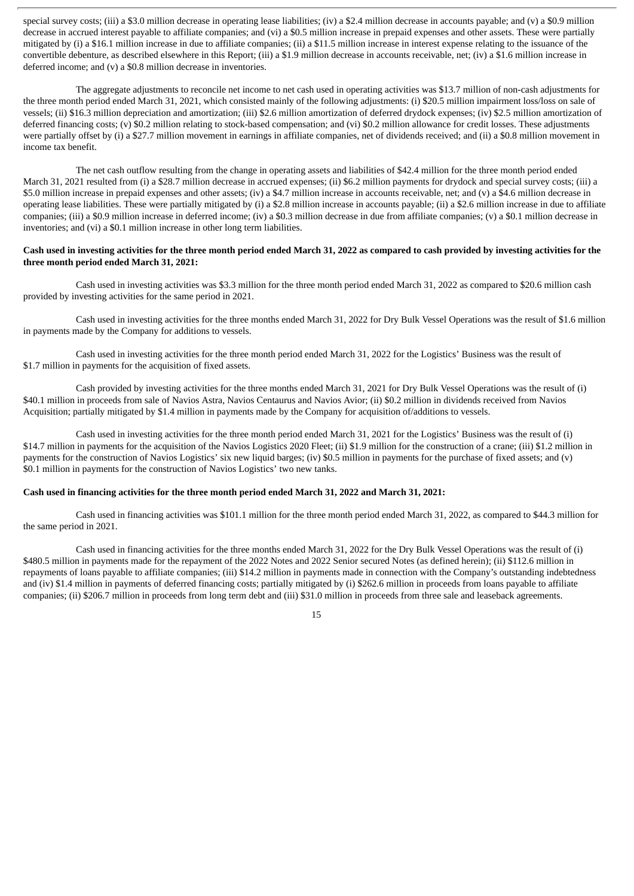special survey costs; (iii) a $3.0 million decrease in operating lease liabilities; (iv) a $2.4 million decrease in accounts payable; and (v) a $0.9 million decrease in accrued interest payable to affiliate companies; and (vi) a $0.5 million increase in prepaid expenses and other assets. These were partially mitigated by (i) a $16.1 million increase in due to affiliate companies; (ii) a $11.5 million increase in interest expense relating to the issuance of the convertible debenture, as described elsewhere in this Report; (iii) a $1.9 million decrease in accounts receivable, net; (iv) a $1.6 million increase in deferred income; and (v) a $0.8 million decrease in inventories.

The aggregate adjustments to reconcile net income to net cash used in operating activities was $13.7 million of non-cash adjustments for the three month period ended March 31, 2021, which consisted mainly of the following adjustments: (i) $20.5 million impairment loss/loss on sale of vessels; (ii) $16.3 million depreciation and amortization; (iii) $2.6 million amortization of deferred drydock expenses; (iv) $2.5 million amortization of deferred financing costs; (v) $0.2 million relating to stock-based compensation; and (vi) $0.2 million allowance for credit losses. These adjustments were partially offset by (i) a $27.7 million movement in earnings in affiliate companies, net of dividends received; and (ii) a $0.8 million movement in income tax benefit.

The net cash outflow resulting from the change in operating assets and liabilities of $42.4 million for the three month period ended March 31, 2021 resulted from (i) a $28.7 million decrease in accrued expenses; (ii) $6.2 million payments for drydock and special survey costs; (iii) a $5.0 million increase in prepaid expenses and other assets; (iv) a $4.7 million increase in accounts receivable, net; and (v) a $4.6 million decrease in operating lease liabilities. These were partially mitigated by (i) a $2.8 million increase in accounts payable; (ii) a $2.6 million increase in due to affiliate companies; (iii) a $0.9 million increase in deferred income; (iv) a $0.3 million decrease in due from affiliate companies; (v) a $0.1 million decrease in inventories; and (vi) a $0.1 million increase in other long term liabilities.

**Cash used in investing activities for the three month period ended March 31, 2022 as compared to cash provided by investing activities for the three month period ended March 31, 2021:**

Cash used in investing activities was $3.3 million for the three month period ended March 31, 2022 as compared to $20.6 million cash provided by investing activities for the same period in 2021.

Cash used in investing activities for the three months ended March 31, 2022 for Dry Bulk Vessel Operations was the result of $1.6 million in payments made by the Company for additions to vessels.

Cash used in investing activities for the three month period ended March 31, 2022 for the Logistics' Business was the result of $1.7 million in payments for the acquisition of fixed assets.

Cash provided by investing activities for the three months ended March 31, 2021 for Dry Bulk Vessel Operations was the result of (i) $40.1 million in proceeds from sale of Navios Astra, Navios Centaurus and Navios Avior; (ii) $0.2 million in dividends received from Navios Acquisition; partially mitigated by $1.4 million in payments made by the Company for acquisition of/additions to vessels.

Cash used in investing activities for the three month period ended March 31, 2021 for the Logistics' Business was the result of (i) $14.7 million in payments for the acquisition of the Navios Logistics 2020 Fleet; (ii) $1.9 million for the construction of a crane; (iii) $1.2 million in payments for the construction of Navios Logistics' six new liquid barges; (iv) $0.5 million in payments for the purchase of fixed assets; and (v) $0.1 million in payments for the construction of Navios Logistics' two new tanks.

**Cash used in financing activities for the three month period ended March 31, 2022 and March 31, 2021:**

Cash used in financing activities was $101.1 million for the three month period ended March 31, 2022, as compared to $44.3 million for the same period in 2021.

Cash used in financing activities for the three months ended March 31, 2022 for the Dry Bulk Vessel Operations was the result of (i) $480.5 million in payments made for the repayment of the 2022 Notes and 2022 Senior secured Notes (as defined herein); (ii) $112.6 million in repayments of loans payable to affiliate companies; (iii) $14.2 million in payments made in connection with the Company's outstanding indebtedness and (iv) $1.4 million in payments of deferred financing costs; partially mitigated by (i) $262.6 million in proceeds from loans payable to affiliate companies; (ii) $206.7 million in proceeds from long term debt and (iii) $31.0 million in proceeds from three sale and leaseback agreements.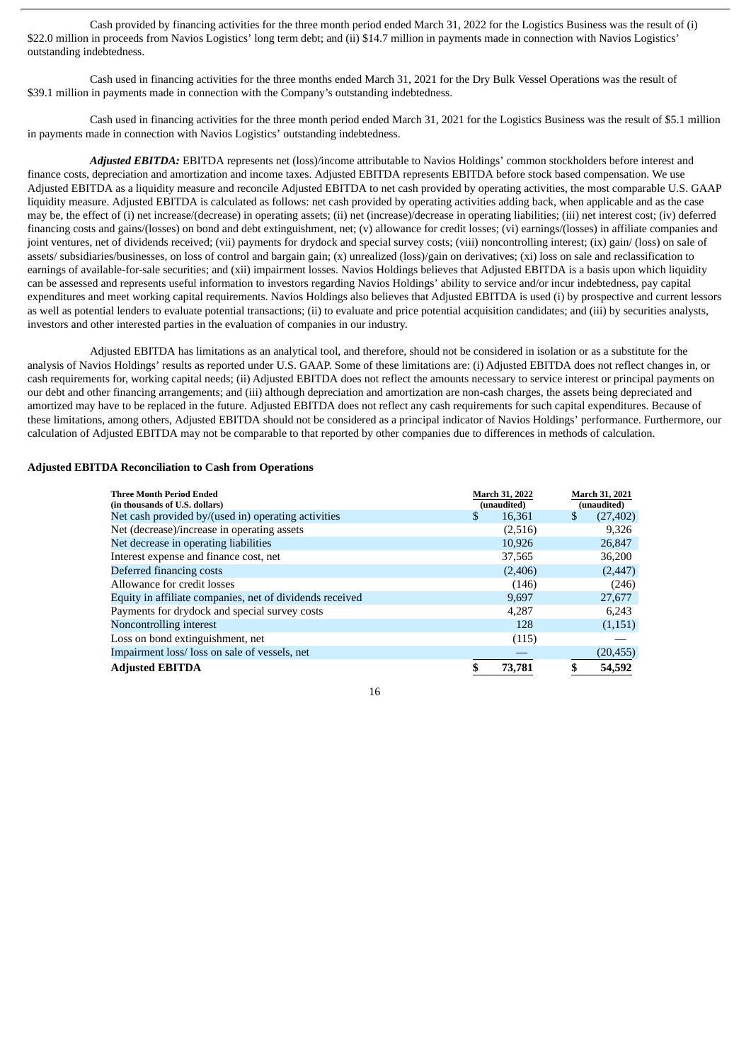Cash provided by financing activities for the three month period ended March 31, 2022 for the Logistics Business was the result of (i) $22.0 million in proceeds from Navios Logistics' long term debt; and (ii) $14.7 million in payments made in connection with Navios Logistics' outstanding indebtedness.

Cash used in financing activities for the three months ended March 31, 2021 for the Dry Bulk Vessel Operations was the result of $39.1 million in payments made in connection with the Company's outstanding indebtedness.

Cash used in financing activities for the three month period ended March 31, 2021 for the Logistics Business was the result of $5.1 million in payments made in connection with Navios Logistics' outstanding indebtedness.

***Adjusted EBITDA:*** EBITDA represents net (loss)/income attributable to Navios Holdings' common stockholders before interest and finance costs, depreciation and amortization and income taxes. Adjusted EBITDA represents EBITDA before stock based compensation. We use Adjusted EBITDA as a liquidity measure and reconcile Adjusted EBITDA to net cash provided by operating activities, the most comparable U.S. GAAP liquidity measure. Adjusted EBITDA is calculated as follows: net cash provided by operating activities adding back, when applicable and as the case may be, the effect of (i) net increase/(decrease) in operating assets; (ii) net (increase)/decrease in operating liabilities; (iii) net interest cost; (iv) deferred financing costs and gains/(losses) on bond and debt extinguishment, net; (v) allowance for credit losses; (vi) earnings/(losses) in affiliate companies and joint ventures, net of dividends received; (vii) payments for drydock and special survey costs; (viii) noncontrolling interest; (ix) gain/ (loss) on sale of assets/ subsidiaries/businesses, on loss of control and bargain gain; (x) unrealized (loss)/gain on derivatives; (xi) loss on sale and reclassification to earnings of available-for-sale securities; and (xii) impairment losses. Navios Holdings believes that Adjusted EBITDA is a basis upon which liquidity can be assessed and represents useful information to investors regarding Navios Holdings' ability to service and/or incur indebtedness, pay capital expenditures and meet working capital requirements. Navios Holdings also believes that Adjusted EBITDA is used (i) by prospective and current lessors as well as potential lenders to evaluate potential transactions; (ii) to evaluate and price potential acquisition candidates; and (iii) by securities analysts, investors and other interested parties in the evaluation of companies in our industry.

Adjusted EBITDA has limitations as an analytical tool, and therefore, should not be considered in isolation or as a substitute for the analysis of Navios Holdings' results as reported under U.S. GAAP. Some of these limitations are: (i) Adjusted EBITDA does not reflect changes in, or cash requirements for, working capital needs; (ii) Adjusted EBITDA does not reflect the amounts necessary to service interest or principal payments on our debt and other financing arrangements; and (iii) although depreciation and amortization are non-cash charges, the assets being depreciated and amortized may have to be replaced in the future. Adjusted EBITDA does not reflect any cash requirements for such capital expenditures. Because of these limitations, among others, Adjusted EBITDA should not be considered as a principal indicator of Navios Holdings' performance. Furthermore, our calculation of Adjusted EBITDA may not be comparable to that reported by other companies due to differences in methods of calculation.

**Adjusted EBITDA Reconciliation to Cash from Operations**

| Three Month Period Ended (in thousands of U.S. dollars) | March 31, 2022 (unaudited) | March 31, 2021 (unaudited) |
|---|---|---|
| Net cash provided by/(used in) operating activities | $ 16,361 | $ (27,402) |
| Net (decrease)/increase in operating assets | (2,516) | 9,326 |
| Net decrease in operating liabilities | 10,926 | 26,847 |
| Interest expense and finance cost, net | 37,565 | 36,200 |
| Deferred financing costs | (2,406) | (2,447) |
| Allowance for credit losses | (146) | (246) |
| Equity in affiliate companies, net of dividends received | 9,697 | 27,677 |
| Payments for drydock and special survey costs | 4,287 | 6,243 |
| Noncontrolling interest | 128 | (1,151) |
| Loss on bond extinguishment, net | (115) | — |
| Impairment loss/ loss on sale of vessels, net | — | (20,455) |
| **Adjusted EBITDA** | **$ 73,781** | **$ 54,592** |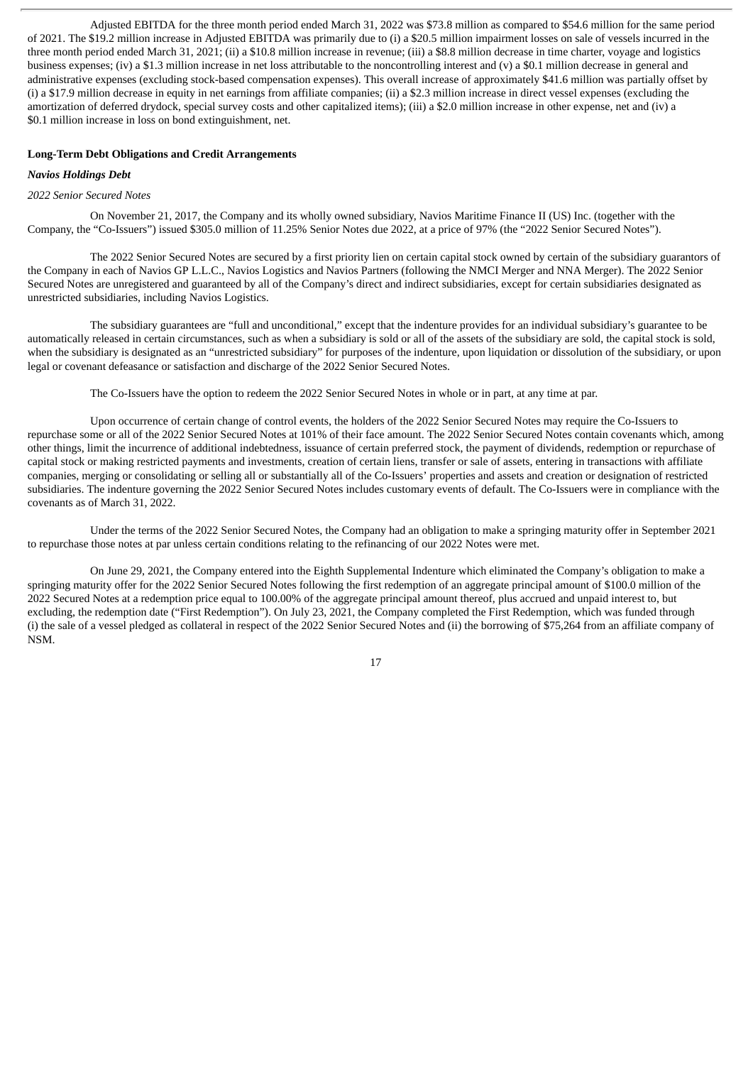Adjusted EBITDA for the three month period ended March 31, 2022 was $73.8 million as compared to $54.6 million for the same period of 2021. The $19.2 million increase in Adjusted EBITDA was primarily due to (i) a $20.5 million impairment losses on sale of vessels incurred in the three month period ended March 31, 2021; (ii) a $10.8 million increase in revenue; (iii) a $8.8 million decrease in time charter, voyage and logistics business expenses; (iv) a $1.3 million increase in net loss attributable to the noncontrolling interest and (v) a $0.1 million decrease in general and administrative expenses (excluding stock-based compensation expenses). This overall increase of approximately $41.6 million was partially offset by (i) a $17.9 million decrease in equity in net earnings from affiliate companies; (ii) a $2.3 million increase in direct vessel expenses (excluding the amortization of deferred drydock, special survey costs and other capitalized items); (iii) a $2.0 million increase in other expense, net and (iv) a $0.1 million increase in loss on bond extinguishment, net.

**Long-Term Debt Obligations and Credit Arrangements**

***Navios Holdings Debt***

*2022 Senior Secured Notes*

On November 21, 2017, the Company and its wholly owned subsidiary, Navios Maritime Finance II (US) Inc. (together with the Company, the "Co-Issuers") issued $305.0 million of 11.25% Senior Notes due 2022, at a price of 97% (the "2022 Senior Secured Notes").

The 2022 Senior Secured Notes are secured by a first priority lien on certain capital stock owned by certain of the subsidiary guarantors of the Company in each of Navios GP L.L.C., Navios Logistics and Navios Partners (following the NMCI Merger and NNA Merger). The 2022 Senior Secured Notes are unregistered and guaranteed by all of the Company's direct and indirect subsidiaries, except for certain subsidiaries designated as unrestricted subsidiaries, including Navios Logistics.

The subsidiary guarantees are "full and unconditional," except that the indenture provides for an individual subsidiary's guarantee to be automatically released in certain circumstances, such as when a subsidiary is sold or all of the assets of the subsidiary are sold, the capital stock is sold, when the subsidiary is designated as an "unrestricted subsidiary" for purposes of the indenture, upon liquidation or dissolution of the subsidiary, or upon legal or covenant defeasance or satisfaction and discharge of the 2022 Senior Secured Notes.

The Co-Issuers have the option to redeem the 2022 Senior Secured Notes in whole or in part, at any time at par.

Upon occurrence of certain change of control events, the holders of the 2022 Senior Secured Notes may require the Co-Issuers to repurchase some or all of the 2022 Senior Secured Notes at 101% of their face amount. The 2022 Senior Secured Notes contain covenants which, among other things, limit the incurrence of additional indebtedness, issuance of certain preferred stock, the payment of dividends, redemption or repurchase of capital stock or making restricted payments and investments, creation of certain liens, transfer or sale of assets, entering in transactions with affiliate companies, merging or consolidating or selling all or substantially all of the Co-Issuers' properties and assets and creation or designation of restricted subsidiaries. The indenture governing the 2022 Senior Secured Notes includes customary events of default. The Co-Issuers were in compliance with the covenants as of March 31, 2022.

Under the terms of the 2022 Senior Secured Notes, the Company had an obligation to make a springing maturity offer in September 2021 to repurchase those notes at par unless certain conditions relating to the refinancing of our 2022 Notes were met.

On June 29, 2021, the Company entered into the Eighth Supplemental Indenture which eliminated the Company's obligation to make a springing maturity offer for the 2022 Senior Secured Notes following the first redemption of an aggregate principal amount of $100.0 million of the 2022 Secured Notes at a redemption price equal to 100.00% of the aggregate principal amount thereof, plus accrued and unpaid interest to, but excluding, the redemption date ("First Redemption"). On July 23, 2021, the Company completed the First Redemption, which was funded through (i) the sale of a vessel pledged as collateral in respect of the 2022 Senior Secured Notes and (ii) the borrowing of $75,264 from an affiliate company of NSM.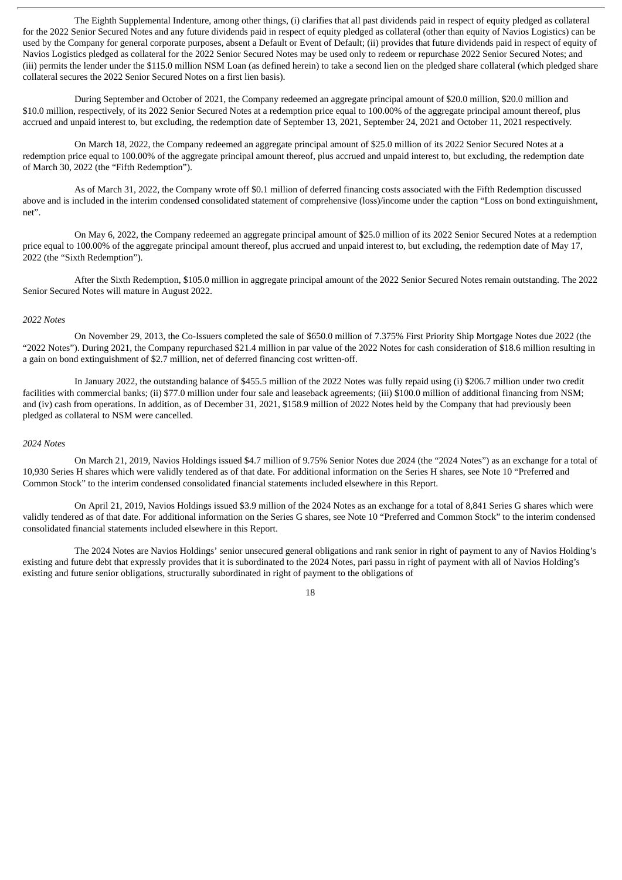The Eighth Supplemental Indenture, among other things, (i) clarifies that all past dividends paid in respect of equity pledged as collateral for the 2022 Senior Secured Notes and any future dividends paid in respect of equity pledged as collateral (other than equity of Navios Logistics) can be used by the Company for general corporate purposes, absent a Default or Event of Default; (ii) provides that future dividends paid in respect of equity of Navios Logistics pledged as collateral for the 2022 Senior Secured Notes may be used only to redeem or repurchase 2022 Senior Secured Notes; and (iii) permits the lender under the $115.0 million NSM Loan (as defined herein) to take a second lien on the pledged share collateral (which pledged share collateral secures the 2022 Senior Secured Notes on a first lien basis).

During September and October of 2021, the Company redeemed an aggregate principal amount of $20.0 million, $20.0 million and $10.0 million, respectively, of its 2022 Senior Secured Notes at a redemption price equal to 100.00% of the aggregate principal amount thereof, plus accrued and unpaid interest to, but excluding, the redemption date of September 13, 2021, September 24, 2021 and October 11, 2021 respectively.

On March 18, 2022, the Company redeemed an aggregate principal amount of $25.0 million of its 2022 Senior Secured Notes at a redemption price equal to 100.00% of the aggregate principal amount thereof, plus accrued and unpaid interest to, but excluding, the redemption date of March 30, 2022 (the "Fifth Redemption").

As of March 31, 2022, the Company wrote off $0.1 million of deferred financing costs associated with the Fifth Redemption discussed above and is included in the interim condensed consolidated statement of comprehensive (loss)/income under the caption "Loss on bond extinguishment, net".

On May 6, 2022, the Company redeemed an aggregate principal amount of $25.0 million of its 2022 Senior Secured Notes at a redemption price equal to 100.00% of the aggregate principal amount thereof, plus accrued and unpaid interest to, but excluding, the redemption date of May 17, 2022 (the "Sixth Redemption").

After the Sixth Redemption, $105.0 million in aggregate principal amount of the 2022 Senior Secured Notes remain outstanding. The 2022 Senior Secured Notes will mature in August 2022.

*2022 Notes*

On November 29, 2013, the Co-Issuers completed the sale of $650.0 million of 7.375% First Priority Ship Mortgage Notes due 2022 (the "2022 Notes"). During 2021, the Company repurchased $21.4 million in par value of the 2022 Notes for cash consideration of $18.6 million resulting in a gain on bond extinguishment of $2.7 million, net of deferred financing cost written-off.

In January 2022, the outstanding balance of $455.5 million of the 2022 Notes was fully repaid using (i) $206.7 million under two credit facilities with commercial banks; (ii) $77.0 million under four sale and leaseback agreements; (iii) $100.0 million of additional financing from NSM; and (iv) cash from operations. In addition, as of December 31, 2021, $158.9 million of 2022 Notes held by the Company that had previously been pledged as collateral to NSM were cancelled.

*2024 Notes*

On March 21, 2019, Navios Holdings issued $4.7 million of 9.75% Senior Notes due 2024 (the "2024 Notes") as an exchange for a total of 10,930 Series H shares which were validly tendered as of that date. For additional information on the Series H shares, see Note 10 "Preferred and Common Stock" to the interim condensed consolidated financial statements included elsewhere in this Report.

On April 21, 2019, Navios Holdings issued $3.9 million of the 2024 Notes as an exchange for a total of 8,841 Series G shares which were validly tendered as of that date. For additional information on the Series G shares, see Note 10 "Preferred and Common Stock" to the interim condensed consolidated financial statements included elsewhere in this Report.

The 2024 Notes are Navios Holdings' senior unsecured general obligations and rank senior in right of payment to any of Navios Holding's existing and future debt that expressly provides that it is subordinated to the 2024 Notes, pari passu in right of payment with all of Navios Holding's existing and future senior obligations, structurally subordinated in right of payment to the obligations of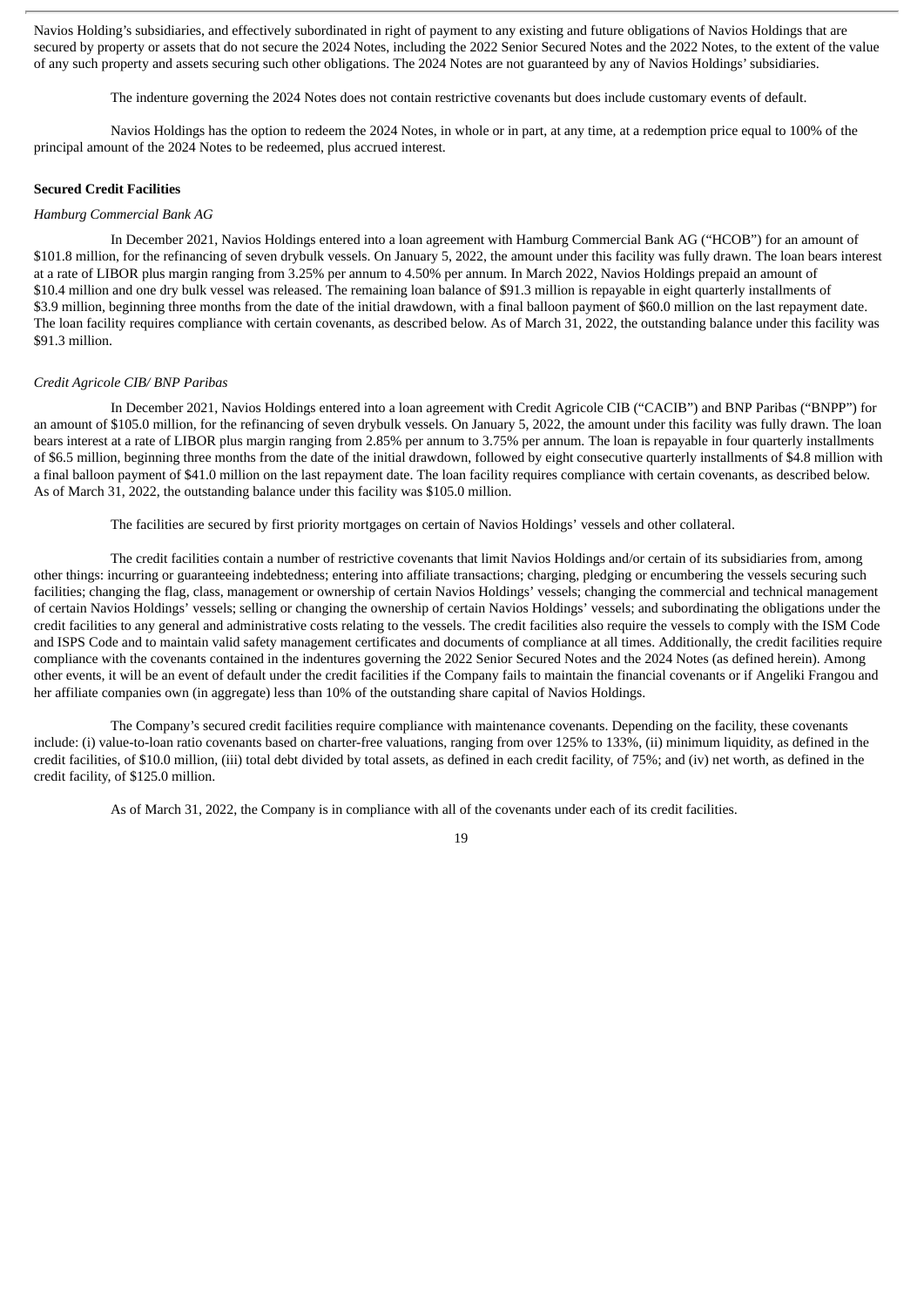Navios Holding's subsidiaries, and effectively subordinated in right of payment to any existing and future obligations of Navios Holdings that are secured by property or assets that do not secure the 2024 Notes, including the 2022 Senior Secured Notes and the 2022 Notes, to the extent of the value of any such property and assets securing such other obligations. The 2024 Notes are not guaranteed by any of Navios Holdings' subsidiaries.

The indenture governing the 2024 Notes does not contain restrictive covenants but does include customary events of default.

Navios Holdings has the option to redeem the 2024 Notes, in whole or in part, at any time, at a redemption price equal to 100% of the principal amount of the 2024 Notes to be redeemed, plus accrued interest.

**Secured Credit Facilities**

*Hamburg Commercial Bank AG*

In December 2021, Navios Holdings entered into a loan agreement with Hamburg Commercial Bank AG ("HCOB") for an amount of $101.8 million, for the refinancing of seven drybulk vessels. On January 5, 2022, the amount under this facility was fully drawn. The loan bears interest at a rate of LIBOR plus margin ranging from 3.25% per annum to 4.50% per annum. In March 2022, Navios Holdings prepaid an amount of $10.4 million and one dry bulk vessel was released. The remaining loan balance of $91.3 million is repayable in eight quarterly installments of $3.9 million, beginning three months from the date of the initial drawdown, with a final balloon payment of $60.0 million on the last repayment date. The loan facility requires compliance with certain covenants, as described below. As of March 31, 2022, the outstanding balance under this facility was $91.3 million.

*Credit Agricole CIB/ BNP Paribas*

In December 2021, Navios Holdings entered into a loan agreement with Credit Agricole CIB ("CACIB") and BNP Paribas ("BNPP") for an amount of $105.0 million, for the refinancing of seven drybulk vessels. On January 5, 2022, the amount under this facility was fully drawn. The loan bears interest at a rate of LIBOR plus margin ranging from 2.85% per annum to 3.75% per annum. The loan is repayable in four quarterly installments of $6.5 million, beginning three months from the date of the initial drawdown, followed by eight consecutive quarterly installments of $4.8 million with a final balloon payment of $41.0 million on the last repayment date. The loan facility requires compliance with certain covenants, as described below. As of March 31, 2022, the outstanding balance under this facility was $105.0 million.

The facilities are secured by first priority mortgages on certain of Navios Holdings' vessels and other collateral.

The credit facilities contain a number of restrictive covenants that limit Navios Holdings and/or certain of its subsidiaries from, among other things: incurring or guaranteeing indebtedness; entering into affiliate transactions; charging, pledging or encumbering the vessels securing such facilities; changing the flag, class, management or ownership of certain Navios Holdings' vessels; changing the commercial and technical management of certain Navios Holdings' vessels; selling or changing the ownership of certain Navios Holdings' vessels; and subordinating the obligations under the credit facilities to any general and administrative costs relating to the vessels. The credit facilities also require the vessels to comply with the ISM Code and ISPS Code and to maintain valid safety management certificates and documents of compliance at all times. Additionally, the credit facilities require compliance with the covenants contained in the indentures governing the 2022 Senior Secured Notes and the 2024 Notes (as defined herein). Among other events, it will be an event of default under the credit facilities if the Company fails to maintain the financial covenants or if Angeliki Frangou and her affiliate companies own (in aggregate) less than 10% of the outstanding share capital of Navios Holdings.

The Company's secured credit facilities require compliance with maintenance covenants. Depending on the facility, these covenants include: (i) value-to-loan ratio covenants based on charter-free valuations, ranging from over 125% to 133%, (ii) minimum liquidity, as defined in the credit facilities, of $10.0 million, (iii) total debt divided by total assets, as defined in each credit facility, of 75%; and (iv) net worth, as defined in the credit facility, of $125.0 million.

As of March 31, 2022, the Company is in compliance with all of the covenants under each of its credit facilities.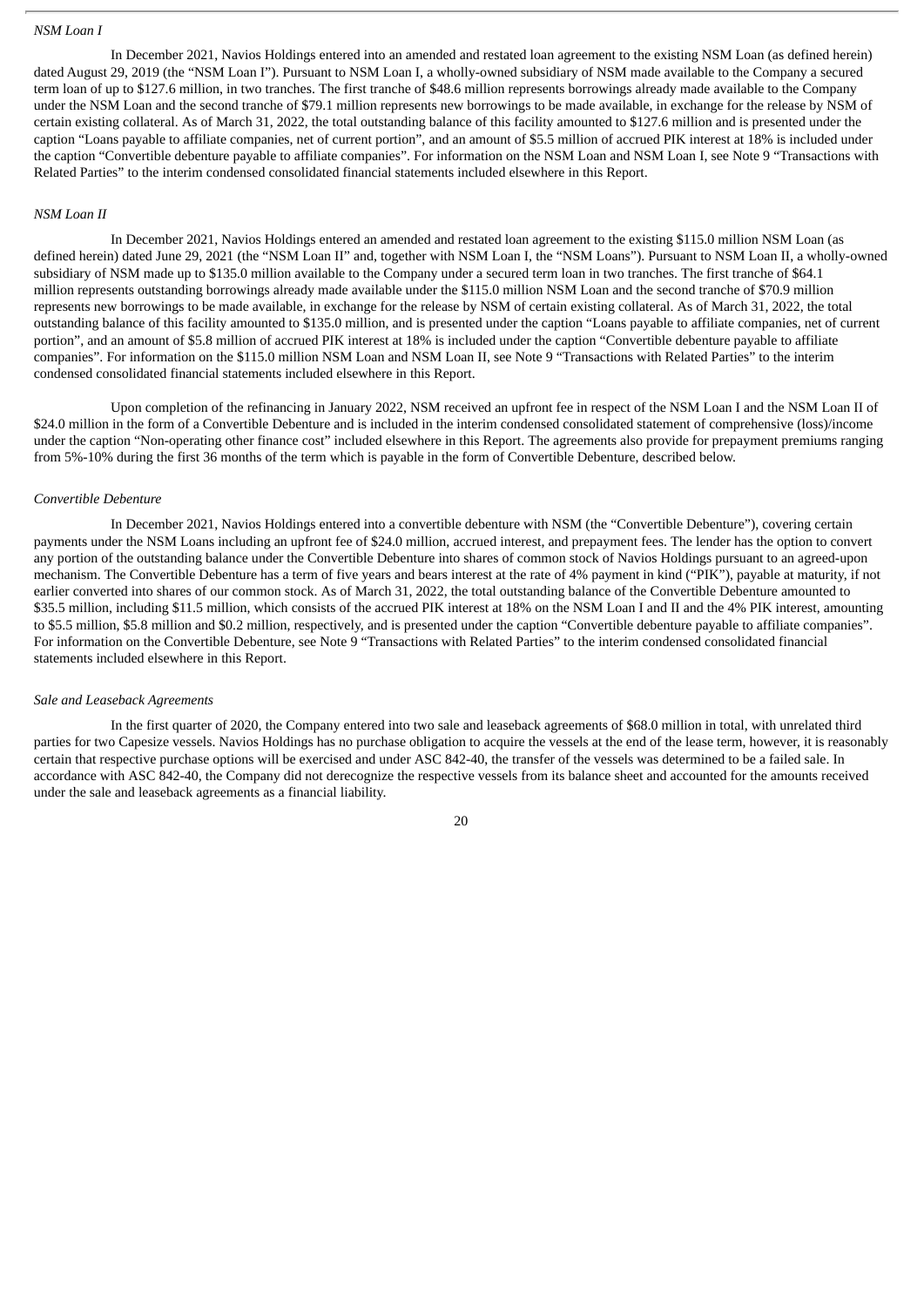*NSM Loan I*

In December 2021, Navios Holdings entered into an amended and restated loan agreement to the existing NSM Loan (as defined herein) dated August 29, 2019 (the "NSM Loan I"). Pursuant to NSM Loan I, a wholly-owned subsidiary of NSM made available to the Company a secured term loan of up to $127.6 million, in two tranches. The first tranche of $48.6 million represents borrowings already made available to the Company under the NSM Loan and the second tranche of $79.1 million represents new borrowings to be made available, in exchange for the release by NSM of certain existing collateral. As of March 31, 2022, the total outstanding balance of this facility amounted to $127.6 million and is presented under the caption "Loans payable to affiliate companies, net of current portion", and an amount of $5.5 million of accrued PIK interest at 18% is included under the caption "Convertible debenture payable to affiliate companies". For information on the NSM Loan and NSM Loan I, see Note 9 "Transactions with Related Parties" to the interim condensed consolidated financial statements included elsewhere in this Report.

*NSM Loan II*

In December 2021, Navios Holdings entered an amended and restated loan agreement to the existing $115.0 million NSM Loan (as defined herein) dated June 29, 2021 (the "NSM Loan II" and, together with NSM Loan I, the "NSM Loans"). Pursuant to NSM Loan II, a wholly-owned subsidiary of NSM made up to $135.0 million available to the Company under a secured term loan in two tranches. The first tranche of $64.1 million represents outstanding borrowings already made available under the $115.0 million NSM Loan and the second tranche of $70.9 million represents new borrowings to be made available, in exchange for the release by NSM of certain existing collateral. As of March 31, 2022, the total outstanding balance of this facility amounted to $135.0 million, and is presented under the caption "Loans payable to affiliate companies, net of current portion", and an amount of $5.8 million of accrued PIK interest at 18% is included under the caption "Convertible debenture payable to affiliate companies". For information on the $115.0 million NSM Loan and NSM Loan II, see Note 9 "Transactions with Related Parties" to the interim condensed consolidated financial statements included elsewhere in this Report.

Upon completion of the refinancing in January 2022, NSM received an upfront fee in respect of the NSM Loan I and the NSM Loan II of $24.0 million in the form of a Convertible Debenture and is included in the interim condensed consolidated statement of comprehensive (loss)/income under the caption "Non-operating other finance cost" included elsewhere in this Report. The agreements also provide for prepayment premiums ranging from 5%-10% during the first 36 months of the term which is payable in the form of Convertible Debenture, described below.

*Convertible Debenture*

In December 2021, Navios Holdings entered into a convertible debenture with NSM (the "Convertible Debenture"), covering certain payments under the NSM Loans including an upfront fee of $24.0 million, accrued interest, and prepayment fees. The lender has the option to convert any portion of the outstanding balance under the Convertible Debenture into shares of common stock of Navios Holdings pursuant to an agreed-upon mechanism. The Convertible Debenture has a term of five years and bears interest at the rate of 4% payment in kind ("PIK"), payable at maturity, if not earlier converted into shares of our common stock. As of March 31, 2022, the total outstanding balance of the Convertible Debenture amounted to $35.5 million, including $11.5 million, which consists of the accrued PIK interest at 18% on the NSM Loan I and II and the 4% PIK interest, amounting to $5.5 million, $5.8 million and $0.2 million, respectively, and is presented under the caption "Convertible debenture payable to affiliate companies". For information on the Convertible Debenture, see Note 9 "Transactions with Related Parties" to the interim condensed consolidated financial statements included elsewhere in this Report.

*Sale and Leaseback Agreements*

In the first quarter of 2020, the Company entered into two sale and leaseback agreements of $68.0 million in total, with unrelated third parties for two Capesize vessels. Navios Holdings has no purchase obligation to acquire the vessels at the end of the lease term, however, it is reasonably certain that respective purchase options will be exercised and under ASC 842-40, the transfer of the vessels was determined to be a failed sale. In accordance with ASC 842-40, the Company did not derecognize the respective vessels from its balance sheet and accounted for the amounts received under the sale and leaseback agreements as a financial liability.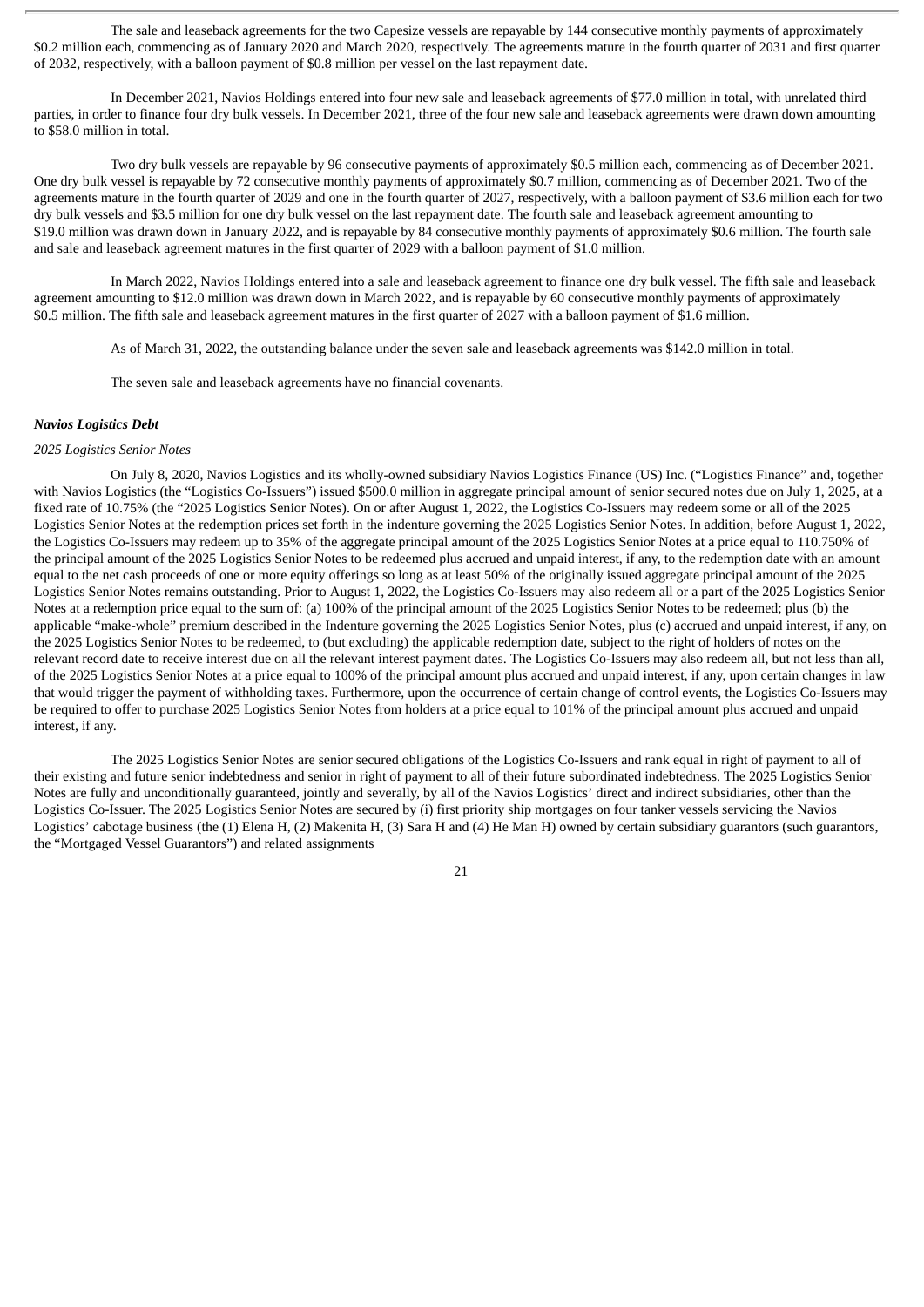The sale and leaseback agreements for the two Capesize vessels are repayable by 144 consecutive monthly payments of approximately $0.2 million each, commencing as of January 2020 and March 2020, respectively. The agreements mature in the fourth quarter of 2031 and first quarter of 2032, respectively, with a balloon payment of $0.8 million per vessel on the last repayment date.

In December 2021, Navios Holdings entered into four new sale and leaseback agreements of $77.0 million in total, with unrelated third parties, in order to finance four dry bulk vessels. In December 2021, three of the four new sale and leaseback agreements were drawn down amounting to $58.0 million in total.

Two dry bulk vessels are repayable by 96 consecutive payments of approximately $0.5 million each, commencing as of December 2021. One dry bulk vessel is repayable by 72 consecutive monthly payments of approximately $0.7 million, commencing as of December 2021. Two of the agreements mature in the fourth quarter of 2029 and one in the fourth quarter of 2027, respectively, with a balloon payment of $3.6 million each for two dry bulk vessels and $3.5 million for one dry bulk vessel on the last repayment date. The fourth sale and leaseback agreement amounting to $19.0 million was drawn down in January 2022, and is repayable by 84 consecutive monthly payments of approximately $0.6 million. The fourth sale and sale and leaseback agreement matures in the first quarter of 2029 with a balloon payment of $1.0 million.

In March 2022, Navios Holdings entered into a sale and leaseback agreement to finance one dry bulk vessel. The fifth sale and leaseback agreement amounting to $12.0 million was drawn down in March 2022, and is repayable by 60 consecutive monthly payments of approximately $0.5 million. The fifth sale and leaseback agreement matures in the first quarter of 2027 with a balloon payment of $1.6 million.

As of March 31, 2022, the outstanding balance under the seven sale and leaseback agreements was $142.0 million in total.

The seven sale and leaseback agreements have no financial covenants.

***Navios Logistics Debt***

*2025 Logistics Senior Notes*

On July 8, 2020, Navios Logistics and its wholly-owned subsidiary Navios Logistics Finance (US) Inc. ("Logistics Finance" and, together with Navios Logistics (the "Logistics Co-Issuers") issued $500.0 million in aggregate principal amount of senior secured notes due on July 1, 2025, at a fixed rate of 10.75% (the "2025 Logistics Senior Notes). On or after August 1, 2022, the Logistics Co-Issuers may redeem some or all of the 2025 Logistics Senior Notes at the redemption prices set forth in the indenture governing the 2025 Logistics Senior Notes. In addition, before August 1, 2022, the Logistics Co-Issuers may redeem up to 35% of the aggregate principal amount of the 2025 Logistics Senior Notes at a price equal to 110.750% of the principal amount of the 2025 Logistics Senior Notes to be redeemed plus accrued and unpaid interest, if any, to the redemption date with an amount equal to the net cash proceeds of one or more equity offerings so long as at least 50% of the originally issued aggregate principal amount of the 2025 Logistics Senior Notes remains outstanding. Prior to August 1, 2022, the Logistics Co-Issuers may also redeem all or a part of the 2025 Logistics Senior Notes at a redemption price equal to the sum of: (a) 100% of the principal amount of the 2025 Logistics Senior Notes to be redeemed; plus (b) the applicable "make-whole" premium described in the Indenture governing the 2025 Logistics Senior Notes, plus (c) accrued and unpaid interest, if any, on the 2025 Logistics Senior Notes to be redeemed, to (but excluding) the applicable redemption date, subject to the right of holders of notes on the relevant record date to receive interest due on all the relevant interest payment dates. The Logistics Co-Issuers may also redeem all, but not less than all, of the 2025 Logistics Senior Notes at a price equal to 100% of the principal amount plus accrued and unpaid interest, if any, upon certain changes in law that would trigger the payment of withholding taxes. Furthermore, upon the occurrence of certain change of control events, the Logistics Co-Issuers may be required to offer to purchase 2025 Logistics Senior Notes from holders at a price equal to 101% of the principal amount plus accrued and unpaid interest, if any.

The 2025 Logistics Senior Notes are senior secured obligations of the Logistics Co-Issuers and rank equal in right of payment to all of their existing and future senior indebtedness and senior in right of payment to all of their future subordinated indebtedness. The 2025 Logistics Senior Notes are fully and unconditionally guaranteed, jointly and severally, by all of the Navios Logistics' direct and indirect subsidiaries, other than the Logistics Co-Issuer. The 2025 Logistics Senior Notes are secured by (i) first priority ship mortgages on four tanker vessels servicing the Navios Logistics' cabotage business (the (1) Elena H, (2) Makenita H, (3) Sara H and (4) He Man H) owned by certain subsidiary guarantors (such guarantors, the "Mortgaged Vessel Guarantors") and related assignments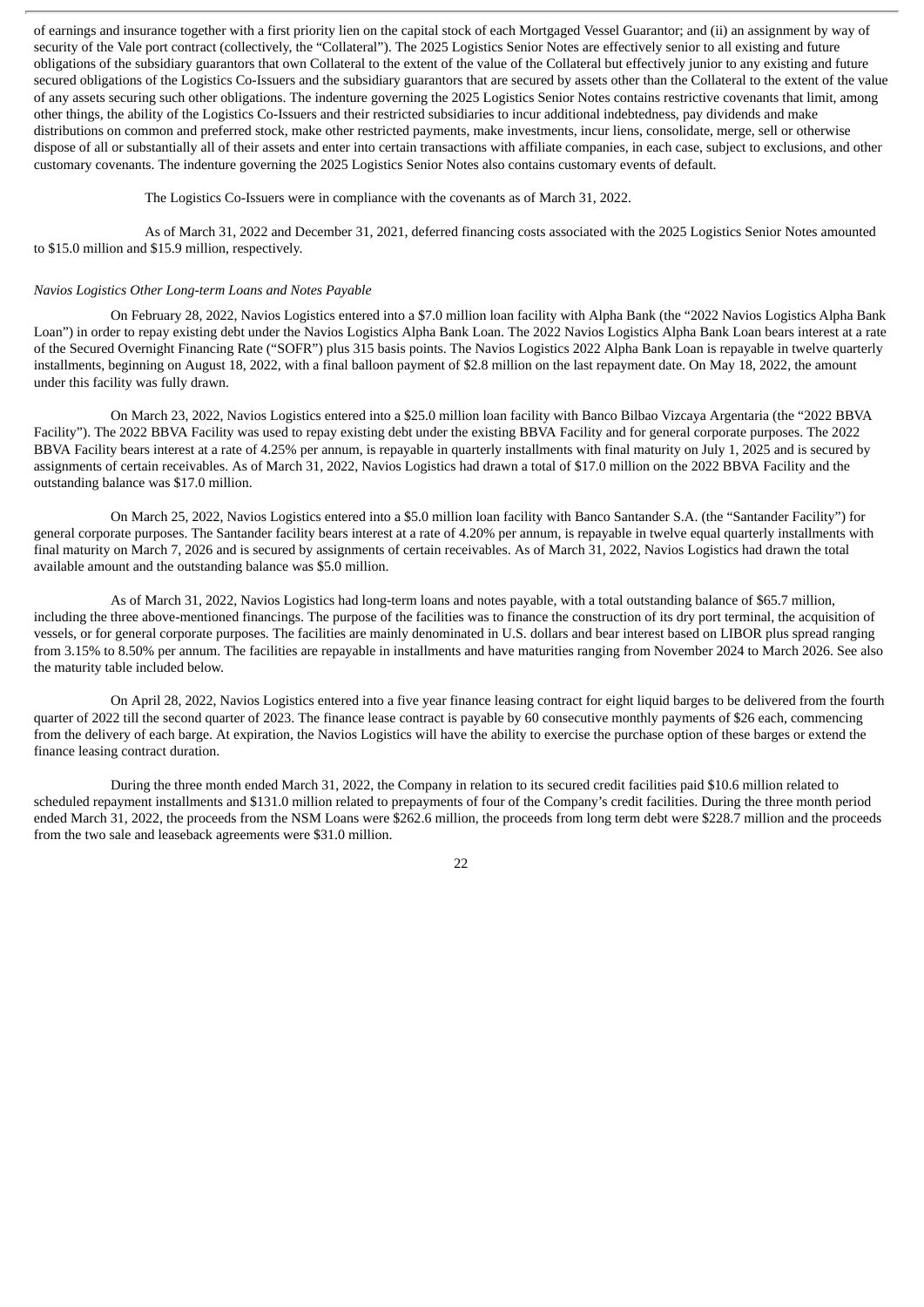of earnings and insurance together with a first priority lien on the capital stock of each Mortgaged Vessel Guarantor; and (ii) an assignment by way of security of the Vale port contract (collectively, the "Collateral"). The 2025 Logistics Senior Notes are effectively senior to all existing and future obligations of the subsidiary guarantors that own Collateral to the extent of the value of the Collateral but effectively junior to any existing and future secured obligations of the Logistics Co-Issuers and the subsidiary guarantors that are secured by assets other than the Collateral to the extent of the value of any assets securing such other obligations. The indenture governing the 2025 Logistics Senior Notes contains restrictive covenants that limit, among other things, the ability of the Logistics Co-Issuers and their restricted subsidiaries to incur additional indebtedness, pay dividends and make distributions on common and preferred stock, make other restricted payments, make investments, incur liens, consolidate, merge, sell or otherwise dispose of all or substantially all of their assets and enter into certain transactions with affiliate companies, in each case, subject to exclusions, and other customary covenants. The indenture governing the 2025 Logistics Senior Notes also contains customary events of default.

The Logistics Co-Issuers were in compliance with the covenants as of March 31, 2022.

As of March 31, 2022 and December 31, 2021, deferred financing costs associated with the 2025 Logistics Senior Notes amounted to $15.0 million and $15.9 million, respectively.

*Navios Logistics Other Long-term Loans and Notes Payable*

On February 28, 2022, Navios Logistics entered into a $7.0 million loan facility with Alpha Bank (the "2022 Navios Logistics Alpha Bank Loan") in order to repay existing debt under the Navios Logistics Alpha Bank Loan. The 2022 Navios Logistics Alpha Bank Loan bears interest at a rate of the Secured Overnight Financing Rate ("SOFR") plus 315 basis points. The Navios Logistics 2022 Alpha Bank Loan is repayable in twelve quarterly installments, beginning on August 18, 2022, with a final balloon payment of $2.8 million on the last repayment date. On May 18, 2022, the amount under this facility was fully drawn.

On March 23, 2022, Navios Logistics entered into a $25.0 million loan facility with Banco Bilbao Vizcaya Argentaria (the "2022 BBVA Facility"). The 2022 BBVA Facility was used to repay existing debt under the existing BBVA Facility and for general corporate purposes. The 2022 BBVA Facility bears interest at a rate of 4.25% per annum, is repayable in quarterly installments with final maturity on July 1, 2025 and is secured by assignments of certain receivables. As of March 31, 2022, Navios Logistics had drawn a total of $17.0 million on the 2022 BBVA Facility and the outstanding balance was $17.0 million.

On March 25, 2022, Navios Logistics entered into a $5.0 million loan facility with Banco Santander S.A. (the "Santander Facility") for general corporate purposes. The Santander facility bears interest at a rate of 4.20% per annum, is repayable in twelve equal quarterly installments with final maturity on March 7, 2026 and is secured by assignments of certain receivables. As of March 31, 2022, Navios Logistics had drawn the total available amount and the outstanding balance was $5.0 million.

As of March 31, 2022, Navios Logistics had long-term loans and notes payable, with a total outstanding balance of $65.7 million, including the three above-mentioned financings. The purpose of the facilities was to finance the construction of its dry port terminal, the acquisition of vessels, or for general corporate purposes. The facilities are mainly denominated in U.S. dollars and bear interest based on LIBOR plus spread ranging from 3.15% to 8.50% per annum. The facilities are repayable in installments and have maturities ranging from November 2024 to March 2026. See also the maturity table included below.

On April 28, 2022, Navios Logistics entered into a five year finance leasing contract for eight liquid barges to be delivered from the fourth quarter of 2022 till the second quarter of 2023. The finance lease contract is payable by 60 consecutive monthly payments of $26 each, commencing from the delivery of each barge. At expiration, the Navios Logistics will have the ability to exercise the purchase option of these barges or extend the finance leasing contract duration.

During the three month ended March 31, 2022, the Company in relation to its secured credit facilities paid $10.6 million related to scheduled repayment installments and $131.0 million related to prepayments of four of the Company's credit facilities. During the three month period ended March 31, 2022, the proceeds from the NSM Loans were $262.6 million, the proceeds from long term debt were $228.7 million and the proceeds from the two sale and leaseback agreements were $31.0 million.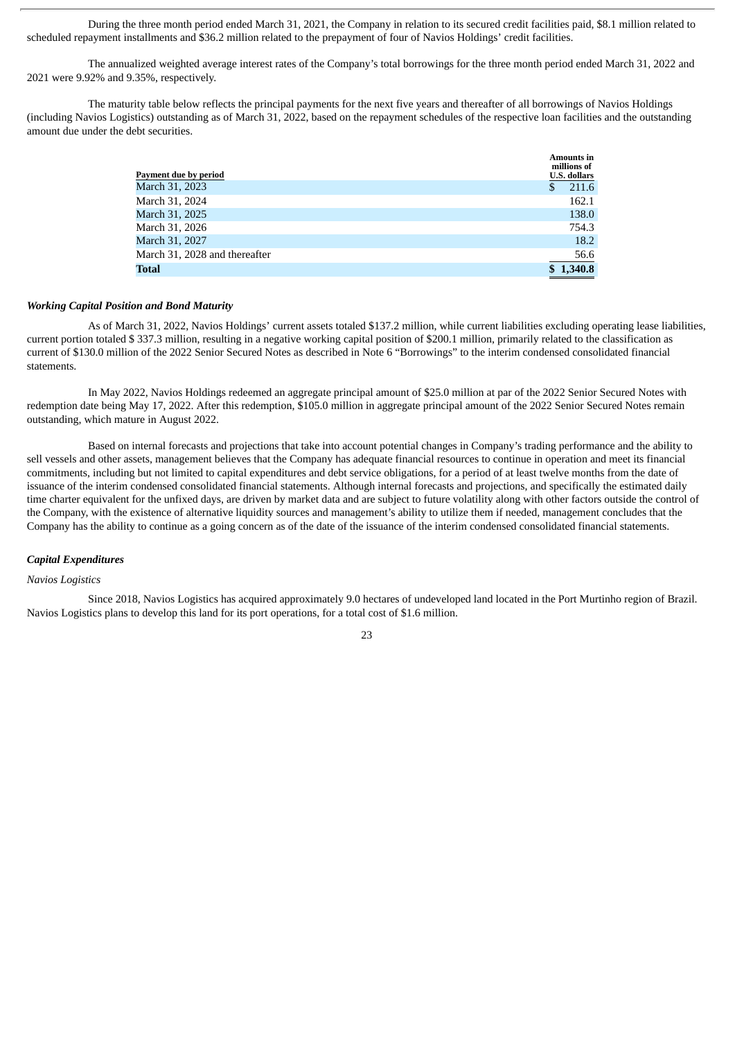During the three month period ended March 31, 2021, the Company in relation to its secured credit facilities paid, $8.1 million related to scheduled repayment installments and $36.2 million related to the prepayment of four of Navios Holdings' credit facilities.

The annualized weighted average interest rates of the Company's total borrowings for the three month period ended March 31, 2022 and 2021 were 9.92% and 9.35%, respectively.

The maturity table below reflects the principal payments for the next five years and thereafter of all borrowings of Navios Holdings (including Navios Logistics) outstanding as of March 31, 2022, based on the repayment schedules of the respective loan facilities and the outstanding amount due under the debt securities.

| Payment due by period | Amounts in millions of U.S. dollars |
|---|---|
| March 31, 2023 | $ 211.6 |
| March 31, 2024 | 162.1 |
| March 31, 2025 | 138.0 |
| March 31, 2026 | 754.3 |
| March 31, 2027 | 18.2 |
| March 31, 2028 and thereafter | 56.6 |
| **Total** | **$ 1,340.8** |

***Working Capital Position and Bond Maturity***

As of March 31, 2022, Navios Holdings' current assets totaled $137.2 million, while current liabilities excluding operating lease liabilities, current portion totaled $ 337.3 million, resulting in a negative working capital position of $200.1 million, primarily related to the classification as current of $130.0 million of the 2022 Senior Secured Notes as described in Note 6 "Borrowings" to the interim condensed consolidated financial statements.

In May 2022, Navios Holdings redeemed an aggregate principal amount of $25.0 million at par of the 2022 Senior Secured Notes with redemption date being May 17, 2022. After this redemption, $105.0 million in aggregate principal amount of the 2022 Senior Secured Notes remain outstanding, which mature in August 2022.

Based on internal forecasts and projections that take into account potential changes in Company's trading performance and the ability to sell vessels and other assets, management believes that the Company has adequate financial resources to continue in operation and meet its financial commitments, including but not limited to capital expenditures and debt service obligations, for a period of at least twelve months from the date of issuance of the interim condensed consolidated financial statements. Although internal forecasts and projections, and specifically the estimated daily time charter equivalent for the unfixed days, are driven by market data and are subject to future volatility along with other factors outside the control of the Company, with the existence of alternative liquidity sources and management's ability to utilize them if needed, management concludes that the Company has the ability to continue as a going concern as of the date of the issuance of the interim condensed consolidated financial statements.

***Capital Expenditures***

*Navios Logistics*

Since 2018, Navios Logistics has acquired approximately 9.0 hectares of undeveloped land located in the Port Murtinho region of Brazil. Navios Logistics plans to develop this land for its port operations, for a total cost of $1.6 million.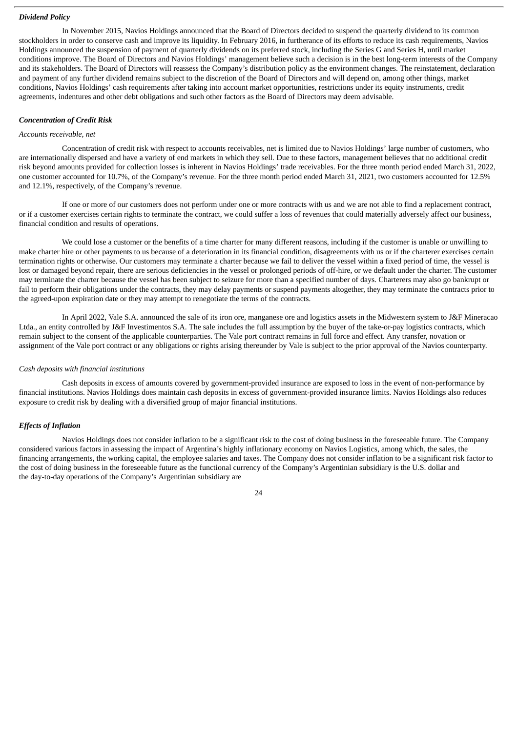***Dividend Policy***

In November 2015, Navios Holdings announced that the Board of Directors decided to suspend the quarterly dividend to its common stockholders in order to conserve cash and improve its liquidity. In February 2016, in furtherance of its efforts to reduce its cash requirements, Navios Holdings announced the suspension of payment of quarterly dividends on its preferred stock, including the Series G and Series H, until market conditions improve. The Board of Directors and Navios Holdings' management believe such a decision is in the best long-term interests of the Company and its stakeholders. The Board of Directors will reassess the Company's distribution policy as the environment changes. The reinstatement, declaration and payment of any further dividend remains subject to the discretion of the Board of Directors and will depend on, among other things, market conditions, Navios Holdings' cash requirements after taking into account market opportunities, restrictions under its equity instruments, credit agreements, indentures and other debt obligations and such other factors as the Board of Directors may deem advisable.

***Concentration of Credit Risk***

*Accounts receivable, net*

Concentration of credit risk with respect to accounts receivables, net is limited due to Navios Holdings' large number of customers, who are internationally dispersed and have a variety of end markets in which they sell. Due to these factors, management believes that no additional credit risk beyond amounts provided for collection losses is inherent in Navios Holdings' trade receivables. For the three month period ended March 31, 2022, one customer accounted for 10.7%, of the Company's revenue. For the three month period ended March 31, 2021, two customers accounted for 12.5% and 12.1%, respectively, of the Company's revenue.

If one or more of our customers does not perform under one or more contracts with us and we are not able to find a replacement contract, or if a customer exercises certain rights to terminate the contract, we could suffer a loss of revenues that could materially adversely affect our business, financial condition and results of operations.

We could lose a customer or the benefits of a time charter for many different reasons, including if the customer is unable or unwilling to make charter hire or other payments to us because of a deterioration in its financial condition, disagreements with us or if the charterer exercises certain termination rights or otherwise. Our customers may terminate a charter because we fail to deliver the vessel within a fixed period of time, the vessel is lost or damaged beyond repair, there are serious deficiencies in the vessel or prolonged periods of off-hire, or we default under the charter. The customer may terminate the charter because the vessel has been subject to seizure for more than a specified number of days. Charterers may also go bankrupt or fail to perform their obligations under the contracts, they may delay payments or suspend payments altogether, they may terminate the contracts prior to the agreed-upon expiration date or they may attempt to renegotiate the terms of the contracts.

In April 2022, Vale S.A. announced the sale of its iron ore, manganese ore and logistics assets in the Midwestern system to J&F Mineracao Ltda., an entity controlled by J&F Investimentos S.A. The sale includes the full assumption by the buyer of the take-or-pay logistics contracts, which remain subject to the consent of the applicable counterparties. The Vale port contract remains in full force and effect. Any transfer, novation or assignment of the Vale port contract or any obligations or rights arising thereunder by Vale is subject to the prior approval of the Navios counterparty.

*Cash deposits with financial institutions*

Cash deposits in excess of amounts covered by government-provided insurance are exposed to loss in the event of non-performance by financial institutions. Navios Holdings does maintain cash deposits in excess of government-provided insurance limits. Navios Holdings also reduces exposure to credit risk by dealing with a diversified group of major financial institutions.

***Effects of Inflation***

Navios Holdings does not consider inflation to be a significant risk to the cost of doing business in the foreseeable future. The Company considered various factors in assessing the impact of Argentina's highly inflationary economy on Navios Logistics, among which, the sales, the financing arrangements, the working capital, the employee salaries and taxes. The Company does not consider inflation to be a significant risk factor to the cost of doing business in the foreseeable future as the functional currency of the Company's Argentinian subsidiary is the U.S. dollar and the day-to-day operations of the Company's Argentinian subsidiary are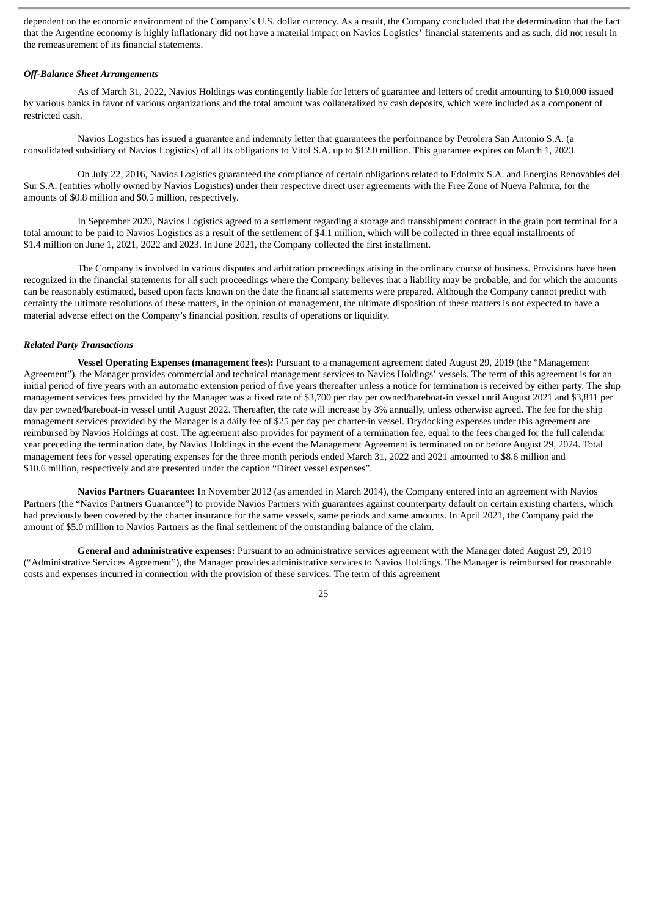dependent on the economic environment of the Company's U.S. dollar currency. As a result, the Company concluded that the determination that the fact that the Argentine economy is highly inflationary did not have a material impact on Navios Logistics' financial statements and as such, did not result in the remeasurement of its financial statements.

***Off-Balance Sheet Arrangements***

As of March 31, 2022, Navios Holdings was contingently liable for letters of guarantee and letters of credit amounting to $10,000 issued by various banks in favor of various organizations and the total amount was collateralized by cash deposits, which were included as a component of restricted cash.

Navios Logistics has issued a guarantee and indemnity letter that guarantees the performance by Petrolera San Antonio S.A. (a consolidated subsidiary of Navios Logistics) of all its obligations to Vitol S.A. up to $12.0 million. This guarantee expires on March 1, 2023.

On July 22, 2016, Navios Logistics guaranteed the compliance of certain obligations related to Edolmix S.A. and Energías Renovables del Sur S.A. (entities wholly owned by Navios Logistics) under their respective direct user agreements with the Free Zone of Nueva Palmira, for the amounts of $0.8 million and $0.5 million, respectively.

In September 2020, Navios Logistics agreed to a settlement regarding a storage and transshipment contract in the grain port terminal for a total amount to be paid to Navios Logistics as a result of the settlement of $4.1 million, which will be collected in three equal installments of $1.4 million on June 1, 2021, 2022 and 2023. In June 2021, the Company collected the first installment.

The Company is involved in various disputes and arbitration proceedings arising in the ordinary course of business. Provisions have been recognized in the financial statements for all such proceedings where the Company believes that a liability may be probable, and for which the amounts can be reasonably estimated, based upon facts known on the date the financial statements were prepared. Although the Company cannot predict with certainty the ultimate resolutions of these matters, in the opinion of management, the ultimate disposition of these matters is not expected to have a material adverse effect on the Company's financial position, results of operations or liquidity.

***Related Party Transactions***

**Vessel Operating Expenses (management fees):** Pursuant to a management agreement dated August 29, 2019 (the "Management Agreement"), the Manager provides commercial and technical management services to Navios Holdings' vessels. The term of this agreement is for an initial period of five years with an automatic extension period of five years thereafter unless a notice for termination is received by either party. The ship management services fees provided by the Manager was a fixed rate of $3,700 per day per owned/bareboat-in vessel until August 2021 and $3,811 per day per owned/bareboat-in vessel until August 2022. Thereafter, the rate will increase by 3% annually, unless otherwise agreed. The fee for the ship management services provided by the Manager is a daily fee of $25 per day per charter-in vessel. Drydocking expenses under this agreement are reimbursed by Navios Holdings at cost. The agreement also provides for payment of a termination fee, equal to the fees charged for the full calendar year preceding the termination date, by Navios Holdings in the event the Management Agreement is terminated on or before August 29, 2024. Total management fees for vessel operating expenses for the three month periods ended March 31, 2022 and 2021 amounted to $8.6 million and $10.6 million, respectively and are presented under the caption "Direct vessel expenses".

**Navios Partners Guarantee:** In November 2012 (as amended in March 2014), the Company entered into an agreement with Navios Partners (the "Navios Partners Guarantee") to provide Navios Partners with guarantees against counterparty default on certain existing charters, which had previously been covered by the charter insurance for the same vessels, same periods and same amounts. In April 2021, the Company paid the amount of $5.0 million to Navios Partners as the final settlement of the outstanding balance of the claim.

**General and administrative expenses:** Pursuant to an administrative services agreement with the Manager dated August 29, 2019 ("Administrative Services Agreement"), the Manager provides administrative services to Navios Holdings. The Manager is reimbursed for reasonable costs and expenses incurred in connection with the provision of these services. The term of this agreement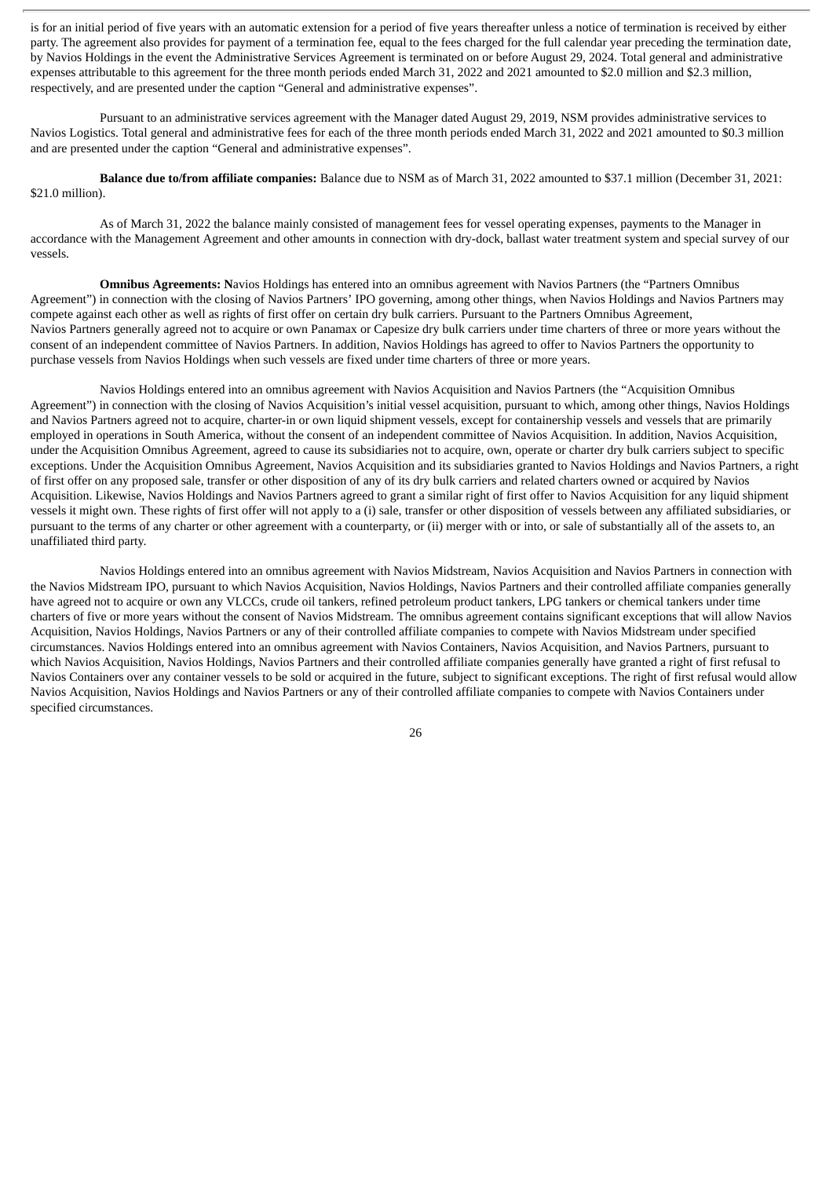is for an initial period of five years with an automatic extension for a period of five years thereafter unless a notice of termination is received by either party. The agreement also provides for payment of a termination fee, equal to the fees charged for the full calendar year preceding the termination date, by Navios Holdings in the event the Administrative Services Agreement is terminated on or before August 29, 2024. Total general and administrative expenses attributable to this agreement for the three month periods ended March 31, 2022 and 2021 amounted to $2.0 million and $2.3 million, respectively, and are presented under the caption "General and administrative expenses".

Pursuant to an administrative services agreement with the Manager dated August 29, 2019, NSM provides administrative services to Navios Logistics. Total general and administrative fees for each of the three month periods ended March 31, 2022 and 2021 amounted to $0.3 million and are presented under the caption "General and administrative expenses".

**Balance due to/from affiliate companies:** Balance due to NSM as of March 31, 2022 amounted to $37.1 million (December 31, 2021: $21.0 million).

As of March 31, 2022 the balance mainly consisted of management fees for vessel operating expenses, payments to the Manager in accordance with the Management Agreement and other amounts in connection with dry-dock, ballast water treatment system and special survey of our vessels.

**Omnibus Agreements: N**avios Holdings has entered into an omnibus agreement with Navios Partners (the "Partners Omnibus Agreement") in connection with the closing of Navios Partners' IPO governing, among other things, when Navios Holdings and Navios Partners may compete against each other as well as rights of first offer on certain dry bulk carriers. Pursuant to the Partners Omnibus Agreement, Navios Partners generally agreed not to acquire or own Panamax or Capesize dry bulk carriers under time charters of three or more years without the consent of an independent committee of Navios Partners. In addition, Navios Holdings has agreed to offer to Navios Partners the opportunity to purchase vessels from Navios Holdings when such vessels are fixed under time charters of three or more years.

Navios Holdings entered into an omnibus agreement with Navios Acquisition and Navios Partners (the "Acquisition Omnibus Agreement") in connection with the closing of Navios Acquisition's initial vessel acquisition, pursuant to which, among other things, Navios Holdings and Navios Partners agreed not to acquire, charter-in or own liquid shipment vessels, except for containership vessels and vessels that are primarily employed in operations in South America, without the consent of an independent committee of Navios Acquisition. In addition, Navios Acquisition, under the Acquisition Omnibus Agreement, agreed to cause its subsidiaries not to acquire, own, operate or charter dry bulk carriers subject to specific exceptions. Under the Acquisition Omnibus Agreement, Navios Acquisition and its subsidiaries granted to Navios Holdings and Navios Partners, a right of first offer on any proposed sale, transfer or other disposition of any of its dry bulk carriers and related charters owned or acquired by Navios Acquisition. Likewise, Navios Holdings and Navios Partners agreed to grant a similar right of first offer to Navios Acquisition for any liquid shipment vessels it might own. These rights of first offer will not apply to a (i) sale, transfer or other disposition of vessels between any affiliated subsidiaries, or pursuant to the terms of any charter or other agreement with a counterparty, or (ii) merger with or into, or sale of substantially all of the assets to, an unaffiliated third party.

Navios Holdings entered into an omnibus agreement with Navios Midstream, Navios Acquisition and Navios Partners in connection with the Navios Midstream IPO, pursuant to which Navios Acquisition, Navios Holdings, Navios Partners and their controlled affiliate companies generally have agreed not to acquire or own any VLCCs, crude oil tankers, refined petroleum product tankers, LPG tankers or chemical tankers under time charters of five or more years without the consent of Navios Midstream. The omnibus agreement contains significant exceptions that will allow Navios Acquisition, Navios Holdings, Navios Partners or any of their controlled affiliate companies to compete with Navios Midstream under specified circumstances. Navios Holdings entered into an omnibus agreement with Navios Containers, Navios Acquisition, and Navios Partners, pursuant to which Navios Acquisition, Navios Holdings, Navios Partners and their controlled affiliate companies generally have granted a right of first refusal to Navios Containers over any container vessels to be sold or acquired in the future, subject to significant exceptions. The right of first refusal would allow Navios Acquisition, Navios Holdings and Navios Partners or any of their controlled affiliate companies to compete with Navios Containers under specified circumstances.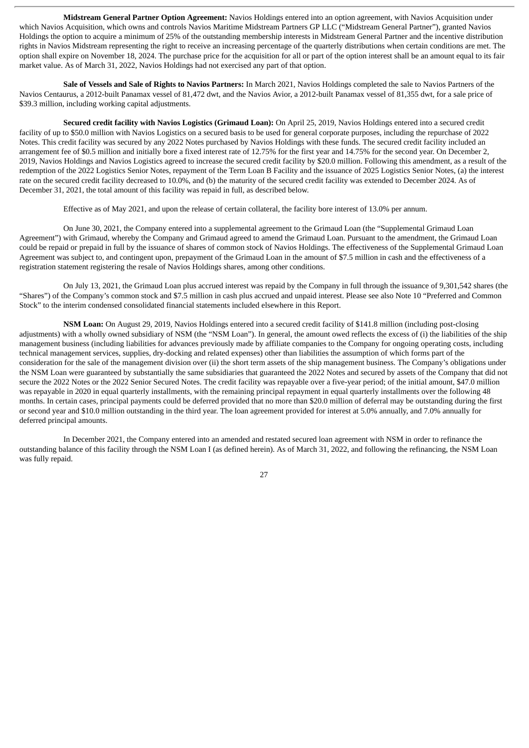**Midstream General Partner Option Agreement:** Navios Holdings entered into an option agreement, with Navios Acquisition under which Navios Acquisition, which owns and controls Navios Maritime Midstream Partners GP LLC ("Midstream General Partner"), granted Navios Holdings the option to acquire a minimum of 25% of the outstanding membership interests in Midstream General Partner and the incentive distribution rights in Navios Midstream representing the right to receive an increasing percentage of the quarterly distributions when certain conditions are met. The option shall expire on November 18, 2024. The purchase price for the acquisition for all or part of the option interest shall be an amount equal to its fair market value. As of March 31, 2022, Navios Holdings had not exercised any part of that option.

**Sale of Vessels and Sale of Rights to Navios Partners:** In March 2021, Navios Holdings completed the sale to Navios Partners of the Navios Centaurus, a 2012-built Panamax vessel of 81,472 dwt, and the Navios Avior, a 2012-built Panamax vessel of 81,355 dwt, for a sale price of $39.3 million, including working capital adjustments.

**Secured credit facility with Navios Logistics (Grimaud Loan):** On April 25, 2019, Navios Holdings entered into a secured credit facility of up to $50.0 million with Navios Logistics on a secured basis to be used for general corporate purposes, including the repurchase of 2022 Notes. This credit facility was secured by any 2022 Notes purchased by Navios Holdings with these funds. The secured credit facility included an arrangement fee of $0.5 million and initially bore a fixed interest rate of 12.75% for the first year and 14.75% for the second year. On December 2, 2019, Navios Holdings and Navios Logistics agreed to increase the secured credit facility by $20.0 million. Following this amendment, as a result of the redemption of the 2022 Logistics Senior Notes, repayment of the Term Loan B Facility and the issuance of 2025 Logistics Senior Notes, (a) the interest rate on the secured credit facility decreased to 10.0%, and (b) the maturity of the secured credit facility was extended to December 2024. As of December 31, 2021, the total amount of this facility was repaid in full, as described below.

Effective as of May 2021, and upon the release of certain collateral, the facility bore interest of 13.0% per annum.

On June 30, 2021, the Company entered into a supplemental agreement to the Grimaud Loan (the "Supplemental Grimaud Loan Agreement") with Grimaud, whereby the Company and Grimaud agreed to amend the Grimaud Loan. Pursuant to the amendment, the Grimaud Loan could be repaid or prepaid in full by the issuance of shares of common stock of Navios Holdings. The effectiveness of the Supplemental Grimaud Loan Agreement was subject to, and contingent upon, prepayment of the Grimaud Loan in the amount of $7.5 million in cash and the effectiveness of a registration statement registering the resale of Navios Holdings shares, among other conditions.

On July 13, 2021, the Grimaud Loan plus accrued interest was repaid by the Company in full through the issuance of 9,301,542 shares (the "Shares") of the Company's common stock and $7.5 million in cash plus accrued and unpaid interest. Please see also Note 10 "Preferred and Common Stock" to the interim condensed consolidated financial statements included elsewhere in this Report.

**NSM Loan:** On August 29, 2019, Navios Holdings entered into a secured credit facility of $141.8 million (including post-closing adjustments) with a wholly owned subsidiary of NSM (the "NSM Loan"). In general, the amount owed reflects the excess of (i) the liabilities of the ship management business (including liabilities for advances previously made by affiliate companies to the Company for ongoing operating costs, including technical management services, supplies, dry-docking and related expenses) other than liabilities the assumption of which forms part of the consideration for the sale of the management division over (ii) the short term assets of the ship management business. The Company's obligations under the NSM Loan were guaranteed by substantially the same subsidiaries that guaranteed the 2022 Notes and secured by assets of the Company that did not secure the 2022 Notes or the 2022 Senior Secured Notes. The credit facility was repayable over a five-year period; of the initial amount, $47.0 million was repayable in 2020 in equal quarterly installments, with the remaining principal repayment in equal quarterly installments over the following 48 months. In certain cases, principal payments could be deferred provided that no more than $20.0 million of deferral may be outstanding during the first or second year and $10.0 million outstanding in the third year. The loan agreement provided for interest at 5.0% annually, and 7.0% annually for deferred principal amounts.

In December 2021, the Company entered into an amended and restated secured loan agreement with NSM in order to refinance the outstanding balance of this facility through the NSM Loan I (as defined herein). As of March 31, 2022, and following the refinancing, the NSM Loan was fully repaid.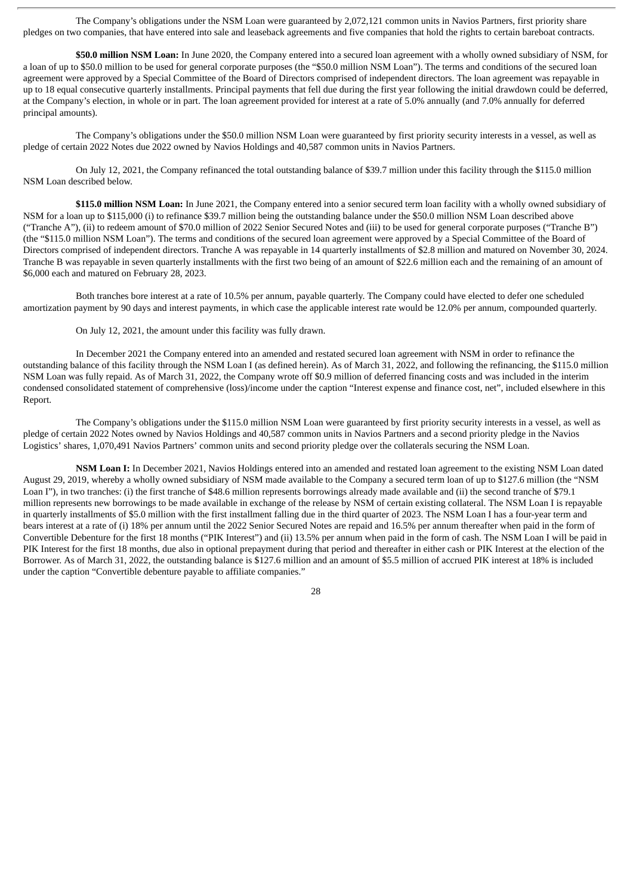The Company's obligations under the NSM Loan were guaranteed by 2,072,121 common units in Navios Partners, first priority share pledges on two companies, that have entered into sale and leaseback agreements and five companies that hold the rights to certain bareboat contracts.

**$50.0 million NSM Loan:** In June 2020, the Company entered into a secured loan agreement with a wholly owned subsidiary of NSM, for a loan of up to $50.0 million to be used for general corporate purposes (the "$50.0 million NSM Loan"). The terms and conditions of the secured loan agreement were approved by a Special Committee of the Board of Directors comprised of independent directors. The loan agreement was repayable in up to 18 equal consecutive quarterly installments. Principal payments that fell due during the first year following the initial drawdown could be deferred, at the Company's election, in whole or in part. The loan agreement provided for interest at a rate of 5.0% annually (and 7.0% annually for deferred principal amounts).

The Company's obligations under the $50.0 million NSM Loan were guaranteed by first priority security interests in a vessel, as well as pledge of certain 2022 Notes due 2022 owned by Navios Holdings and 40,587 common units in Navios Partners.

On July 12, 2021, the Company refinanced the total outstanding balance of $39.7 million under this facility through the $115.0 million NSM Loan described below.

**$115.0 million NSM Loan:** In June 2021, the Company entered into a senior secured term loan facility with a wholly owned subsidiary of NSM for a loan up to $115,000 (i) to refinance $39.7 million being the outstanding balance under the $50.0 million NSM Loan described above ("Tranche A"), (ii) to redeem amount of $70.0 million of 2022 Senior Secured Notes and (iii) to be used for general corporate purposes ("Tranche B") (the "$115.0 million NSM Loan"). The terms and conditions of the secured loan agreement were approved by a Special Committee of the Board of Directors comprised of independent directors. Tranche A was repayable in 14 quarterly installments of $2.8 million and matured on November 30, 2024. Tranche B was repayable in seven quarterly installments with the first two being of an amount of $22.6 million each and the remaining of an amount of $6,000 each and matured on February 28, 2023.

Both tranches bore interest at a rate of 10.5% per annum, payable quarterly. The Company could have elected to defer one scheduled amortization payment by 90 days and interest payments, in which case the applicable interest rate would be 12.0% per annum, compounded quarterly.

On July 12, 2021, the amount under this facility was fully drawn.

In December 2021 the Company entered into an amended and restated secured loan agreement with NSM in order to refinance the outstanding balance of this facility through the NSM Loan I (as defined herein). As of March 31, 2022, and following the refinancing, the $115.0 million NSM Loan was fully repaid. As of March 31, 2022, the Company wrote off $0.9 million of deferred financing costs and was included in the interim condensed consolidated statement of comprehensive (loss)/income under the caption "Interest expense and finance cost, net", included elsewhere in this Report.

The Company's obligations under the $115.0 million NSM Loan were guaranteed by first priority security interests in a vessel, as well as pledge of certain 2022 Notes owned by Navios Holdings and 40,587 common units in Navios Partners and a second priority pledge in the Navios Logistics' shares, 1,070,491 Navios Partners' common units and second priority pledge over the collaterals securing the NSM Loan.

**NSM Loan I:** In December 2021, Navios Holdings entered into an amended and restated loan agreement to the existing NSM Loan dated August 29, 2019, whereby a wholly owned subsidiary of NSM made available to the Company a secured term loan of up to $127.6 million (the "NSM Loan I"), in two tranches: (i) the first tranche of $48.6 million represents borrowings already made available and (ii) the second tranche of $79.1 million represents new borrowings to be made available in exchange of the release by NSM of certain existing collateral. The NSM Loan I is repayable in quarterly installments of $5.0 million with the first installment falling due in the third quarter of 2023. The NSM Loan I has a four-year term and bears interest at a rate of (i) 18% per annum until the 2022 Senior Secured Notes are repaid and 16.5% per annum thereafter when paid in the form of Convertible Debenture for the first 18 months ("PIK Interest") and (ii) 13.5% per annum when paid in the form of cash. The NSM Loan I will be paid in PIK Interest for the first 18 months, due also in optional prepayment during that period and thereafter in either cash or PIK Interest at the election of the Borrower. As of March 31, 2022, the outstanding balance is $127.6 million and an amount of $5.5 million of accrued PIK interest at 18% is included under the caption "Convertible debenture payable to affiliate companies."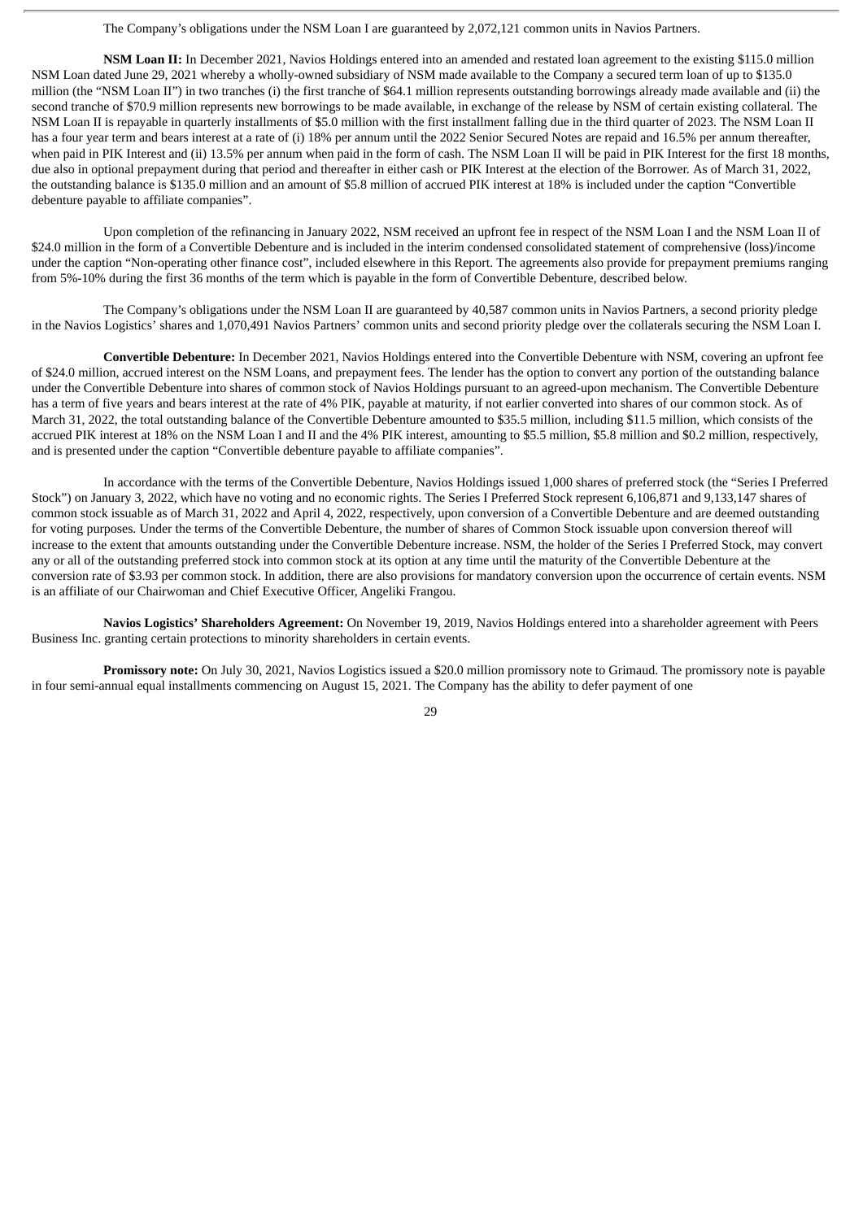The Company's obligations under the NSM Loan I are guaranteed by 2,072,121 common units in Navios Partners.

**NSM Loan II:** In December 2021, Navios Holdings entered into an amended and restated loan agreement to the existing $115.0 million NSM Loan dated June 29, 2021 whereby a wholly-owned subsidiary of NSM made available to the Company a secured term loan of up to $135.0 million (the "NSM Loan II") in two tranches (i) the first tranche of $64.1 million represents outstanding borrowings already made available and (ii) the second tranche of $70.9 million represents new borrowings to be made available, in exchange of the release by NSM of certain existing collateral. The NSM Loan II is repayable in quarterly installments of $5.0 million with the first installment falling due in the third quarter of 2023. The NSM Loan II has a four year term and bears interest at a rate of (i) 18% per annum until the 2022 Senior Secured Notes are repaid and 16.5% per annum thereafter, when paid in PIK Interest and (ii) 13.5% per annum when paid in the form of cash. The NSM Loan II will be paid in PIK Interest for the first 18 months, due also in optional prepayment during that period and thereafter in either cash or PIK Interest at the election of the Borrower. As of March 31, 2022, the outstanding balance is $135.0 million and an amount of $5.8 million of accrued PIK interest at 18% is included under the caption "Convertible debenture payable to affiliate companies".

Upon completion of the refinancing in January 2022, NSM received an upfront fee in respect of the NSM Loan I and the NSM Loan II of $24.0 million in the form of a Convertible Debenture and is included in the interim condensed consolidated statement of comprehensive (loss)/income under the caption "Non-operating other finance cost", included elsewhere in this Report. The agreements also provide for prepayment premiums ranging from 5%-10% during the first 36 months of the term which is payable in the form of Convertible Debenture, described below.

The Company's obligations under the NSM Loan II are guaranteed by 40,587 common units in Navios Partners, a second priority pledge in the Navios Logistics' shares and 1,070,491 Navios Partners' common units and second priority pledge over the collaterals securing the NSM Loan I.

**Convertible Debenture:** In December 2021, Navios Holdings entered into the Convertible Debenture with NSM, covering an upfront fee of $24.0 million, accrued interest on the NSM Loans, and prepayment fees. The lender has the option to convert any portion of the outstanding balance under the Convertible Debenture into shares of common stock of Navios Holdings pursuant to an agreed-upon mechanism. The Convertible Debenture has a term of five years and bears interest at the rate of 4% PIK, payable at maturity, if not earlier converted into shares of our common stock. As of March 31, 2022, the total outstanding balance of the Convertible Debenture amounted to $35.5 million, including $11.5 million, which consists of the accrued PIK interest at 18% on the NSM Loan I and II and the 4% PIK interest, amounting to $5.5 million, $5.8 million and $0.2 million, respectively, and is presented under the caption "Convertible debenture payable to affiliate companies".

In accordance with the terms of the Convertible Debenture, Navios Holdings issued 1,000 shares of preferred stock (the "Series I Preferred Stock") on January 3, 2022, which have no voting and no economic rights. The Series I Preferred Stock represent 6,106,871 and 9,133,147 shares of common stock issuable as of March 31, 2022 and April 4, 2022, respectively, upon conversion of a Convertible Debenture and are deemed outstanding for voting purposes. Under the terms of the Convertible Debenture, the number of shares of Common Stock issuable upon conversion thereof will increase to the extent that amounts outstanding under the Convertible Debenture increase. NSM, the holder of the Series I Preferred Stock, may convert any or all of the outstanding preferred stock into common stock at its option at any time until the maturity of the Convertible Debenture at the conversion rate of $3.93 per common stock. In addition, there are also provisions for mandatory conversion upon the occurrence of certain events. NSM is an affiliate of our Chairwoman and Chief Executive Officer, Angeliki Frangou.

**Navios Logistics' Shareholders Agreement:** On November 19, 2019, Navios Holdings entered into a shareholder agreement with Peers Business Inc. granting certain protections to minority shareholders in certain events.

**Promissory note:** On July 30, 2021, Navios Logistics issued a $20.0 million promissory note to Grimaud. The promissory note is payable in four semi-annual equal installments commencing on August 15, 2021. The Company has the ability to defer payment of one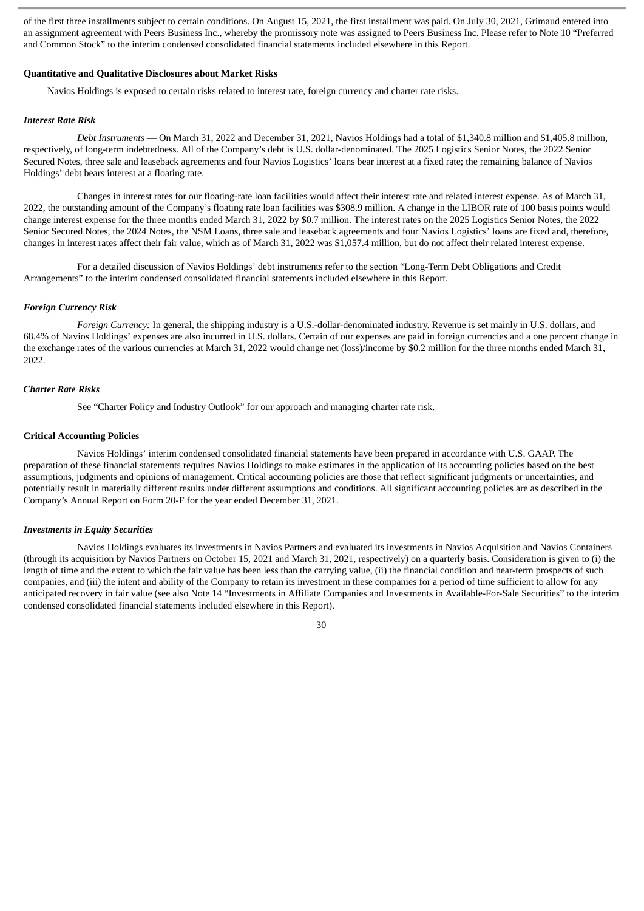of the first three installments subject to certain conditions. On August 15, 2021, the first installment was paid. On July 30, 2021, Grimaud entered into an assignment agreement with Peers Business Inc., whereby the promissory note was assigned to Peers Business Inc. Please refer to Note 10 "Preferred and Common Stock" to the interim condensed consolidated financial statements included elsewhere in this Report.

**Quantitative and Qualitative Disclosures about Market Risks**

Navios Holdings is exposed to certain risks related to interest rate, foreign currency and charter rate risks.

***Interest Rate Risk***

*Debt Instruments* — On March 31, 2022 and December 31, 2021, Navios Holdings had a total of $1,340.8 million and $1,405.8 million, respectively, of long-term indebtedness. All of the Company's debt is U.S. dollar-denominated. The 2025 Logistics Senior Notes, the 2022 Senior Secured Notes, three sale and leaseback agreements and four Navios Logistics' loans bear interest at a fixed rate; the remaining balance of Navios Holdings' debt bears interest at a floating rate.

Changes in interest rates for our floating-rate loan facilities would affect their interest rate and related interest expense. As of March 31, 2022, the outstanding amount of the Company's floating rate loan facilities was $308.9 million. A change in the LIBOR rate of 100 basis points would change interest expense for the three months ended March 31, 2022 by $0.7 million. The interest rates on the 2025 Logistics Senior Notes, the 2022 Senior Secured Notes, the 2024 Notes, the NSM Loans, three sale and leaseback agreements and four Navios Logistics' loans are fixed and, therefore, changes in interest rates affect their fair value, which as of March 31, 2022 was $1,057.4 million, but do not affect their related interest expense.

For a detailed discussion of Navios Holdings' debt instruments refer to the section "Long-Term Debt Obligations and Credit Arrangements" to the interim condensed consolidated financial statements included elsewhere in this Report.

***Foreign Currency Risk***

*Foreign Currency:* In general, the shipping industry is a U.S.-dollar-denominated industry. Revenue is set mainly in U.S. dollars, and 68.4% of Navios Holdings' expenses are also incurred in U.S. dollars. Certain of our expenses are paid in foreign currencies and a one percent change in the exchange rates of the various currencies at March 31, 2022 would change net (loss)/income by $0.2 million for the three months ended March 31, 2022.

***Charter Rate Risks***

See "Charter Policy and Industry Outlook" for our approach and managing charter rate risk.

**Critical Accounting Policies**

Navios Holdings' interim condensed consolidated financial statements have been prepared in accordance with U.S. GAAP. The preparation of these financial statements requires Navios Holdings to make estimates in the application of its accounting policies based on the best assumptions, judgments and opinions of management. Critical accounting policies are those that reflect significant judgments or uncertainties, and potentially result in materially different results under different assumptions and conditions. All significant accounting policies are as described in the Company's Annual Report on Form 20-F for the year ended December 31, 2021.

***Investments in Equity Securities***

Navios Holdings evaluates its investments in Navios Partners and evaluated its investments in Navios Acquisition and Navios Containers (through its acquisition by Navios Partners on October 15, 2021 and March 31, 2021, respectively) on a quarterly basis. Consideration is given to (i) the length of time and the extent to which the fair value has been less than the carrying value, (ii) the financial condition and near-term prospects of such companies, and (iii) the intent and ability of the Company to retain its investment in these companies for a period of time sufficient to allow for any anticipated recovery in fair value (see also Note 14 "Investments in Affiliate Companies and Investments in Available-For-Sale Securities" to the interim condensed consolidated financial statements included elsewhere in this Report).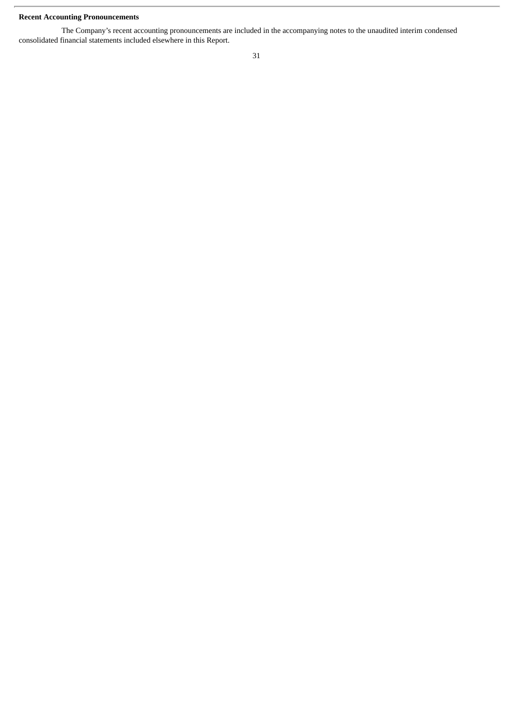**Recent Accounting Pronouncements**

The Company's recent accounting pronouncements are included in the accompanying notes to the unaudited interim condensed consolidated financial statements included elsewhere in this Report.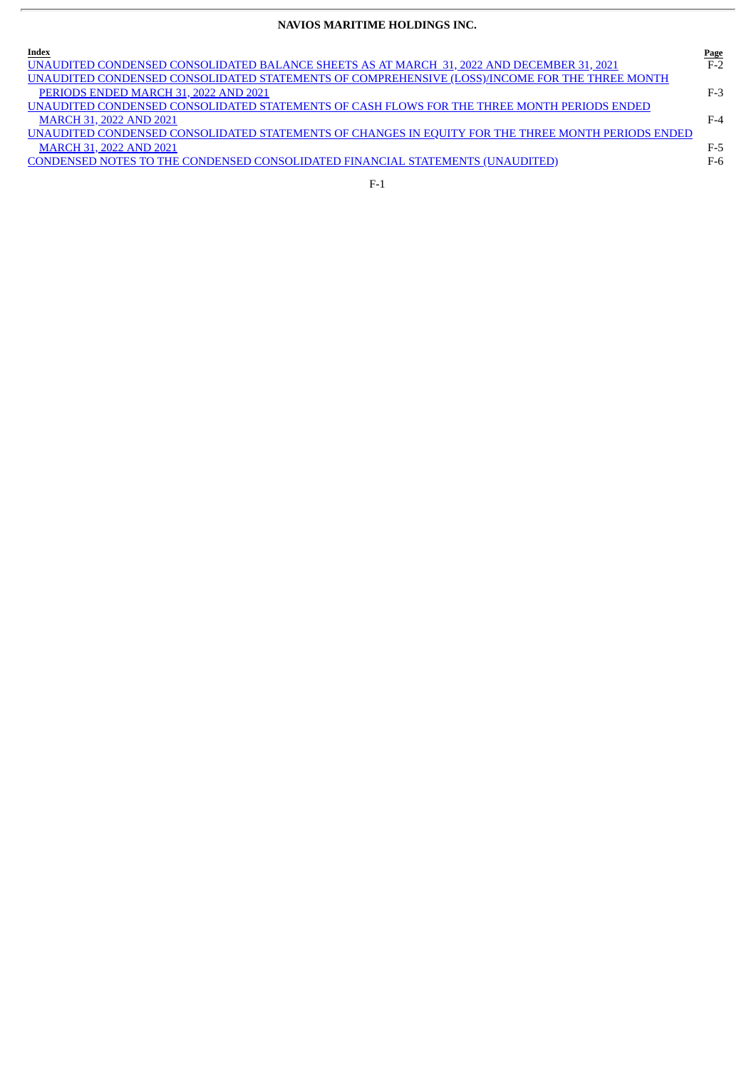**NAVIOS MARITIME HOLDINGS INC.**

| Index | Page |
|---|---|
| UNAUDITED CONDENSED CONSOLIDATED BALANCE SHEETS AS AT MARCH 31, 2022 AND DECEMBER 31, 2021 | F-2 |
| UNAUDITED CONDENSED CONSOLIDATED STATEMENTS OF COMPREHENSIVE (LOSS)/INCOME FOR THE THREE MONTH PERIODS ENDED MARCH 31, 2022 AND 2021 | F-3 |
| UNAUDITED CONDENSED CONSOLIDATED STATEMENTS OF CASH FLOWS FOR THE THREE MONTH PERIODS ENDED MARCH 31, 2022 AND 2021 | F-4 |
| UNAUDITED CONDENSED CONSOLIDATED STATEMENTS OF CHANGES IN EQUITY FOR THE THREE MONTH PERIODS ENDED MARCH 31, 2022 AND 2021 | F-5 |
| CONDENSED NOTES TO THE CONDENSED CONSOLIDATED FINANCIAL STATEMENTS (UNAUDITED) | F-6 |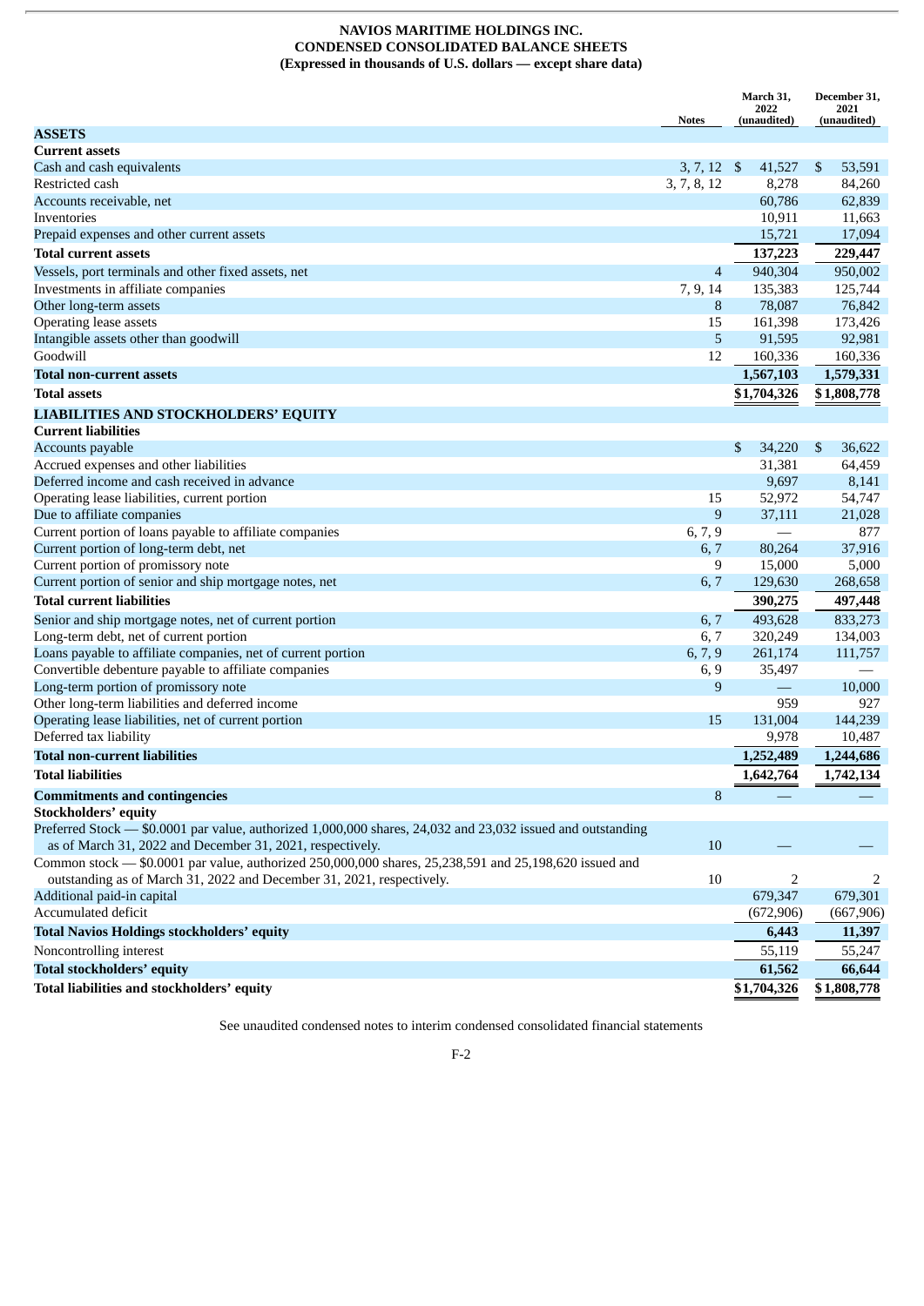# NAVIOS MARITIME HOLDINGS INC.
## CONDENSED CONSOLIDATED BALANCE SHEETS
### (Expressed in thousands of U.S. dollars — except share data)

| | Notes | March 31, 2022 (unaudited) | December 31, 2021 (unaudited) |
|---|---|---|---|
| **ASSETS** | | | |
| **Current assets** | | | |
| Cash and cash equivalents | 3, 7, 12 | $ 41,527 | $ 53,591 |
| Restricted cash | 3, 7, 8, 12 | 8,278 | 84,260 |
| Accounts receivable, net | | 60,786 | 62,839 |
| Inventories | | 10,911 | 11,663 |
| Prepaid expenses and other current assets | | 15,721 | 17,094 |
| **Total current assets** | | **137,223** | **229,447** |
| Vessels, port terminals and other fixed assets, net | 4 | 940,304 | 950,002 |
| Investments in affiliate companies | 7, 9, 14 | 135,383 | 125,744 |
| Other long-term assets | 8 | 78,087 | 76,842 |
| Operating lease assets | 15 | 161,398 | 173,426 |
| Intangible assets other than goodwill | 5 | 91,595 | 92,981 |
| Goodwill | 12 | 160,336 | 160,336 |
| **Total non-current assets** | | **1,567,103** | **1,579,331** |
| **Total assets** | | **$1,704,326** | **$1,808,778** |
| **LIABILITIES AND STOCKHOLDERS' EQUITY** | | | |
| **Current liabilities** | | | |
| Accounts payable | | $ 34,220 | $ 36,622 |
| Accrued expenses and other liabilities | | 31,381 | 64,459 |
| Deferred income and cash received in advance | | 9,697 | 8,141 |
| Operating lease liabilities, current portion | 15 | 52,972 | 54,747 |
| Due to affiliate companies | 9 | 37,111 | 21,028 |
| Current portion of loans payable to affiliate companies | 6, 7, 9 | — | 877 |
| Current portion of long-term debt, net | 6, 7 | 80,264 | 37,916 |
| Current portion of promissory note | 9 | 15,000 | 5,000 |
| Current portion of senior and ship mortgage notes, net | 6, 7 | 129,630 | 268,658 |
| **Total current liabilities** | | **390,275** | **497,448** |
| Senior and ship mortgage notes, net of current portion | 6, 7 | 493,628 | 833,273 |
| Long-term debt, net of current portion | 6, 7 | 320,249 | 134,003 |
| Loans payable to affiliate companies, net of current portion | 6, 7, 9 | 261,174 | 111,757 |
| Convertible debenture payable to affiliate companies | 6, 9 | 35,497 | — |
| Long-term portion of promissory note | 9 | — | 10,000 |
| Other long-term liabilities and deferred income | | 959 | 927 |
| Operating lease liabilities, net of current portion | 15 | 131,004 | 144,239 |
| Deferred tax liability | | 9,978 | 10,487 |
| **Total non-current liabilities** | | **1,252,489** | **1,244,686** |
| **Total liabilities** | | **1,642,764** | **1,742,134** |
| **Commitments and contingencies** | 8 | — | — |
| **Stockholders' equity** | | | |
| Preferred Stock — $0.0001 par value, authorized 1,000,000 shares, 24,032 and 23,032 issued and outstanding as of March 31, 2022 and December 31, 2021, respectively. | 10 | — | — |
| Common stock — $0.0001 par value, authorized 250,000,000 shares, 25,238,591 and 25,198,620 issued and outstanding as of March 31, 2022 and December 31, 2021, respectively. | 10 | 2 | 2 |
| Additional paid-in capital | | 679,347 | 679,301 |
| Accumulated deficit | | (672,906) | (667,906) |
| **Total Navios Holdings stockholders' equity** | | **6,443** | **11,397** |
| Noncontrolling interest | | 55,119 | 55,247 |
| **Total stockholders' equity** | | **61,562** | **66,644** |
| **Total liabilities and stockholders' equity** | | **$1,704,326** | **$1,808,778** |

See unaudited condensed notes to interim condensed consolidated financial statements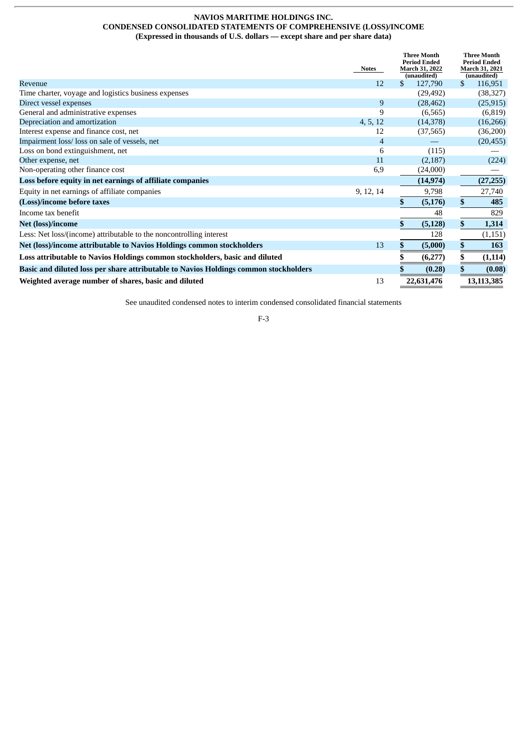**NAVIOS MARITIME HOLDINGS INC.**
**CONDENSED CONSOLIDATED STATEMENTS OF COMPREHENSIVE (LOSS)/INCOME**
**(Expressed in thousands of U.S. dollars — except share and per share data)**

| | Notes | Three Month Period Ended March 31, 2022 (unaudited) | Three Month Period Ended March 31, 2021 (unaudited) |
|---|---|---|---|
| Revenue | 12 | $ 127,790 | $ 116,951 |
| Time charter, voyage and logistics business expenses | | (29,492) | (38,327) |
| Direct vessel expenses | 9 | (28,462) | (25,915) |
| General and administrative expenses | 9 | (6,565) | (6,819) |
| Depreciation and amortization | 4, 5, 12 | (14,378) | (16,266) |
| Interest expense and finance cost, net | 12 | (37,565) | (36,200) |
| Impairment loss/ loss on sale of vessels, net | 4 | — | (20,455) |
| Loss on bond extinguishment, net | 6 | (115) | — |
| Other expense, net | 11 | (2,187) | (224) |
| Non-operating other finance cost | 6,9 | (24,000) | — |
| **Loss before equity in net earnings of affiliate companies** | | **(14,974)** | **(27,255)** |
| Equity in net earnings of affiliate companies | 9, 12, 14 | 9,798 | 27,740 |
| **(Loss)/income before taxes** | | **$ (5,176)** | **$ 485** |
| Income tax benefit | | 48 | 829 |
| **Net (loss)/income** | | **$ (5,128)** | **$ 1,314** |
| Less: Net loss/(income) attributable to the noncontrolling interest | | 128 | (1,151) |
| **Net (loss)/income attributable to Navios Holdings common stockholders** | 13 | **$ (5,000)** | **$ 163** |
| **Loss attributable to Navios Holdings common stockholders, basic and diluted** | | **$ (6,277)** | **$ (1,114)** |
| **Basic and diluted loss per share attributable to Navios Holdings common stockholders** | | **$ (0.28)** | **$ (0.08)** |
| **Weighted average number of shares, basic and diluted** | 13 | **22,631,476** | **13,113,385** |

See unaudited condensed notes to interim condensed consolidated financial statements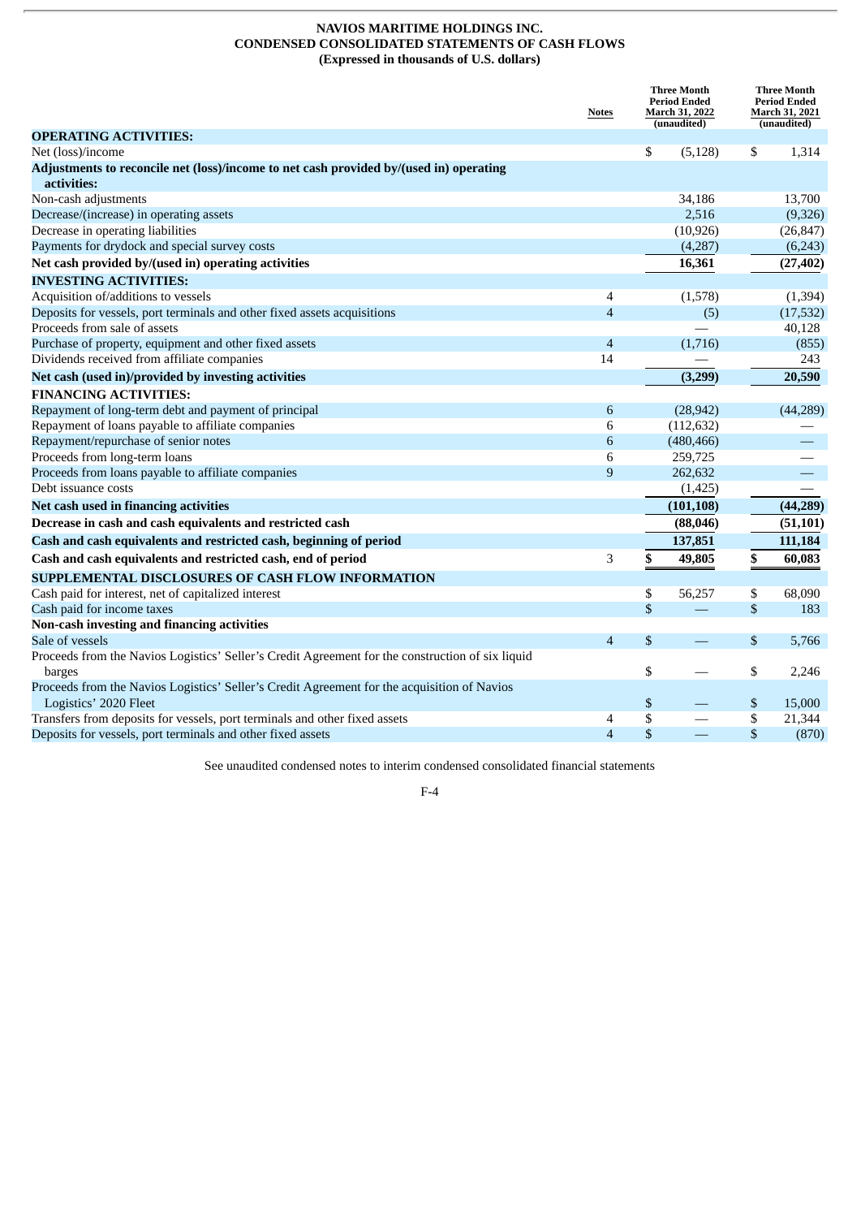# NAVIOS MARITIME HOLDINGS INC.
## CONDENSED CONSOLIDATED STATEMENTS OF CASH FLOWS
### (Expressed in thousands of U.S. dollars)

| | Notes | Three Month Period Ended March 31, 2022 (unaudited) | Three Month Period Ended March 31, 2021 (unaudited) |
|---|---|---|---|
| **OPERATING ACTIVITIES:** | | | |
| Net (loss)/income | | $ (5,128) | $ 1,314 |
| **Adjustments to reconcile net (loss)/income to net cash provided by/(used in) operating activities:** | | | |
| Non-cash adjustments | | 34,186 | 13,700 |
| Decrease/(increase) in operating assets | | 2,516 | (9,326) |
| Decrease in operating liabilities | | (10,926) | (26,847) |
| Payments for drydock and special survey costs | | (4,287) | (6,243) |
| **Net cash provided by/(used in) operating activities** | | **16,361** | **(27,402)** |
| **INVESTING ACTIVITIES:** | | | |
| Acquisition of/additions to vessels | 4 | (1,578) | (1,394) |
| Deposits for vessels, port terminals and other fixed assets acquisitions | 4 | (5) | (17,532) |
| Proceeds from sale of assets | | — | 40,128 |
| Purchase of property, equipment and other fixed assets | 4 | (1,716) | (855) |
| Dividends received from affiliate companies | 14 | — | 243 |
| **Net cash (used in)/provided by investing activities** | | **(3,299)** | **20,590** |
| **FINANCING ACTIVITIES:** | | | |
| Repayment of long-term debt and payment of principal | 6 | (28,942) | (44,289) |
| Repayment of loans payable to affiliate companies | 6 | (112,632) | — |
| Repayment/repurchase of senior notes | 6 | (480,466) | — |
| Proceeds from long-term loans | 6 | 259,725 | — |
| Proceeds from loans payable to affiliate companies | 9 | 262,632 | — |
| Debt issuance costs | | (1,425) | — |
| **Net cash used in financing activities** | | **(101,108)** | **(44,289)** |
| **Decrease in cash and cash equivalents and restricted cash** | | **(88,046)** | **(51,101)** |
| **Cash and cash equivalents and restricted cash, beginning of period** | | **137,851** | **111,184** |
| **Cash and cash equivalents and restricted cash, end of period** | 3 | **$ 49,805** | **$ 60,083** |
| **SUPPLEMENTAL DISCLOSURES OF CASH FLOW INFORMATION** | | | |
| Cash paid for interest, net of capitalized interest | | $ 56,257 | $ 68,090 |
| Cash paid for income taxes | | $ — | $ 183 |
| **Non-cash investing and financing activities** | | | |
| Sale of vessels | 4 | $ — | $ 5,766 |
| Proceeds from the Navios Logistics' Seller's Credit Agreement for the construction of six liquid barges | | $ — | $ 2,246 |
| Proceeds from the Navios Logistics' Seller's Credit Agreement for the acquisition of Navios Logistics' 2020 Fleet | | $ — | $ 15,000 |
| Transfers from deposits for vessels, port terminals and other fixed assets | 4 | $ — | $ 21,344 |
| Deposits for vessels, port terminals and other fixed assets | 4 | $ — | $ (870) |

See unaudited condensed notes to interim condensed consolidated financial statements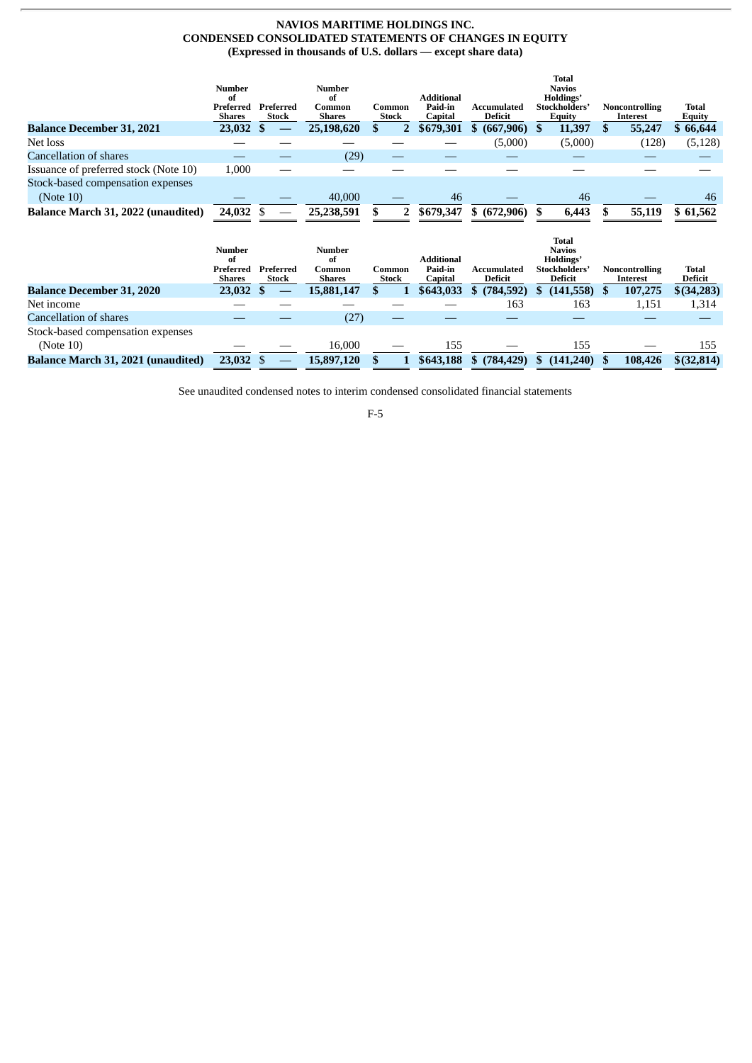**NAVIOS MARITIME HOLDINGS INC.**
**CONDENSED CONSOLIDATED STATEMENTS OF CHANGES IN EQUITY**
**(Expressed in thousands of U.S. dollars — except share data)**

| | Number of Preferred Shares | Preferred Stock | Number of Common Shares | Common Stock | Additional Paid-in Capital | Accumulated Deficit | Total Navios Holdings' Stockholders' Equity | Noncontrolling Interest | Total Equity |
|---|---|---|---|---|---|---|---|---|---|
| **Balance December 31, 2021** | **23,032** | **$ —** | **25,198,620** | **$ 2** | **$679,301** | **$ (667,906)** | **$ 11,397** | **$ 55,247** | **$ 66,644** |
| Net loss | — | — | — | — | — | (5,000) | (5,000) | (128) | (5,128) |
| Cancellation of shares | — | — | (29) | — | — | — | — | — | — |
| Issuance of preferred stock (Note 10) | 1,000 | — | — | — | — | — | — | — | — |
| Stock-based compensation expenses (Note 10) | — | — | 40,000 | — | 46 | — | 46 | — | 46 |
| **Balance March 31, 2022 (unaudited)** | **24,032** | **$ —** | **25,238,591** | **$ 2** | **$679,347** | **$ (672,906)** | **$ 6,443** | **$ 55,119** | **$ 61,562** |

| | Number of Preferred Shares | Preferred Stock | Number of Common Shares | Common Stock | Additional Paid-in Capital | Accumulated Deficit | Total Navios Holdings' Stockholders' Deficit | Noncontrolling Interest | Total Deficit |
|---|---|---|---|---|---|---|---|---|---|
| **Balance December 31, 2020** | **23,032** | **$ —** | **15,881,147** | **$ 1** | **$643,033** | **$ (784,592)** | **$ (141,558)** | **$ 107,275** | **$(34,283)** |
| Net income | — | — | — | — | — | 163 | 163 | 1,151 | 1,314 |
| Cancellation of shares | — | — | (27) | — | — | — | — | — | — |
| Stock-based compensation expenses (Note 10) | — | — | 16,000 | — | 155 | — | 155 | — | 155 |
| **Balance March 31, 2021 (unaudited)** | **23,032** | **$ —** | **15,897,120** | **$ 1** | **$643,188** | **$ (784,429)** | **$ (141,240)** | **$ 108,426** | **$(32,814)** |

See unaudited condensed notes to interim condensed consolidated financial statements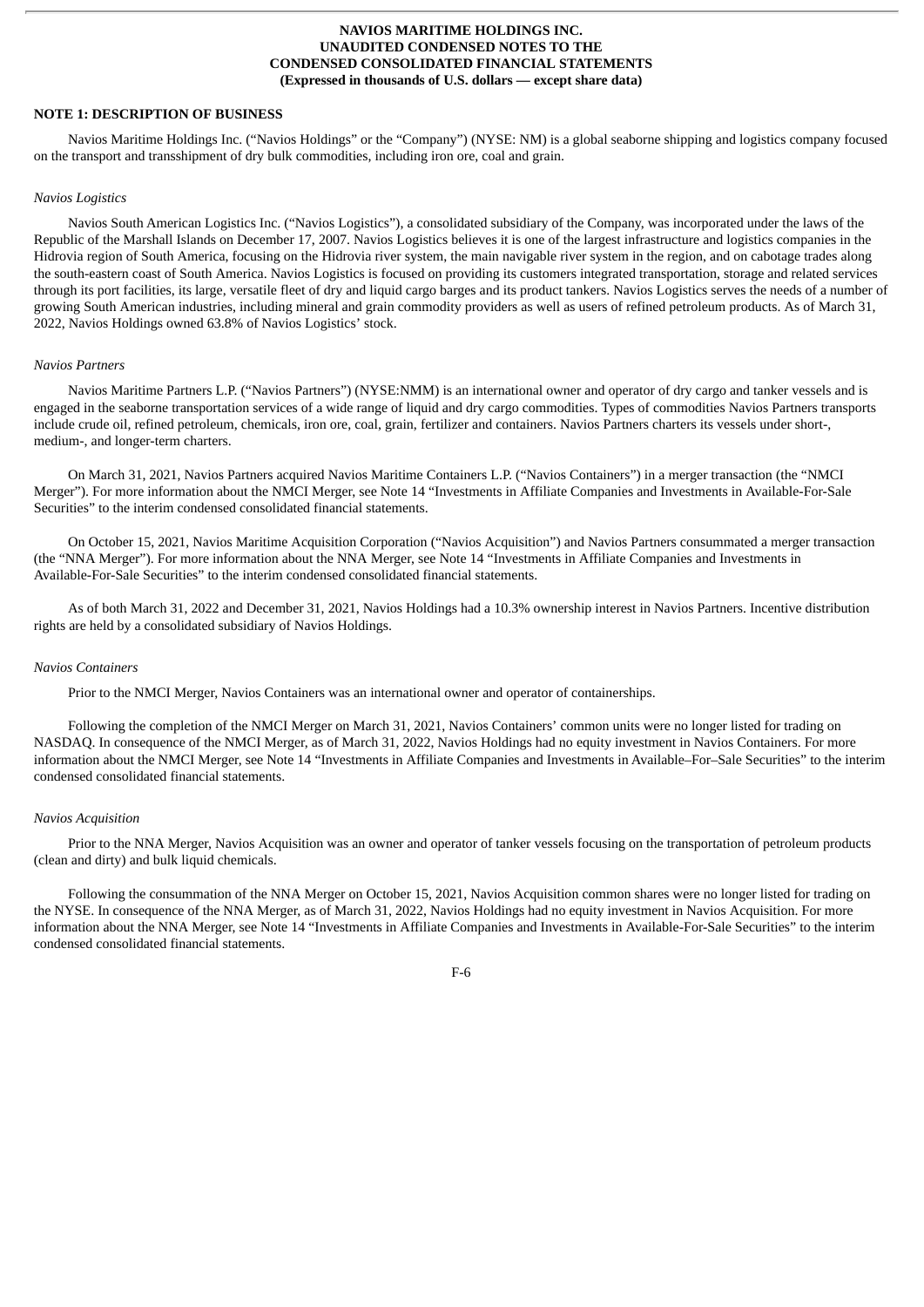# NAVIOS MARITIME HOLDINGS INC.
## UNAUDITED CONDENSED NOTES TO THE CONDENSED CONSOLIDATED FINANCIAL STATEMENTS
**(Expressed in thousands of U.S. dollars — except share data)**

### NOTE 1: DESCRIPTION OF BUSINESS

Navios Maritime Holdings Inc. ("Navios Holdings" or the "Company") (NYSE: NM) is a global seaborne shipping and logistics company focused on the transport and transshipment of dry bulk commodities, including iron ore, coal and grain.

*Navios Logistics*

Navios South American Logistics Inc. ("Navios Logistics"), a consolidated subsidiary of the Company, was incorporated under the laws of the Republic of the Marshall Islands on December 17, 2007. Navios Logistics believes it is one of the largest infrastructure and logistics companies in the Hidrovia region of South America, focusing on the Hidrovia river system, the main navigable river system in the region, and on cabotage trades along the south-eastern coast of South America. Navios Logistics is focused on providing its customers integrated transportation, storage and related services through its port facilities, its large, versatile fleet of dry and liquid cargo barges and its product tankers. Navios Logistics serves the needs of a number of growing South American industries, including mineral and grain commodity providers as well as users of refined petroleum products. As of March 31, 2022, Navios Holdings owned 63.8% of Navios Logistics' stock.

*Navios Partners*

Navios Maritime Partners L.P. ("Navios Partners") (NYSE:NMM) is an international owner and operator of dry cargo and tanker vessels and is engaged in the seaborne transportation services of a wide range of liquid and dry cargo commodities. Types of commodities Navios Partners transports include crude oil, refined petroleum, chemicals, iron ore, coal, grain, fertilizer and containers. Navios Partners charters its vessels under short-, medium-, and longer-term charters.

On March 31, 2021, Navios Partners acquired Navios Maritime Containers L.P. ("Navios Containers") in a merger transaction (the "NMCI Merger"). For more information about the NMCI Merger, see Note 14 "Investments in Affiliate Companies and Investments in Available-For-Sale Securities" to the interim condensed consolidated financial statements.

On October 15, 2021, Navios Maritime Acquisition Corporation ("Navios Acquisition") and Navios Partners consummated a merger transaction (the "NNA Merger"). For more information about the NNA Merger, see Note 14 "Investments in Affiliate Companies and Investments in Available-For-Sale Securities" to the interim condensed consolidated financial statements.

As of both March 31, 2022 and December 31, 2021, Navios Holdings had a 10.3% ownership interest in Navios Partners. Incentive distribution rights are held by a consolidated subsidiary of Navios Holdings.

*Navios Containers*

Prior to the NMCI Merger, Navios Containers was an international owner and operator of containerships.

Following the completion of the NMCI Merger on March 31, 2021, Navios Containers' common units were no longer listed for trading on NASDAQ. In consequence of the NMCI Merger, as of March 31, 2022, Navios Holdings had no equity investment in Navios Containers. For more information about the NMCI Merger, see Note 14 "Investments in Affiliate Companies and Investments in Available–For–Sale Securities" to the interim condensed consolidated financial statements.

*Navios Acquisition*

Prior to the NNA Merger, Navios Acquisition was an owner and operator of tanker vessels focusing on the transportation of petroleum products (clean and dirty) and bulk liquid chemicals.

Following the consummation of the NNA Merger on October 15, 2021, Navios Acquisition common shares were no longer listed for trading on the NYSE. In consequence of the NNA Merger, as of March 31, 2022, Navios Holdings had no equity investment in Navios Acquisition. For more information about the NNA Merger, see Note 14 "Investments in Affiliate Companies and Investments in Available-For-Sale Securities" to the interim condensed consolidated financial statements.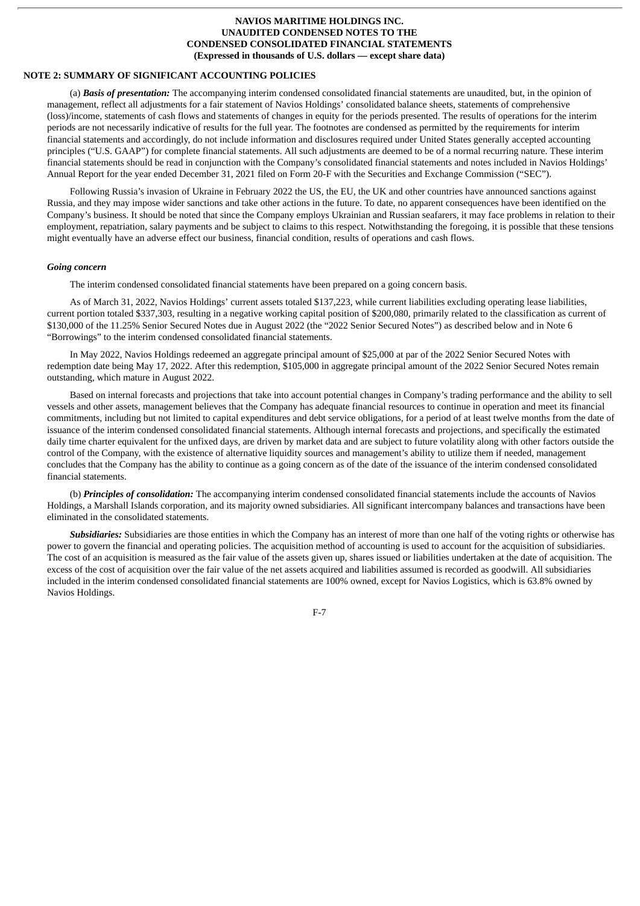**NAVIOS MARITIME HOLDINGS INC.**
**UNAUDITED CONDENSED NOTES TO THE**
**CONDENSED CONSOLIDATED FINANCIAL STATEMENTS**
**(Expressed in thousands of U.S. dollars — except share data)**

**NOTE 2: SUMMARY OF SIGNIFICANT ACCOUNTING POLICIES**

(a) ***Basis of presentation:*** The accompanying interim condensed consolidated financial statements are unaudited, but, in the opinion of management, reflect all adjustments for a fair statement of Navios Holdings' consolidated balance sheets, statements of comprehensive (loss)/income, statements of cash flows and statements of changes in equity for the periods presented. The results of operations for the interim periods are not necessarily indicative of results for the full year. The footnotes are condensed as permitted by the requirements for interim financial statements and accordingly, do not include information and disclosures required under United States generally accepted accounting principles ("U.S. GAAP") for complete financial statements. All such adjustments are deemed to be of a normal recurring nature. These interim financial statements should be read in conjunction with the Company's consolidated financial statements and notes included in Navios Holdings' Annual Report for the year ended December 31, 2021 filed on Form 20-F with the Securities and Exchange Commission ("SEC").

Following Russia's invasion of Ukraine in February 2022 the US, the EU, the UK and other countries have announced sanctions against Russia, and they may impose wider sanctions and take other actions in the future. To date, no apparent consequences have been identified on the Company's business. It should be noted that since the Company employs Ukrainian and Russian seafarers, it may face problems in relation to their employment, repatriation, salary payments and be subject to claims to this respect. Notwithstanding the foregoing, it is possible that these tensions might eventually have an adverse effect our business, financial condition, results of operations and cash flows.

***Going concern***

The interim condensed consolidated financial statements have been prepared on a going concern basis.

As of March 31, 2022, Navios Holdings' current assets totaled $137,223, while current liabilities excluding operating lease liabilities, current portion totaled $337,303, resulting in a negative working capital position of $200,080, primarily related to the classification as current of $130,000 of the 11.25% Senior Secured Notes due in August 2022 (the "2022 Senior Secured Notes") as described below and in Note 6 "Borrowings" to the interim condensed consolidated financial statements.

In May 2022, Navios Holdings redeemed an aggregate principal amount of $25,000 at par of the 2022 Senior Secured Notes with redemption date being May 17, 2022. After this redemption, $105,000 in aggregate principal amount of the 2022 Senior Secured Notes remain outstanding, which mature in August 2022.

Based on internal forecasts and projections that take into account potential changes in Company's trading performance and the ability to sell vessels and other assets, management believes that the Company has adequate financial resources to continue in operation and meet its financial commitments, including but not limited to capital expenditures and debt service obligations, for a period of at least twelve months from the date of issuance of the interim condensed consolidated financial statements. Although internal forecasts and projections, and specifically the estimated daily time charter equivalent for the unfixed days, are driven by market data and are subject to future volatility along with other factors outside the control of the Company, with the existence of alternative liquidity sources and management's ability to utilize them if needed, management concludes that the Company has the ability to continue as a going concern as of the date of the issuance of the interim condensed consolidated financial statements.

(b) ***Principles of consolidation:*** The accompanying interim condensed consolidated financial statements include the accounts of Navios Holdings, a Marshall Islands corporation, and its majority owned subsidiaries. All significant intercompany balances and transactions have been eliminated in the consolidated statements.

***Subsidiaries:*** Subsidiaries are those entities in which the Company has an interest of more than one half of the voting rights or otherwise has power to govern the financial and operating policies. The acquisition method of accounting is used to account for the acquisition of subsidiaries. The cost of an acquisition is measured as the fair value of the assets given up, shares issued or liabilities undertaken at the date of acquisition. The excess of the cost of acquisition over the fair value of the net assets acquired and liabilities assumed is recorded as goodwill. All subsidiaries included in the interim condensed consolidated financial statements are 100% owned, except for Navios Logistics, which is 63.8% owned by Navios Holdings.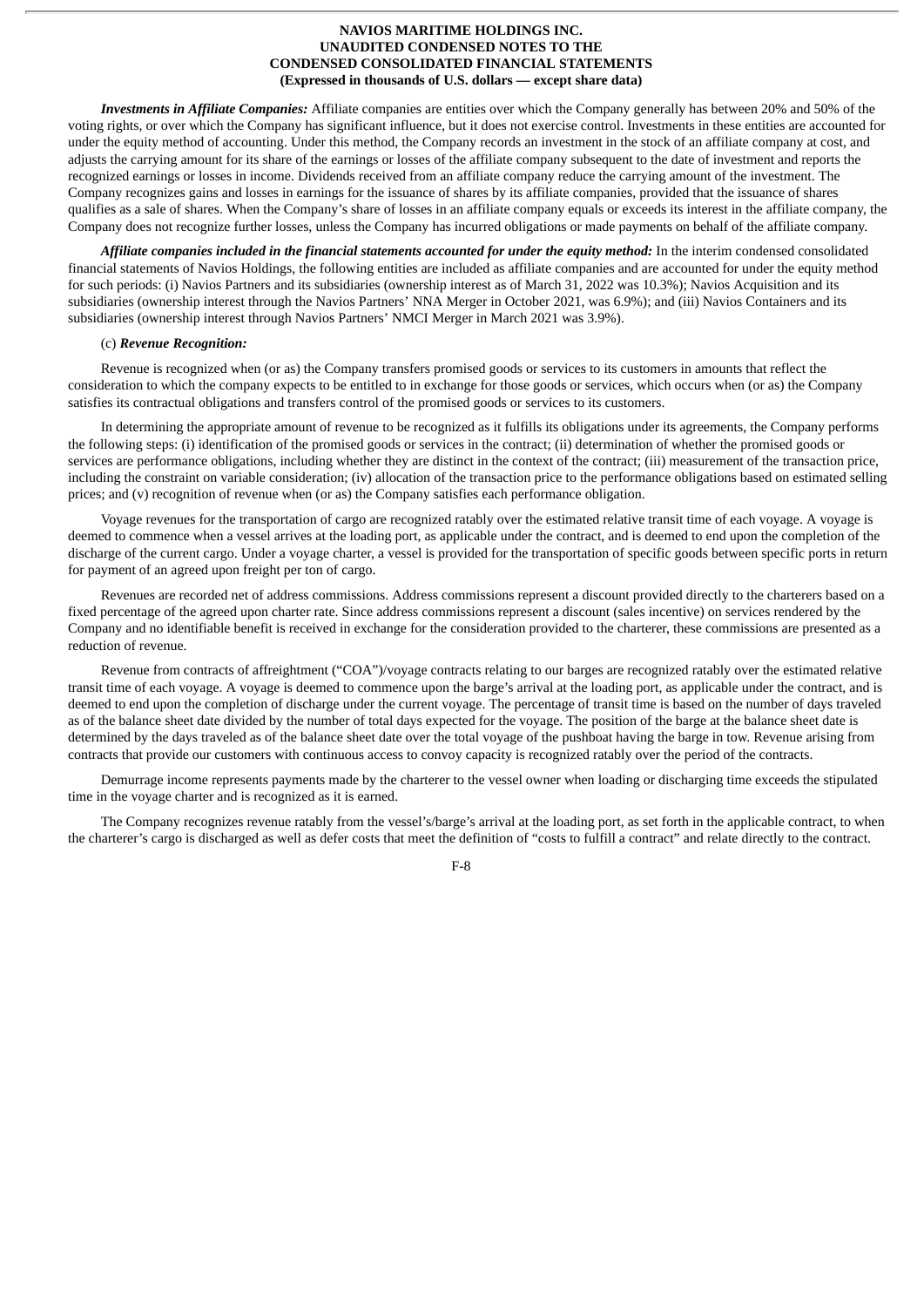***Investments in Affiliate Companies:*** Affiliate companies are entities over which the Company generally has between 20% and 50% of the voting rights, or over which the Company has significant influence, but it does not exercise control. Investments in these entities are accounted for under the equity method of accounting. Under this method, the Company records an investment in the stock of an affiliate company at cost, and adjusts the carrying amount for its share of the earnings or losses of the affiliate company subsequent to the date of investment and reports the recognized earnings or losses in income. Dividends received from an affiliate company reduce the carrying amount of the investment. The Company recognizes gains and losses in earnings for the issuance of shares by its affiliate companies, provided that the issuance of shares qualifies as a sale of shares. When the Company's share of losses in an affiliate company equals or exceeds its interest in the affiliate company, the Company does not recognize further losses, unless the Company has incurred obligations or made payments on behalf of the affiliate company.

***Affiliate companies included in the financial statements accounted for under the equity method:*** In the interim condensed consolidated financial statements of Navios Holdings, the following entities are included as affiliate companies and are accounted for under the equity method for such periods: (i) Navios Partners and its subsidiaries (ownership interest as of March 31, 2022 was 10.3%); Navios Acquisition and its subsidiaries (ownership interest through the Navios Partners' NNA Merger in October 2021, was 6.9%); and (iii) Navios Containers and its subsidiaries (ownership interest through Navios Partners' NMCI Merger in March 2021 was 3.9%).

(c) ***Revenue Recognition:***

Revenue is recognized when (or as) the Company transfers promised goods or services to its customers in amounts that reflect the consideration to which the company expects to be entitled to in exchange for those goods or services, which occurs when (or as) the Company satisfies its contractual obligations and transfers control of the promised goods or services to its customers.

In determining the appropriate amount of revenue to be recognized as it fulfills its obligations under its agreements, the Company performs the following steps: (i) identification of the promised goods or services in the contract; (ii) determination of whether the promised goods or services are performance obligations, including whether they are distinct in the context of the contract; (iii) measurement of the transaction price, including the constraint on variable consideration; (iv) allocation of the transaction price to the performance obligations based on estimated selling prices; and (v) recognition of revenue when (or as) the Company satisfies each performance obligation.

Voyage revenues for the transportation of cargo are recognized ratably over the estimated relative transit time of each voyage. A voyage is deemed to commence when a vessel arrives at the loading port, as applicable under the contract, and is deemed to end upon the completion of the discharge of the current cargo. Under a voyage charter, a vessel is provided for the transportation of specific goods between specific ports in return for payment of an agreed upon freight per ton of cargo.

Revenues are recorded net of address commissions. Address commissions represent a discount provided directly to the charterers based on a fixed percentage of the agreed upon charter rate. Since address commissions represent a discount (sales incentive) on services rendered by the Company and no identifiable benefit is received in exchange for the consideration provided to the charterer, these commissions are presented as a reduction of revenue.

Revenue from contracts of affreightment ("COA")/voyage contracts relating to our barges are recognized ratably over the estimated relative transit time of each voyage. A voyage is deemed to commence upon the barge's arrival at the loading port, as applicable under the contract, and is deemed to end upon the completion of discharge under the current voyage. The percentage of transit time is based on the number of days traveled as of the balance sheet date divided by the number of total days expected for the voyage. The position of the barge at the balance sheet date is determined by the days traveled as of the balance sheet date over the total voyage of the pushboat having the barge in tow. Revenue arising from contracts that provide our customers with continuous access to convoy capacity is recognized ratably over the period of the contracts.

Demurrage income represents payments made by the charterer to the vessel owner when loading or discharging time exceeds the stipulated time in the voyage charter and is recognized as it is earned.

The Company recognizes revenue ratably from the vessel's/barge's arrival at the loading port, as set forth in the applicable contract, to when the charterer's cargo is discharged as well as defer costs that meet the definition of "costs to fulfill a contract" and relate directly to the contract.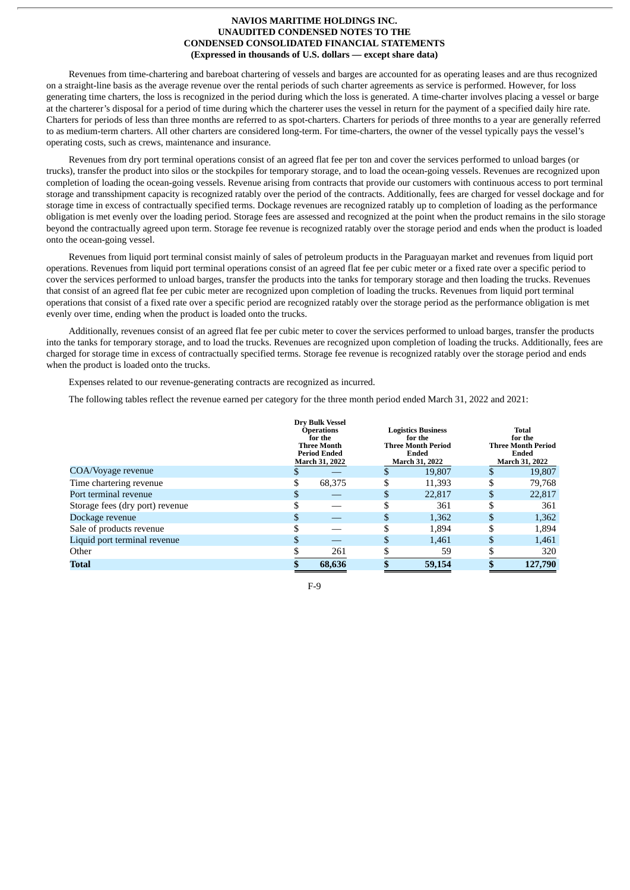**NAVIOS MARITIME HOLDINGS INC.**
**UNAUDITED CONDENSED NOTES TO THE**
**CONDENSED CONSOLIDATED FINANCIAL STATEMENTS**
**(Expressed in thousands of U.S. dollars — except share data)**

Revenues from time-chartering and bareboat chartering of vessels and barges are accounted for as operating leases and are thus recognized on a straight-line basis as the average revenue over the rental periods of such charter agreements as service is performed. However, for loss generating time charters, the loss is recognized in the period during which the loss is generated. A time-charter involves placing a vessel or barge at the charterer's disposal for a period of time during which the charterer uses the vessel in return for the payment of a specified daily hire rate. Charters for periods of less than three months are referred to as spot-charters. Charters for periods of three months to a year are generally referred to as medium-term charters. All other charters are considered long-term. For time-charters, the owner of the vessel typically pays the vessel's operating costs, such as crews, maintenance and insurance.

Revenues from dry port terminal operations consist of an agreed flat fee per ton and cover the services performed to unload barges (or trucks), transfer the product into silos or the stockpiles for temporary storage, and to load the ocean-going vessels. Revenues are recognized upon completion of loading the ocean-going vessels. Revenue arising from contracts that provide our customers with continuous access to port terminal storage and transshipment capacity is recognized ratably over the period of the contracts. Additionally, fees are charged for vessel dockage and for storage time in excess of contractually specified terms. Dockage revenues are recognized ratably up to completion of loading as the performance obligation is met evenly over the loading period. Storage fees are assessed and recognized at the point when the product remains in the silo storage beyond the contractually agreed upon term. Storage fee revenue is recognized ratably over the storage period and ends when the product is loaded onto the ocean-going vessel.

Revenues from liquid port terminal consist mainly of sales of petroleum products in the Paraguayan market and revenues from liquid port operations. Revenues from liquid port terminal operations consist of an agreed flat fee per cubic meter or a fixed rate over a specific period to cover the services performed to unload barges, transfer the products into the tanks for temporary storage and then loading the trucks. Revenues that consist of an agreed flat fee per cubic meter are recognized upon completion of loading the trucks. Revenues from liquid port terminal operations that consist of a fixed rate over a specific period are recognized ratably over the storage period as the performance obligation is met evenly over time, ending when the product is loaded onto the trucks.

Additionally, revenues consist of an agreed flat fee per cubic meter to cover the services performed to unload barges, transfer the products into the tanks for temporary storage, and to load the trucks. Revenues are recognized upon completion of loading the trucks. Additionally, fees are charged for storage time in excess of contractually specified terms. Storage fee revenue is recognized ratably over the storage period and ends when the product is loaded onto the trucks.

Expenses related to our revenue-generating contracts are recognized as incurred.

The following tables reflect the revenue earned per category for the three month period ended March 31, 2022 and 2021:

| | Dry Bulk Vessel Operations for the Three Month Period Ended March 31, 2022 | Logistics Business for the Three Month Period Ended March 31, 2022 | Total for the Three Month Period Ended March 31, 2022 |
|---|---|---|---|
| COA/Voyage revenue | $ — | $ 19,807 | $ 19,807 |
| Time chartering revenue | $ 68,375 | $ 11,393 | $ 79,768 |
| Port terminal revenue | $ — | $ 22,817 | $ 22,817 |
| Storage fees (dry port) revenue | $ — | $ 361 | $ 361 |
| Dockage revenue | $ — | $ 1,362 | $ 1,362 |
| Sale of products revenue | $ — | $ 1,894 | $ 1,894 |
| Liquid port terminal revenue | $ — | $ 1,461 | $ 1,461 |
| Other | $ 261 | $ 59 | $ 320 |
| **Total** | **$ 68,636** | **$ 59,154** | **$ 127,790** |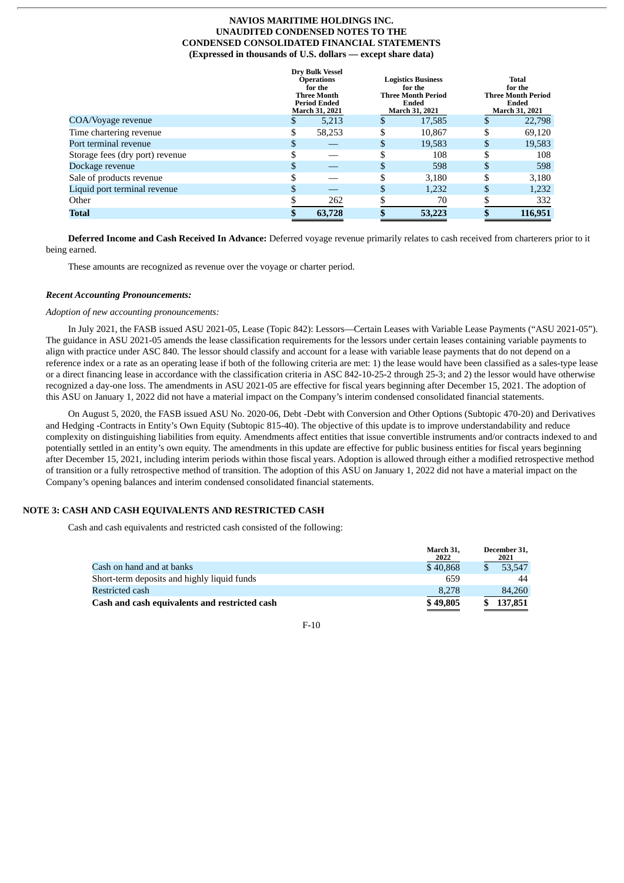**NAVIOS MARITIME HOLDINGS INC.**
**UNAUDITED CONDENSED NOTES TO THE**
**CONDENSED CONSOLIDATED FINANCIAL STATEMENTS**
**(Expressed in thousands of U.S. dollars — except share data)**

| | Dry Bulk Vessel Operations for the Three Month Period Ended March 31, 2021 | Logistics Business for the Three Month Period Ended March 31, 2021 | Total for the Three Month Period Ended March 31, 2021 |
|---|---|---|---|
| COA/Voyage revenue | $ 5,213 | $ 17,585 | $ 22,798 |
| Time chartering revenue | $ 58,253 | $ 10,867 | $ 69,120 |
| Port terminal revenue | $ — | $ 19,583 | $ 19,583 |
| Storage fees (dry port) revenue | $ — | $ 108 | $ 108 |
| Dockage revenue | $ — | $ 598 | $ 598 |
| Sale of products revenue | $ — | $ 3,180 | $ 3,180 |
| Liquid port terminal revenue | $ — | $ 1,232 | $ 1,232 |
| Other | $ 262 | $ 70 | $ 332 |
| **Total** | **$ 63,728** | **$ 53,223** | **$ 116,951** |

**Deferred Income and Cash Received In Advance:** Deferred voyage revenue primarily relates to cash received from charterers prior to it being earned.

These amounts are recognized as revenue over the voyage or charter period.

***Recent Accounting Pronouncements:***

*Adoption of new accounting pronouncements:*

In July 2021, the FASB issued ASU 2021-05, Lease (Topic 842): Lessors—Certain Leases with Variable Lease Payments ("ASU 2021-05"). The guidance in ASU 2021-05 amends the lease classification requirements for the lessors under certain leases containing variable payments to align with practice under ASC 840. The lessor should classify and account for a lease with variable lease payments that do not depend on a reference index or a rate as an operating lease if both of the following criteria are met: 1) the lease would have been classified as a sales-type lease or a direct financing lease in accordance with the classification criteria in ASC 842-10-25-2 through 25-3; and 2) the lessor would have otherwise recognized a day-one loss. The amendments in ASU 2021-05 are effective for fiscal years beginning after December 15, 2021. The adoption of this ASU on January 1, 2022 did not have a material impact on the Company's interim condensed consolidated financial statements.

On August 5, 2020, the FASB issued ASU No. 2020-06, Debt -Debt with Conversion and Other Options (Subtopic 470-20) and Derivatives and Hedging -Contracts in Entity's Own Equity (Subtopic 815-40). The objective of this update is to improve understandability and reduce complexity on distinguishing liabilities from equity. Amendments affect entities that issue convertible instruments and/or contracts indexed to and potentially settled in an entity's own equity. The amendments in this update are effective for public business entities for fiscal years beginning after December 15, 2021, including interim periods within those fiscal years. Adoption is allowed through either a modified retrospective method of transition or a fully retrospective method of transition. The adoption of this ASU on January 1, 2022 did not have a material impact on the Company's opening balances and interim condensed consolidated financial statements.

## NOTE 3: CASH AND CASH EQUIVALENTS AND RESTRICTED CASH

Cash and cash equivalents and restricted cash consisted of the following:

| | March 31, 2022 | December 31, 2021 |
|---|---|---|
| Cash on hand and at banks | $ 40,868 | $ 53,547 |
| Short-term deposits and highly liquid funds | 659 | 44 |
| Restricted cash | 8,278 | 84,260 |
| **Cash and cash equivalents and restricted cash** | **$ 49,805** | **$ 137,851** |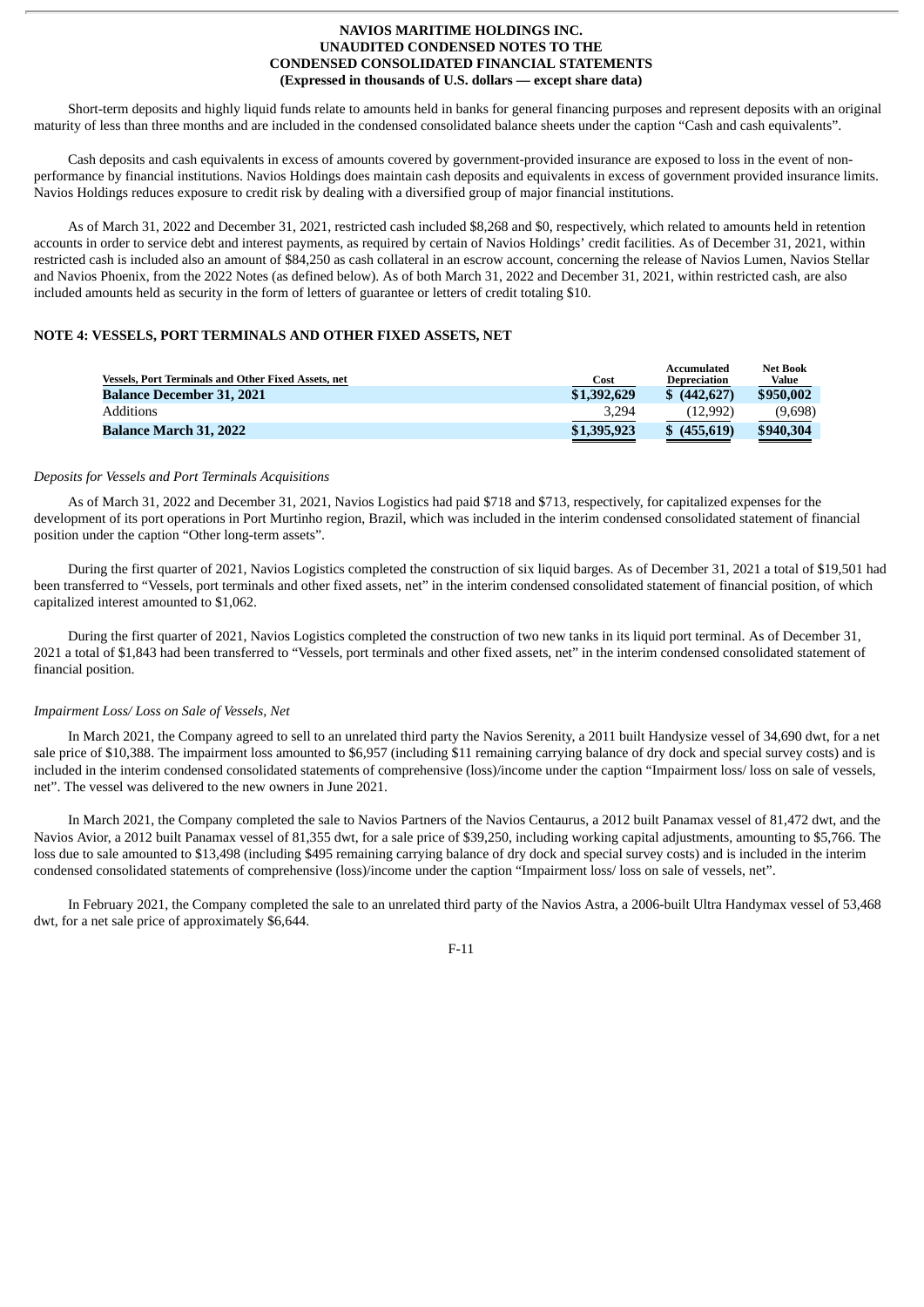Short-term deposits and highly liquid funds relate to amounts held in banks for general financing purposes and represent deposits with an original maturity of less than three months and are included in the condensed consolidated balance sheets under the caption "Cash and cash equivalents".

Cash deposits and cash equivalents in excess of amounts covered by government-provided insurance are exposed to loss in the event of non-performance by financial institutions. Navios Holdings does maintain cash deposits and equivalents in excess of government provided insurance limits. Navios Holdings reduces exposure to credit risk by dealing with a diversified group of major financial institutions.

As of March 31, 2022 and December 31, 2021, restricted cash included $8,268 and $0, respectively, which related to amounts held in retention accounts in order to service debt and interest payments, as required by certain of Navios Holdings' credit facilities. As of December 31, 2021, within restricted cash is included also an amount of $84,250 as cash collateral in an escrow account, concerning the release of Navios Lumen, Navios Stellar and Navios Phoenix, from the 2022 Notes (as defined below). As of both March 31, 2022 and December 31, 2021, within restricted cash, are also included amounts held as security in the form of letters of guarantee or letters of credit totaling $10.

## NOTE 4: VESSELS, PORT TERMINALS AND OTHER FIXED ASSETS, NET

| Vessels, Port Terminals and Other Fixed Assets, net | Cost | Accumulated Depreciation | Net Book Value |
|---|---|---|---|
| **Balance December 31, 2021** | **$1,392,629** | **$ (442,627)** | **$950,002** |
| Additions | 3,294 | (12,992) | (9,698) |
| **Balance March 31, 2022** | **$1,395,923** | **$ (455,619)** | **$940,304** |

*Deposits for Vessels and Port Terminals Acquisitions*

As of March 31, 2022 and December 31, 2021, Navios Logistics had paid $718 and $713, respectively, for capitalized expenses for the development of its port operations in Port Murtinho region, Brazil, which was included in the interim condensed consolidated statement of financial position under the caption "Other long-term assets".

During the first quarter of 2021, Navios Logistics completed the construction of six liquid barges. As of December 31, 2021 a total of $19,501 had been transferred to "Vessels, port terminals and other fixed assets, net" in the interim condensed consolidated statement of financial position, of which capitalized interest amounted to $1,062.

During the first quarter of 2021, Navios Logistics completed the construction of two new tanks in its liquid port terminal. As of December 31, 2021 a total of $1,843 had been transferred to "Vessels, port terminals and other fixed assets, net" in the interim condensed consolidated statement of financial position.

*Impairment Loss/ Loss on Sale of Vessels, Net*

In March 2021, the Company agreed to sell to an unrelated third party the Navios Serenity, a 2011 built Handysize vessel of 34,690 dwt, for a net sale price of $10,388. The impairment loss amounted to $6,957 (including $11 remaining carrying balance of dry dock and special survey costs) and is included in the interim condensed consolidated statements of comprehensive (loss)/income under the caption "Impairment loss/ loss on sale of vessels, net". The vessel was delivered to the new owners in June 2021.

In March 2021, the Company completed the sale to Navios Partners of the Navios Centaurus, a 2012 built Panamax vessel of 81,472 dwt, and the Navios Avior, a 2012 built Panamax vessel of 81,355 dwt, for a sale price of $39,250, including working capital adjustments, amounting to $5,766. The loss due to sale amounted to $13,498 (including $495 remaining carrying balance of dry dock and special survey costs) and is included in the interim condensed consolidated statements of comprehensive (loss)/income under the caption "Impairment loss/ loss on sale of vessels, net".

In February 2021, the Company completed the sale to an unrelated third party of the Navios Astra, a 2006-built Ultra Handymax vessel of 53,468 dwt, for a net sale price of approximately $6,644.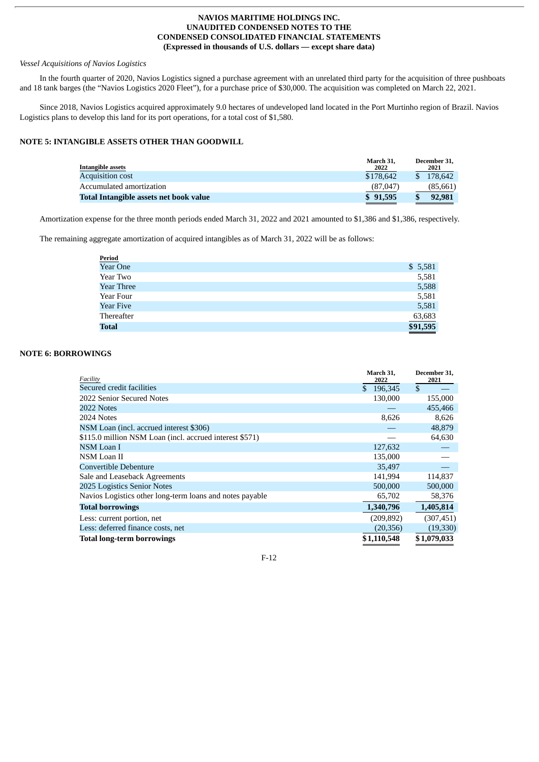*Vessel Acquisitions of Navios Logistics*

In the fourth quarter of 2020, Navios Logistics signed a purchase agreement with an unrelated third party for the acquisition of three pushboats and 18 tank barges (the "Navios Logistics 2020 Fleet"), for a purchase price of $30,000. The acquisition was completed on March 22, 2021.

Since 2018, Navios Logistics acquired approximately 9.0 hectares of undeveloped land located in the Port Murtinho region of Brazil. Navios Logistics plans to develop this land for its port operations, for a total cost of $1,580.

## NOTE 5: INTANGIBLE ASSETS OTHER THAN GOODWILL

| Intangible assets | March 31, 2022 | December 31, 2021 |
|---|---|---|
| Acquisition cost | $178,642 | $ 178,642 |
| Accumulated amortization | (87,047) | (85,661) |
| **Total Intangible assets net book value** | **$ 91,595** | **$ 92,981** |

Amortization expense for the three month periods ended March 31, 2022 and 2021 amounted to $1,386 and $1,386, respectively.

The remaining aggregate amortization of acquired intangibles as of March 31, 2022 will be as follows:

| Period | |
|---|---|
| Year One | $ 5,581 |
| Year Two | 5,581 |
| Year Three | 5,588 |
| Year Four | 5,581 |
| Year Five | 5,581 |
| Thereafter | 63,683 |
| **Total** | **$91,595** |

## NOTE 6: BORROWINGS

| *Facility* | March 31, 2022 | December 31, 2021 |
|---|---|---|
| Secured credit facilities | $ 196,345 | $ — |
| 2022 Senior Secured Notes | 130,000 | 155,000 |
| 2022 Notes | — | 455,466 |
| 2024 Notes | 8,626 | 8,626 |
| NSM Loan (incl. accrued interest $306) | — | 48,879 |
| $115.0 million NSM Loan (incl. accrued interest $571) | — | 64,630 |
| NSM Loan I | 127,632 | — |
| NSM Loan II | 135,000 | — |
| Convertible Debenture | 35,497 | — |
| Sale and Leaseback Agreements | 141,994 | 114,837 |
| 2025 Logistics Senior Notes | 500,000 | 500,000 |
| Navios Logistics other long-term loans and notes payable | 65,702 | 58,376 |
| **Total borrowings** | **1,340,796** | **1,405,814** |
| Less: current portion, net | (209,892) | (307,451) |
| Less: deferred finance costs, net | (20,356) | (19,330) |
| **Total long-term borrowings** | **$1,110,548** | **$1,079,033** |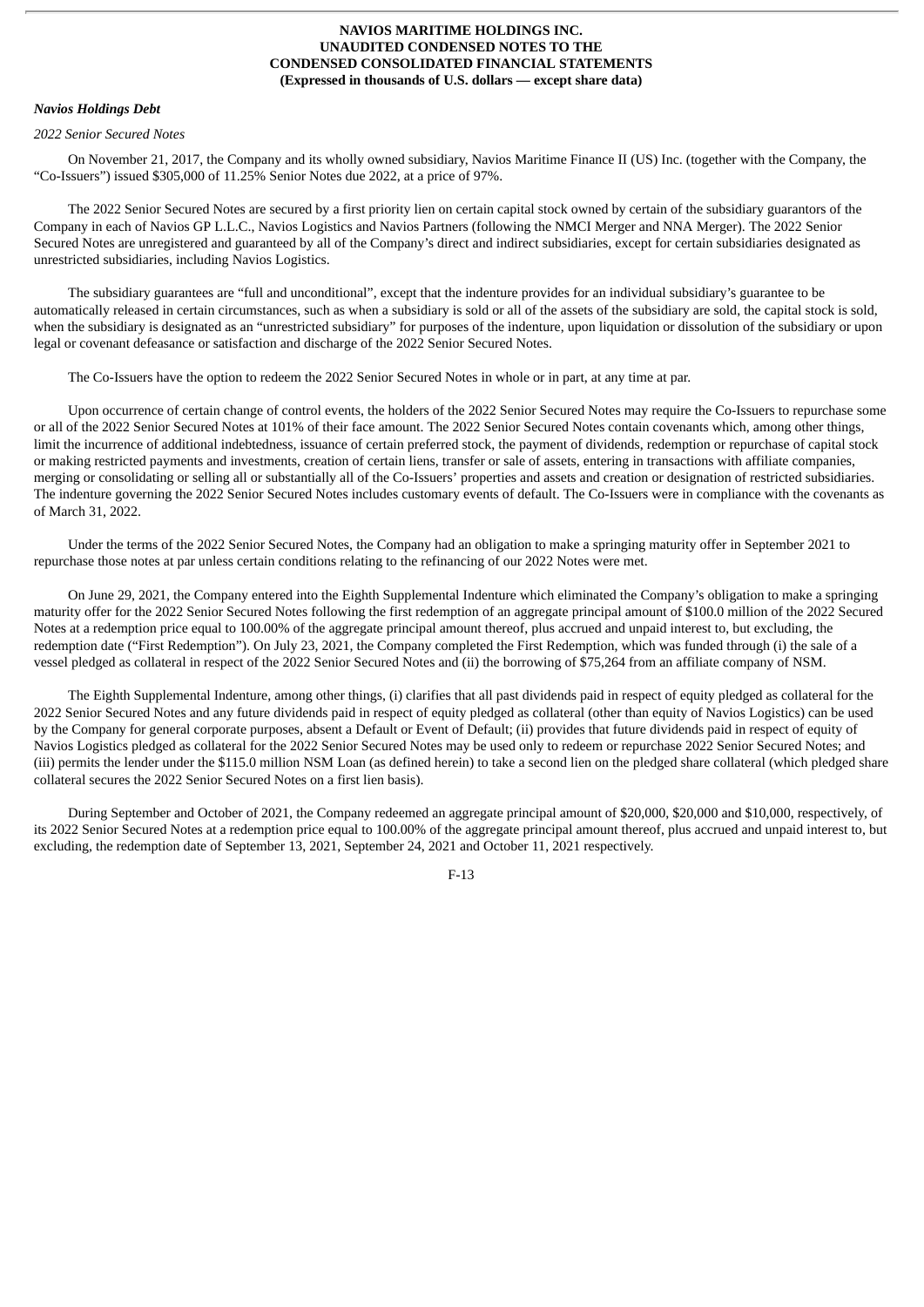*Navios Holdings Debt*

*2022 Senior Secured Notes*

On November 21, 2017, the Company and its wholly owned subsidiary, Navios Maritime Finance II (US) Inc. (together with the Company, the “Co-Issuers”) issued $305,000 of 11.25% Senior Notes due 2022, at a price of 97%.

The 2022 Senior Secured Notes are secured by a first priority lien on certain capital stock owned by certain of the subsidiary guarantors of the Company in each of Navios GP L.L.C., Navios Logistics and Navios Partners (following the NMCI Merger and NNA Merger). The 2022 Senior Secured Notes are unregistered and guaranteed by all of the Company’s direct and indirect subsidiaries, except for certain subsidiaries designated as unrestricted subsidiaries, including Navios Logistics.

The subsidiary guarantees are “full and unconditional”, except that the indenture provides for an individual subsidiary’s guarantee to be automatically released in certain circumstances, such as when a subsidiary is sold or all of the assets of the subsidiary are sold, the capital stock is sold, when the subsidiary is designated as an “unrestricted subsidiary” for purposes of the indenture, upon liquidation or dissolution of the subsidiary or upon legal or covenant defeasance or satisfaction and discharge of the 2022 Senior Secured Notes.

The Co-Issuers have the option to redeem the 2022 Senior Secured Notes in whole or in part, at any time at par.

Upon occurrence of certain change of control events, the holders of the 2022 Senior Secured Notes may require the Co-Issuers to repurchase some or all of the 2022 Senior Secured Notes at 101% of their face amount. The 2022 Senior Secured Notes contain covenants which, among other things, limit the incurrence of additional indebtedness, issuance of certain preferred stock, the payment of dividends, redemption or repurchase of capital stock or making restricted payments and investments, creation of certain liens, transfer or sale of assets, entering in transactions with affiliate companies, merging or consolidating or selling all or substantially all of the Co-Issuers’ properties and assets and creation or designation of restricted subsidiaries. The indenture governing the 2022 Senior Secured Notes includes customary events of default. The Co-Issuers were in compliance with the covenants as of March 31, 2022.

Under the terms of the 2022 Senior Secured Notes, the Company had an obligation to make a springing maturity offer in September 2021 to repurchase those notes at par unless certain conditions relating to the refinancing of our 2022 Notes were met.

On June 29, 2021, the Company entered into the Eighth Supplemental Indenture which eliminated the Company’s obligation to make a springing maturity offer for the 2022 Senior Secured Notes following the first redemption of an aggregate principal amount of $100.0 million of the 2022 Secured Notes at a redemption price equal to 100.00% of the aggregate principal amount thereof, plus accrued and unpaid interest to, but excluding, the redemption date (“First Redemption”). On July 23, 2021, the Company completed the First Redemption, which was funded through (i) the sale of a vessel pledged as collateral in respect of the 2022 Senior Secured Notes and (ii) the borrowing of $75,264 from an affiliate company of NSM.

The Eighth Supplemental Indenture, among other things, (i) clarifies that all past dividends paid in respect of equity pledged as collateral for the 2022 Senior Secured Notes and any future dividends paid in respect of equity pledged as collateral (other than equity of Navios Logistics) can be used by the Company for general corporate purposes, absent a Default or Event of Default; (ii) provides that future dividends paid in respect of equity of Navios Logistics pledged as collateral for the 2022 Senior Secured Notes may be used only to redeem or repurchase 2022 Senior Secured Notes; and (iii) permits the lender under the $115.0 million NSM Loan (as defined herein) to take a second lien on the pledged share collateral (which pledged share collateral secures the 2022 Senior Secured Notes on a first lien basis).

During September and October of 2021, the Company redeemed an aggregate principal amount of $20,000, $20,000 and $10,000, respectively, of its 2022 Senior Secured Notes at a redemption price equal to 100.00% of the aggregate principal amount thereof, plus accrued and unpaid interest to, but excluding, the redemption date of September 13, 2021, September 24, 2021 and October 11, 2021 respectively.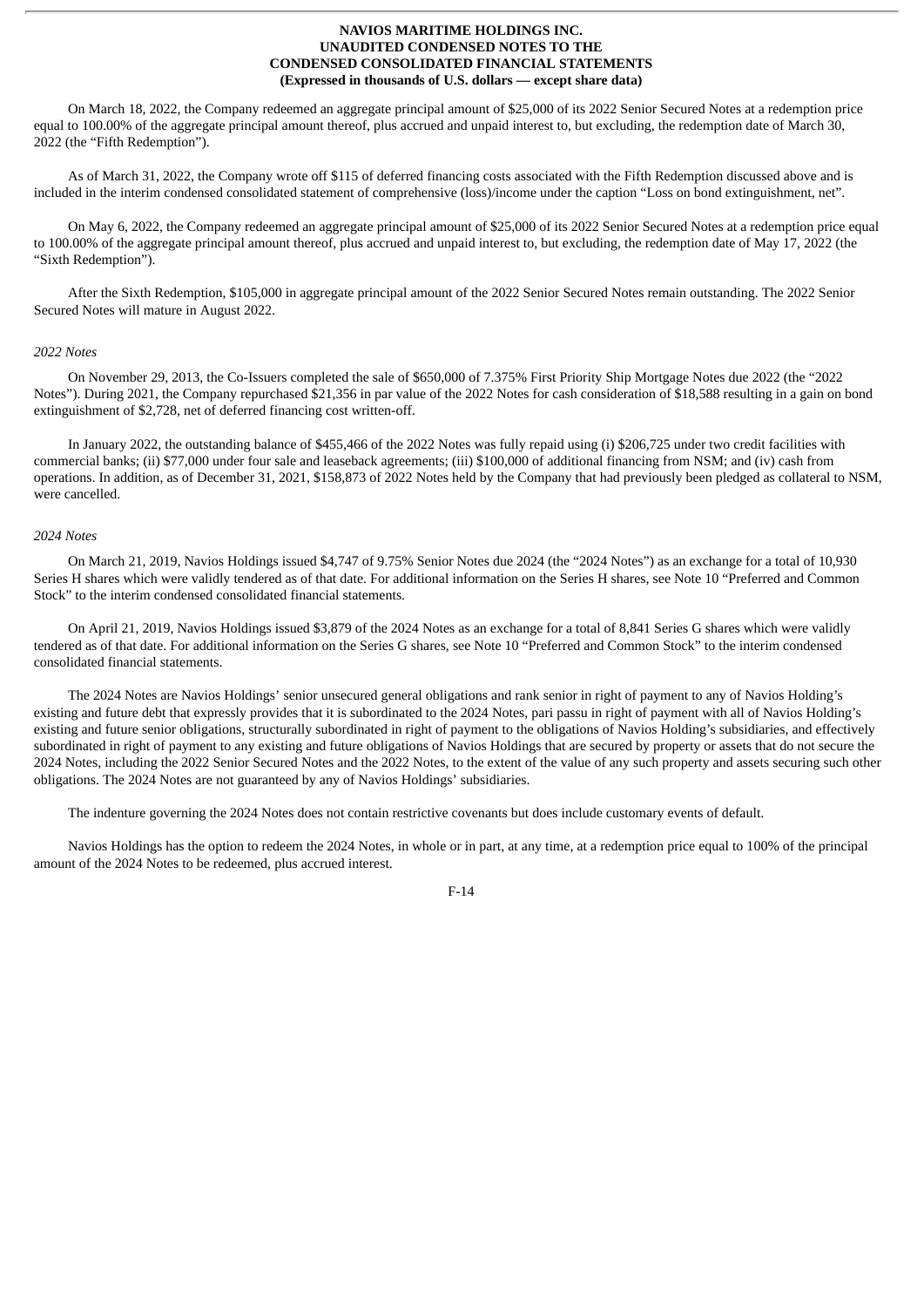On March 18, 2022, the Company redeemed an aggregate principal amount of $25,000 of its 2022 Senior Secured Notes at a redemption price equal to 100.00% of the aggregate principal amount thereof, plus accrued and unpaid interest to, but excluding, the redemption date of March 30, 2022 (the "Fifth Redemption").

As of March 31, 2022, the Company wrote off $115 of deferred financing costs associated with the Fifth Redemption discussed above and is included in the interim condensed consolidated statement of comprehensive (loss)/income under the caption "Loss on bond extinguishment, net".

On May 6, 2022, the Company redeemed an aggregate principal amount of $25,000 of its 2022 Senior Secured Notes at a redemption price equal to 100.00% of the aggregate principal amount thereof, plus accrued and unpaid interest to, but excluding, the redemption date of May 17, 2022 (the "Sixth Redemption").

After the Sixth Redemption, $105,000 in aggregate principal amount of the 2022 Senior Secured Notes remain outstanding. The 2022 Senior Secured Notes will mature in August 2022.

*2022 Notes*

On November 29, 2013, the Co-Issuers completed the sale of $650,000 of 7.375% First Priority Ship Mortgage Notes due 2022 (the "2022 Notes"). During 2021, the Company repurchased $21,356 in par value of the 2022 Notes for cash consideration of $18,588 resulting in a gain on bond extinguishment of $2,728, net of deferred financing cost written-off.

In January 2022, the outstanding balance of $455,466 of the 2022 Notes was fully repaid using (i) $206,725 under two credit facilities with commercial banks; (ii) $77,000 under four sale and leaseback agreements; (iii) $100,000 of additional financing from NSM; and (iv) cash from operations. In addition, as of December 31, 2021, $158,873 of 2022 Notes held by the Company that had previously been pledged as collateral to NSM, were cancelled.

*2024 Notes*

On March 21, 2019, Navios Holdings issued $4,747 of 9.75% Senior Notes due 2024 (the "2024 Notes") as an exchange for a total of 10,930 Series H shares which were validly tendered as of that date. For additional information on the Series H shares, see Note 10 "Preferred and Common Stock" to the interim condensed consolidated financial statements.

On April 21, 2019, Navios Holdings issued $3,879 of the 2024 Notes as an exchange for a total of 8,841 Series G shares which were validly tendered as of that date. For additional information on the Series G shares, see Note 10 "Preferred and Common Stock" to the interim condensed consolidated financial statements.

The 2024 Notes are Navios Holdings' senior unsecured general obligations and rank senior in right of payment to any of Navios Holding's existing and future debt that expressly provides that it is subordinated to the 2024 Notes, pari passu in right of payment with all of Navios Holding's existing and future senior obligations, structurally subordinated in right of payment to the obligations of Navios Holding's subsidiaries, and effectively subordinated in right of payment to any existing and future obligations of Navios Holdings that are secured by property or assets that do not secure the 2024 Notes, including the 2022 Senior Secured Notes and the 2022 Notes, to the extent of the value of any such property and assets securing such other obligations. The 2024 Notes are not guaranteed by any of Navios Holdings' subsidiaries.

The indenture governing the 2024 Notes does not contain restrictive covenants but does include customary events of default.

Navios Holdings has the option to redeem the 2024 Notes, in whole or in part, at any time, at a redemption price equal to 100% of the principal amount of the 2024 Notes to be redeemed, plus accrued interest.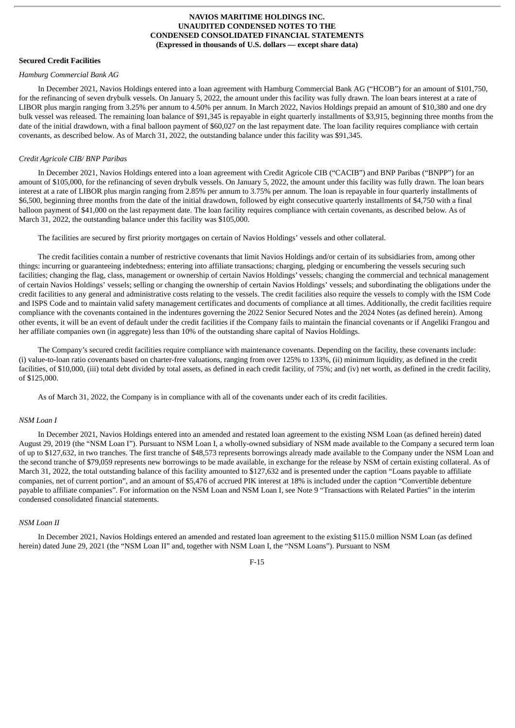### Secured Credit Facilities

*Hamburg Commercial Bank AG*

In December 2021, Navios Holdings entered into a loan agreement with Hamburg Commercial Bank AG ("HCOB") for an amount of $101,750, for the refinancing of seven drybulk vessels. On January 5, 2022, the amount under this facility was fully drawn. The loan bears interest at a rate of LIBOR plus margin ranging from 3.25% per annum to 4.50% per annum. In March 2022, Navios Holdings prepaid an amount of $10,380 and one dry bulk vessel was released. The remaining loan balance of $91,345 is repayable in eight quarterly installments of $3,915, beginning three months from the date of the initial drawdown, with a final balloon payment of $60,027 on the last repayment date. The loan facility requires compliance with certain covenants, as described below. As of March 31, 2022, the outstanding balance under this facility was $91,345.

*Credit Agricole CIB/ BNP Paribas*

In December 2021, Navios Holdings entered into a loan agreement with Credit Agricole CIB ("CACIB") and BNP Paribas ("BNPP") for an amount of $105,000, for the refinancing of seven drybulk vessels. On January 5, 2022, the amount under this facility was fully drawn. The loan bears interest at a rate of LIBOR plus margin ranging from 2.85% per annum to 3.75% per annum. The loan is repayable in four quarterly installments of $6,500, beginning three months from the date of the initial drawdown, followed by eight consecutive quarterly installments of $4,750 with a final balloon payment of $41,000 on the last repayment date. The loan facility requires compliance with certain covenants, as described below. As of March 31, 2022, the outstanding balance under this facility was $105,000.

The facilities are secured by first priority mortgages on certain of Navios Holdings' vessels and other collateral.

The credit facilities contain a number of restrictive covenants that limit Navios Holdings and/or certain of its subsidiaries from, among other things: incurring or guaranteeing indebtedness; entering into affiliate transactions; charging, pledging or encumbering the vessels securing such facilities; changing the flag, class, management or ownership of certain Navios Holdings' vessels; changing the commercial and technical management of certain Navios Holdings' vessels; selling or changing the ownership of certain Navios Holdings' vessels; and subordinating the obligations under the credit facilities to any general and administrative costs relating to the vessels. The credit facilities also require the vessels to comply with the ISM Code and ISPS Code and to maintain valid safety management certificates and documents of compliance at all times. Additionally, the credit facilities require compliance with the covenants contained in the indentures governing the 2022 Senior Secured Notes and the 2024 Notes (as defined herein). Among other events, it will be an event of default under the credit facilities if the Company fails to maintain the financial covenants or if Angeliki Frangou and her affiliate companies own (in aggregate) less than 10% of the outstanding share capital of Navios Holdings.

The Company's secured credit facilities require compliance with maintenance covenants. Depending on the facility, these covenants include: (i) value-to-loan ratio covenants based on charter-free valuations, ranging from over 125% to 133%, (ii) minimum liquidity, as defined in the credit facilities, of $10,000, (iii) total debt divided by total assets, as defined in each credit facility, of 75%; and (iv) net worth, as defined in the credit facility, of $125,000.

As of March 31, 2022, the Company is in compliance with all of the covenants under each of its credit facilities.

*NSM Loan I*

In December 2021, Navios Holdings entered into an amended and restated loan agreement to the existing NSM Loan (as defined herein) dated August 29, 2019 (the "NSM Loan I"). Pursuant to NSM Loan I, a wholly-owned subsidiary of NSM made available to the Company a secured term loan of up to $127,632, in two tranches. The first tranche of $48,573 represents borrowings already made available to the Company under the NSM Loan and the second tranche of $79,059 represents new borrowings to be made available, in exchange for the release by NSM of certain existing collateral. As of March 31, 2022, the total outstanding balance of this facility amounted to $127,632 and is presented under the caption "Loans payable to affiliate companies, net of current portion", and an amount of $5,476 of accrued PIK interest at 18% is included under the caption "Convertible debenture payable to affiliate companies". For information on the NSM Loan and NSM Loan I, see Note 9 "Transactions with Related Parties" in the interim condensed consolidated financial statements.

*NSM Loan II*

In December 2021, Navios Holdings entered an amended and restated loan agreement to the existing $115.0 million NSM Loan (as defined herein) dated June 29, 2021 (the "NSM Loan II" and, together with NSM Loan I, the "NSM Loans"). Pursuant to NSM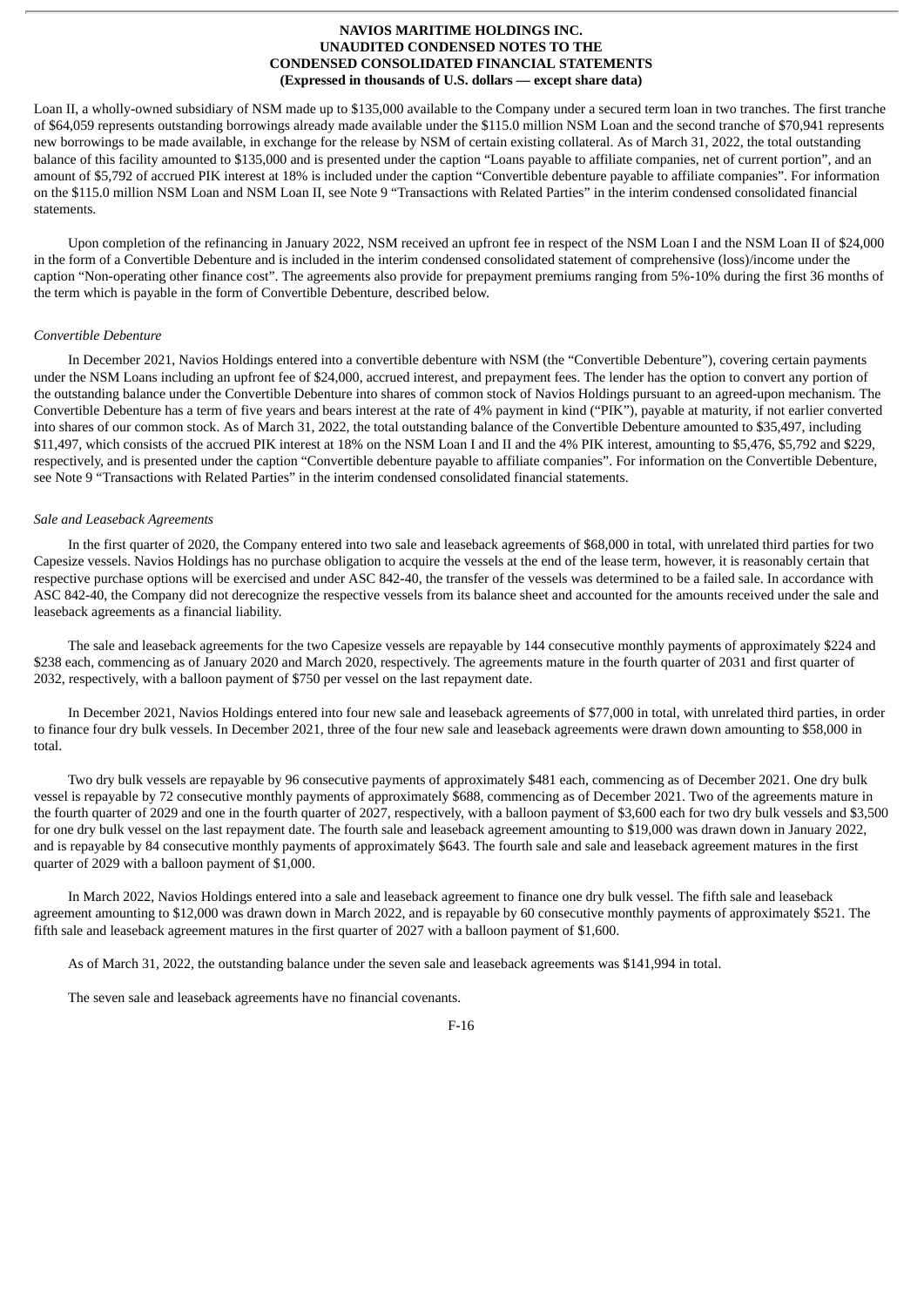Loan II, a wholly-owned subsidiary of NSM made up to $135,000 available to the Company under a secured term loan in two tranches. The first tranche of $64,059 represents outstanding borrowings already made available under the $115.0 million NSM Loan and the second tranche of $70,941 represents new borrowings to be made available, in exchange for the release by NSM of certain existing collateral. As of March 31, 2022, the total outstanding balance of this facility amounted to $135,000 and is presented under the caption "Loans payable to affiliate companies, net of current portion", and an amount of $5,792 of accrued PIK interest at 18% is included under the caption "Convertible debenture payable to affiliate companies". For information on the $115.0 million NSM Loan and NSM Loan II, see Note 9 "Transactions with Related Parties" in the interim condensed consolidated financial statements.

Upon completion of the refinancing in January 2022, NSM received an upfront fee in respect of the NSM Loan I and the NSM Loan II of $24,000 in the form of a Convertible Debenture and is included in the interim condensed consolidated statement of comprehensive (loss)/income under the caption "Non-operating other finance cost". The agreements also provide for prepayment premiums ranging from 5%-10% during the first 36 months of the term which is payable in the form of Convertible Debenture, described below.

*Convertible Debenture*

In December 2021, Navios Holdings entered into a convertible debenture with NSM (the "Convertible Debenture"), covering certain payments under the NSM Loans including an upfront fee of $24,000, accrued interest, and prepayment fees. The lender has the option to convert any portion of the outstanding balance under the Convertible Debenture into shares of common stock of Navios Holdings pursuant to an agreed-upon mechanism. The Convertible Debenture has a term of five years and bears interest at the rate of 4% payment in kind ("PIK"), payable at maturity, if not earlier converted into shares of our common stock. As of March 31, 2022, the total outstanding balance of the Convertible Debenture amounted to $35,497, including $11,497, which consists of the accrued PIK interest at 18% on the NSM Loan I and II and the 4% PIK interest, amounting to $5,476, $5,792 and $229, respectively, and is presented under the caption "Convertible debenture payable to affiliate companies". For information on the Convertible Debenture, see Note 9 "Transactions with Related Parties" in the interim condensed consolidated financial statements.

*Sale and Leaseback Agreements*

In the first quarter of 2020, the Company entered into two sale and leaseback agreements of $68,000 in total, with unrelated third parties for two Capesize vessels. Navios Holdings has no purchase obligation to acquire the vessels at the end of the lease term, however, it is reasonably certain that respective purchase options will be exercised and under ASC 842-40, the transfer of the vessels was determined to be a failed sale. In accordance with ASC 842-40, the Company did not derecognize the respective vessels from its balance sheet and accounted for the amounts received under the sale and leaseback agreements as a financial liability.

The sale and leaseback agreements for the two Capesize vessels are repayable by 144 consecutive monthly payments of approximately $224 and $238 each, commencing as of January 2020 and March 2020, respectively. The agreements mature in the fourth quarter of 2031 and first quarter of 2032, respectively, with a balloon payment of $750 per vessel on the last repayment date.

In December 2021, Navios Holdings entered into four new sale and leaseback agreements of $77,000 in total, with unrelated third parties, in order to finance four dry bulk vessels. In December 2021, three of the four new sale and leaseback agreements were drawn down amounting to $58,000 in total.

Two dry bulk vessels are repayable by 96 consecutive payments of approximately $481 each, commencing as of December 2021. One dry bulk vessel is repayable by 72 consecutive monthly payments of approximately $688, commencing as of December 2021. Two of the agreements mature in the fourth quarter of 2029 and one in the fourth quarter of 2027, respectively, with a balloon payment of $3,600 each for two dry bulk vessels and $3,500 for one dry bulk vessel on the last repayment date. The fourth sale and leaseback agreement amounting to $19,000 was drawn down in January 2022, and is repayable by 84 consecutive monthly payments of approximately $643. The fourth sale and sale and leaseback agreement matures in the first quarter of 2029 with a balloon payment of $1,000.

In March 2022, Navios Holdings entered into a sale and leaseback agreement to finance one dry bulk vessel. The fifth sale and leaseback agreement amounting to $12,000 was drawn down in March 2022, and is repayable by 60 consecutive monthly payments of approximately $521. The fifth sale and leaseback agreement matures in the first quarter of 2027 with a balloon payment of $1,600.

As of March 31, 2022, the outstanding balance under the seven sale and leaseback agreements was $141,994 in total.

The seven sale and leaseback agreements have no financial covenants.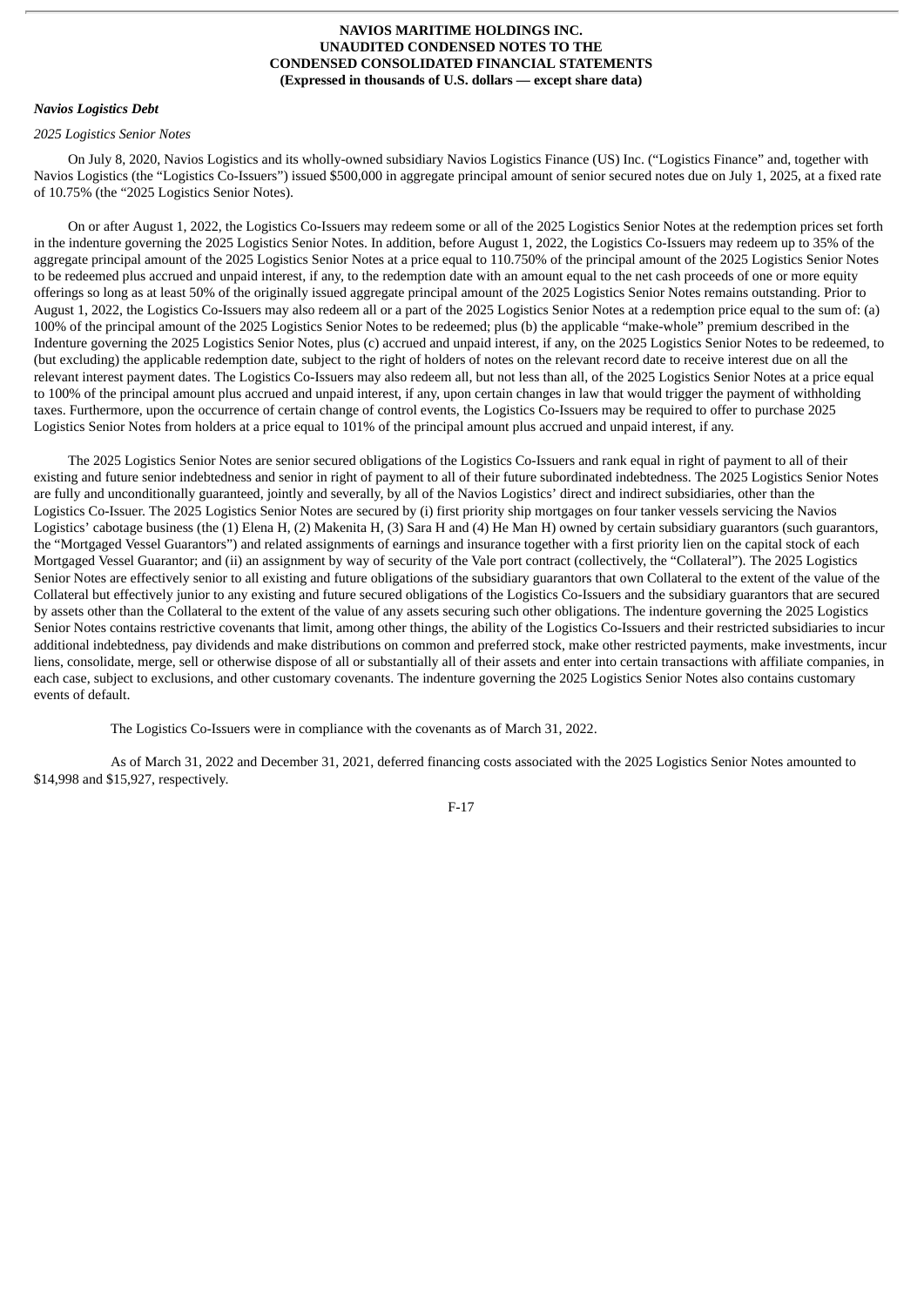***Navios Logistics Debt***

*2025 Logistics Senior Notes*

On July 8, 2020, Navios Logistics and its wholly-owned subsidiary Navios Logistics Finance (US) Inc. ("Logistics Finance" and, together with Navios Logistics (the "Logistics Co-Issuers") issued $500,000 in aggregate principal amount of senior secured notes due on July 1, 2025, at a fixed rate of 10.75% (the "2025 Logistics Senior Notes).

On or after August 1, 2022, the Logistics Co-Issuers may redeem some or all of the 2025 Logistics Senior Notes at the redemption prices set forth in the indenture governing the 2025 Logistics Senior Notes. In addition, before August 1, 2022, the Logistics Co-Issuers may redeem up to 35% of the aggregate principal amount of the 2025 Logistics Senior Notes at a price equal to 110.750% of the principal amount of the 2025 Logistics Senior Notes to be redeemed plus accrued and unpaid interest, if any, to the redemption date with an amount equal to the net cash proceeds of one or more equity offerings so long as at least 50% of the originally issued aggregate principal amount of the 2025 Logistics Senior Notes remains outstanding. Prior to August 1, 2022, the Logistics Co-Issuers may also redeem all or a part of the 2025 Logistics Senior Notes at a redemption price equal to the sum of: (a) 100% of the principal amount of the 2025 Logistics Senior Notes to be redeemed; plus (b) the applicable "make-whole" premium described in the Indenture governing the 2025 Logistics Senior Notes, plus (c) accrued and unpaid interest, if any, on the 2025 Logistics Senior Notes to be redeemed, to (but excluding) the applicable redemption date, subject to the right of holders of notes on the relevant record date to receive interest due on all the relevant interest payment dates. The Logistics Co-Issuers may also redeem all, but not less than all, of the 2025 Logistics Senior Notes at a price equal to 100% of the principal amount plus accrued and unpaid interest, if any, upon certain changes in law that would trigger the payment of withholding taxes. Furthermore, upon the occurrence of certain change of control events, the Logistics Co-Issuers may be required to offer to purchase 2025 Logistics Senior Notes from holders at a price equal to 101% of the principal amount plus accrued and unpaid interest, if any.

The 2025 Logistics Senior Notes are senior secured obligations of the Logistics Co-Issuers and rank equal in right of payment to all of their existing and future senior indebtedness and senior in right of payment to all of their future subordinated indebtedness. The 2025 Logistics Senior Notes are fully and unconditionally guaranteed, jointly and severally, by all of the Navios Logistics' direct and indirect subsidiaries, other than the Logistics Co-Issuer. The 2025 Logistics Senior Notes are secured by (i) first priority ship mortgages on four tanker vessels servicing the Navios Logistics' cabotage business (the (1) Elena H, (2) Makenita H, (3) Sara H and (4) He Man H) owned by certain subsidiary guarantors (such guarantors, the "Mortgaged Vessel Guarantors") and related assignments of earnings and insurance together with a first priority lien on the capital stock of each Mortgaged Vessel Guarantor; and (ii) an assignment by way of security of the Vale port contract (collectively, the "Collateral"). The 2025 Logistics Senior Notes are effectively senior to all existing and future obligations of the subsidiary guarantors that own Collateral to the extent of the value of the Collateral but effectively junior to any existing and future secured obligations of the Logistics Co-Issuers and the subsidiary guarantors that are secured by assets other than the Collateral to the extent of the value of any assets securing such other obligations. The indenture governing the 2025 Logistics Senior Notes contains restrictive covenants that limit, among other things, the ability of the Logistics Co-Issuers and their restricted subsidiaries to incur additional indebtedness, pay dividends and make distributions on common and preferred stock, make other restricted payments, make investments, incur liens, consolidate, merge, sell or otherwise dispose of all or substantially all of their assets and enter into certain transactions with affiliate companies, in each case, subject to exclusions, and other customary covenants. The indenture governing the 2025 Logistics Senior Notes also contains customary events of default.

The Logistics Co-Issuers were in compliance with the covenants as of March 31, 2022.

As of March 31, 2022 and December 31, 2021, deferred financing costs associated with the 2025 Logistics Senior Notes amounted to $14,998 and $15,927, respectively.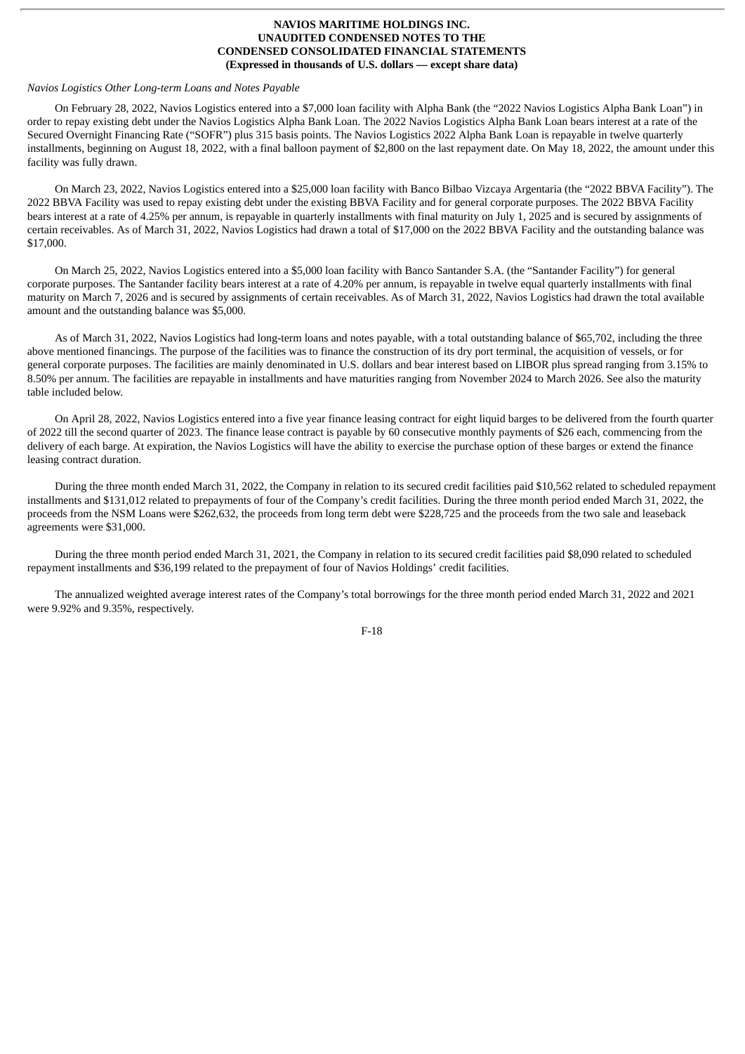*Navios Logistics Other Long-term Loans and Notes Payable*

On February 28, 2022, Navios Logistics entered into a $7,000 loan facility with Alpha Bank (the "2022 Navios Logistics Alpha Bank Loan") in order to repay existing debt under the Navios Logistics Alpha Bank Loan. The 2022 Navios Logistics Alpha Bank Loan bears interest at a rate of the Secured Overnight Financing Rate ("SOFR") plus 315 basis points. The Navios Logistics 2022 Alpha Bank Loan is repayable in twelve quarterly installments, beginning on August 18, 2022, with a final balloon payment of $2,800 on the last repayment date. On May 18, 2022, the amount under this facility was fully drawn.

On March 23, 2022, Navios Logistics entered into a $25,000 loan facility with Banco Bilbao Vizcaya Argentaria (the "2022 BBVA Facility"). The 2022 BBVA Facility was used to repay existing debt under the existing BBVA Facility and for general corporate purposes. The 2022 BBVA Facility bears interest at a rate of 4.25% per annum, is repayable in quarterly installments with final maturity on July 1, 2025 and is secured by assignments of certain receivables. As of March 31, 2022, Navios Logistics had drawn a total of $17,000 on the 2022 BBVA Facility and the outstanding balance was $17,000.

On March 25, 2022, Navios Logistics entered into a $5,000 loan facility with Banco Santander S.A. (the "Santander Facility") for general corporate purposes. The Santander facility bears interest at a rate of 4.20% per annum, is repayable in twelve equal quarterly installments with final maturity on March 7, 2026 and is secured by assignments of certain receivables. As of March 31, 2022, Navios Logistics had drawn the total available amount and the outstanding balance was $5,000.

As of March 31, 2022, Navios Logistics had long-term loans and notes payable, with a total outstanding balance of $65,702, including the three above mentioned financings. The purpose of the facilities was to finance the construction of its dry port terminal, the acquisition of vessels, or for general corporate purposes. The facilities are mainly denominated in U.S. dollars and bear interest based on LIBOR plus spread ranging from 3.15% to 8.50% per annum. The facilities are repayable in installments and have maturities ranging from November 2024 to March 2026. See also the maturity table included below.

On April 28, 2022, Navios Logistics entered into a five year finance leasing contract for eight liquid barges to be delivered from the fourth quarter of 2022 till the second quarter of 2023. The finance lease contract is payable by 60 consecutive monthly payments of $26 each, commencing from the delivery of each barge. At expiration, the Navios Logistics will have the ability to exercise the purchase option of these barges or extend the finance leasing contract duration.

During the three month ended March 31, 2022, the Company in relation to its secured credit facilities paid $10,562 related to scheduled repayment installments and $131,012 related to prepayments of four of the Company's credit facilities. During the three month period ended March 31, 2022, the proceeds from the NSM Loans were $262,632, the proceeds from long term debt were $228,725 and the proceeds from the two sale and leaseback agreements were $31,000.

During the three month period ended March 31, 2021, the Company in relation to its secured credit facilities paid $8,090 related to scheduled repayment installments and $36,199 related to the prepayment of four of Navios Holdings' credit facilities.

The annualized weighted average interest rates of the Company's total borrowings for the three month period ended March 31, 2022 and 2021 were 9.92% and 9.35%, respectively.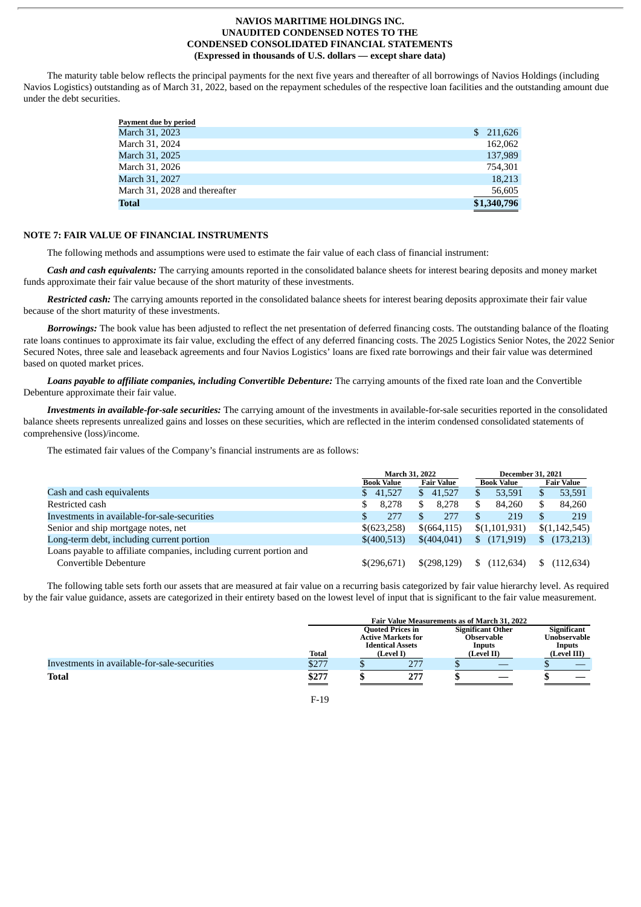The maturity table below reflects the principal payments for the next five years and thereafter of all borrowings of Navios Holdings (including Navios Logistics) outstanding as of March 31, 2022, based on the repayment schedules of the respective loan facilities and the outstanding amount due under the debt securities.

| Payment due by period | |
|---|---|
| March 31, 2023 | $ 211,626 |
| March 31, 2024 | 162,062 |
| March 31, 2025 | 137,989 |
| March 31, 2026 | 754,301 |
| March 31, 2027 | 18,213 |
| March 31, 2028 and thereafter | 56,605 |
| **Total** | **$1,340,796** |

## NOTE 7: FAIR VALUE OF FINANCIAL INSTRUMENTS

The following methods and assumptions were used to estimate the fair value of each class of financial instrument:

***Cash and cash equivalents:*** The carrying amounts reported in the consolidated balance sheets for interest bearing deposits and money market funds approximate their fair value because of the short maturity of these investments.

***Restricted cash:*** The carrying amounts reported in the consolidated balance sheets for interest bearing deposits approximate their fair value because of the short maturity of these investments.

***Borrowings:*** The book value has been adjusted to reflect the net presentation of deferred financing costs. The outstanding balance of the floating rate loans continues to approximate its fair value, excluding the effect of any deferred financing costs. The 2025 Logistics Senior Notes, the 2022 Senior Secured Notes, three sale and leaseback agreements and four Navios Logistics' loans are fixed rate borrowings and their fair value was determined based on quoted market prices.

***Loans payable to affiliate companies, including Convertible Debenture:*** The carrying amounts of the fixed rate loan and the Convertible Debenture approximate their fair value.

***Investments in available-for-sale securities:*** The carrying amount of the investments in available-for-sale securities reported in the consolidated balance sheets represents unrealized gains and losses on these securities, which are reflected in the interim condensed consolidated statements of comprehensive (loss)/income.

The estimated fair values of the Company's financial instruments are as follows:

| | March 31, 2022 | | December 31, 2021 | |
|---|---|---|---|---|
| | Book Value | Fair Value | Book Value | Fair Value |
| Cash and cash equivalents | $ 41,527 | $ 41,527 | $ 53,591 | $ 53,591 |
| Restricted cash | $ 8,278 | $ 8,278 | $ 84,260 | $ 84,260 |
| Investments in available-for-sale-securities | $ 277 | $ 277 | $ 219 | $ 219 |
| Senior and ship mortgage notes, net | $(623,258) | $(664,115) | $(1,101,931) | $(1,142,545) |
| Long-term debt, including current portion | $(400,513) | $(404,041) | $ (171,919) | $ (173,213) |
| Loans payable to affiliate companies, including current portion and Convertible Debenture | $(296,671) | $(298,129) | $ (112,634) | $ (112,634) |

The following table sets forth our assets that are measured at fair value on a recurring basis categorized by fair value hierarchy level. As required by the fair value guidance, assets are categorized in their entirety based on the lowest level of input that is significant to the fair value measurement.

| | Fair Value Measurements as of March 31, 2022 | | | |
|---|---|---|---|---|
| | Total | Quoted Prices in Active Markets for Identical Assets (Level I) | Significant Other Observable Inputs (Level II) | Significant Unobservable Inputs (Level III) |
| Investments in available-for-sale-securities | $277 | $ 277 | $ — | $ — |
| **Total** | **$277** | **$ 277** | **$ —** | **$ —** |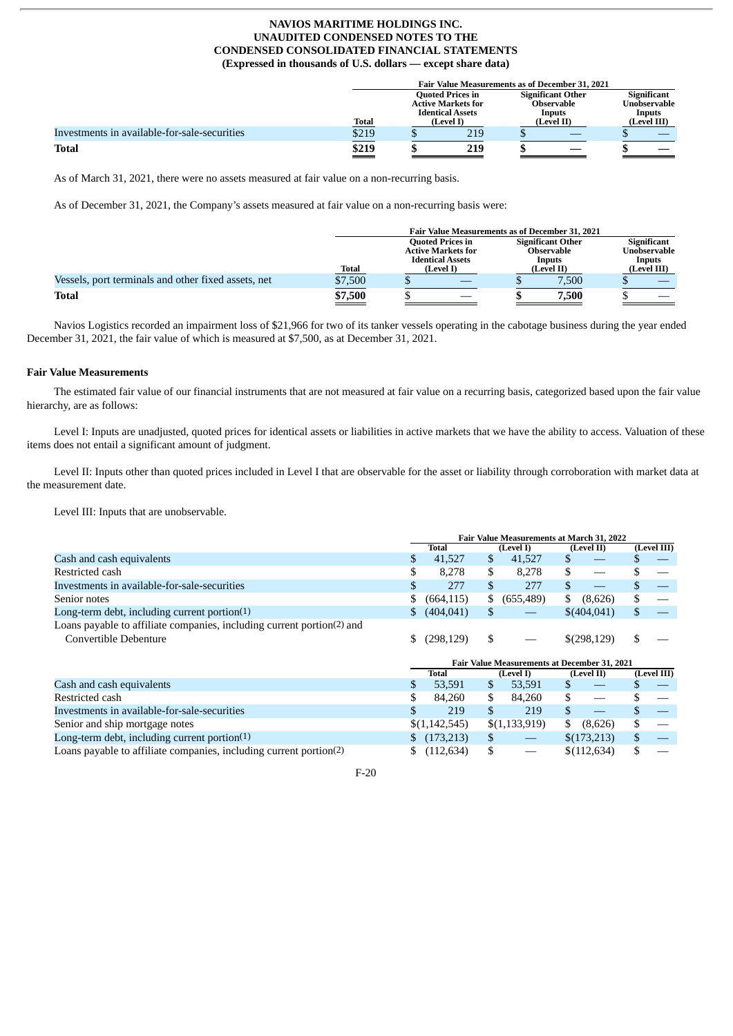| | Fair Value Measurements as of December 31, 2021 | | | |
|---|---|---|---|---|
| | Total | Quoted Prices in Active Markets for Identical Assets (Level I) | Significant Other Observable Inputs (Level II) | Significant Unobservable Inputs (Level III) |
| Investments in available-for-sale-securities | $219 | $ 219 | $ — | $ — |
| **Total** | **$219** | **$ 219** | **$ —** | **$ —** |

As of March 31, 2021, there were no assets measured at fair value on a non-recurring basis.

As of December 31, 2021, the Company's assets measured at fair value on a non-recurring basis were:

| | Fair Value Measurements as of December 31, 2021 | | | |
|---|---|---|---|---|
| | Total | Quoted Prices in Active Markets for Identical Assets (Level I) | Significant Other Observable Inputs (Level II) | Significant Unobservable Inputs (Level III) |
| Vessels, port terminals and other fixed assets, net | $7,500 | $ — | $ 7,500 | $ — |
| **Total** | **$7,500** | **$ —** | **$ 7,500** | **$ —** |

Navios Logistics recorded an impairment loss of $21,966 for two of its tanker vessels operating in the cabotage business during the year ended December 31, 2021, the fair value of which is measured at $7,500, as at December 31, 2021.

**Fair Value Measurements**

The estimated fair value of our financial instruments that are not measured at fair value on a recurring basis, categorized based upon the fair value hierarchy, are as follows:

Level I: Inputs are unadjusted, quoted prices for identical assets or liabilities in active markets that we have the ability to access. Valuation of these items does not entail a significant amount of judgment.

Level II: Inputs other than quoted prices included in Level I that are observable for the asset or liability through corroboration with market data at the measurement date.

Level III: Inputs that are unobservable.

| | Fair Value Measurements at March 31, 2022 | | | |
|---|---|---|---|---|
| | Total | (Level I) | (Level II) | (Level III) |
| Cash and cash equivalents | $ 41,527 | $ 41,527 | $ — | $ — |
| Restricted cash | $ 8,278 | $ 8,278 | $ — | $ — |
| Investments in available-for-sale-securities | $ 277 | $ 277 | $ — | $ — |
| Senior notes | $ (664,115) | $ (655,489) | $ (8,626) | $ — |
| Long-term debt, including current portion(1) | $ (404,041) | $ — | $(404,041) | $ — |
| Loans payable to affiliate companies, including current portion(2) and Convertible Debenture | $ (298,129) | $ — | $(298,129) | $ — |

| | Fair Value Measurements at December 31, 2021 | | | |
|---|---|---|---|---|
| | Total | (Level I) | (Level II) | (Level III) |
| Cash and cash equivalents | $ 53,591 | $ 53,591 | $ — | $ — |
| Restricted cash | $ 84,260 | $ 84,260 | $ — | $ — |
| Investments in available-for-sale-securities | $ 219 | $ 219 | $ — | $ — |
| Senior and ship mortgage notes | $(1,142,545) | $(1,133,919) | $ (8,626) | $ — |
| Long-term debt, including current portion(1) | $ (173,213) | $ — | $(173,213) | $ — |
| Loans payable to affiliate companies, including current portion(2) | $ (112,634) | $ — | $(112,634) | $ — |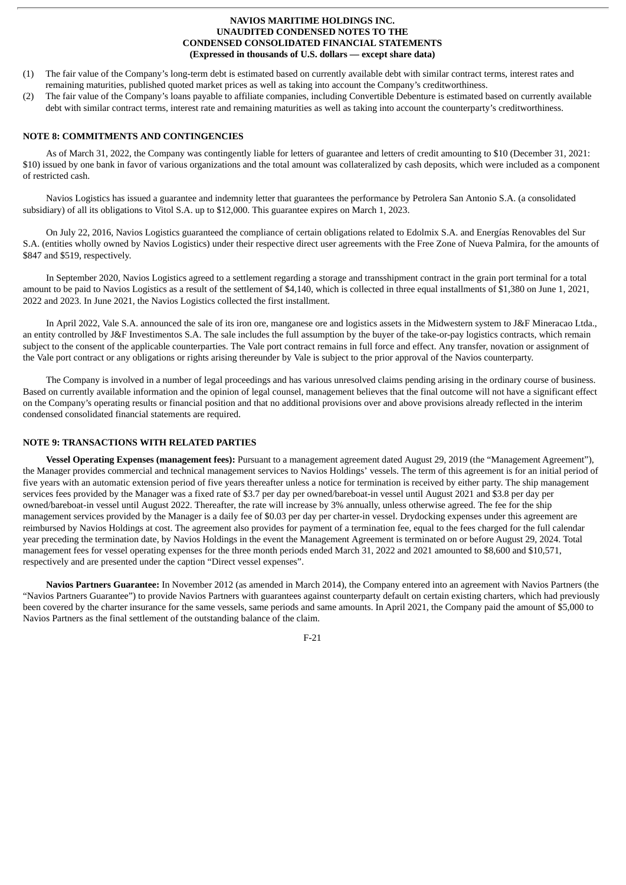(1) The fair value of the Company's long-term debt is estimated based on currently available debt with similar contract terms, interest rates and remaining maturities, published quoted market prices as well as taking into account the Company's creditworthiness.

(2) The fair value of the Company's loans payable to affiliate companies, including Convertible Debenture is estimated based on currently available debt with similar contract terms, interest rate and remaining maturities as well as taking into account the counterparty's creditworthiness.

## NOTE 8: COMMITMENTS AND CONTINGENCIES

As of March 31, 2022, the Company was contingently liable for letters of guarantee and letters of credit amounting to $10 (December 31, 2021: $10) issued by one bank in favor of various organizations and the total amount was collateralized by cash deposits, which were included as a component of restricted cash.

Navios Logistics has issued a guarantee and indemnity letter that guarantees the performance by Petrolera San Antonio S.A. (a consolidated subsidiary) of all its obligations to Vitol S.A. up to $12,000. This guarantee expires on March 1, 2023.

On July 22, 2016, Navios Logistics guaranteed the compliance of certain obligations related to Edolmix S.A. and Energías Renovables del Sur S.A. (entities wholly owned by Navios Logistics) under their respective direct user agreements with the Free Zone of Nueva Palmira, for the amounts of $847 and $519, respectively.

In September 2020, Navios Logistics agreed to a settlement regarding a storage and transshipment contract in the grain port terminal for a total amount to be paid to Navios Logistics as a result of the settlement of $4,140, which is collected in three equal installments of $1,380 on June 1, 2021, 2022 and 2023. In June 2021, the Navios Logistics collected the first installment.

In April 2022, Vale S.A. announced the sale of its iron ore, manganese ore and logistics assets in the Midwestern system to J&F Mineracao Ltda., an entity controlled by J&F Investimentos S.A. The sale includes the full assumption by the buyer of the take-or-pay logistics contracts, which remain subject to the consent of the applicable counterparties. The Vale port contract remains in full force and effect. Any transfer, novation or assignment of the Vale port contract or any obligations or rights arising thereunder by Vale is subject to the prior approval of the Navios counterparty.

The Company is involved in a number of legal proceedings and has various unresolved claims pending arising in the ordinary course of business. Based on currently available information and the opinion of legal counsel, management believes that the final outcome will not have a significant effect on the Company's operating results or financial position and that no additional provisions over and above provisions already reflected in the interim condensed consolidated financial statements are required.

## NOTE 9: TRANSACTIONS WITH RELATED PARTIES

**Vessel Operating Expenses (management fees):** Pursuant to a management agreement dated August 29, 2019 (the "Management Agreement"), the Manager provides commercial and technical management services to Navios Holdings' vessels. The term of this agreement is for an initial period of five years with an automatic extension period of five years thereafter unless a notice for termination is received by either party. The ship management services fees provided by the Manager was a fixed rate of $3.7 per day per owned/bareboat-in vessel until August 2021 and $3.8 per day per owned/bareboat-in vessel until August 2022. Thereafter, the rate will increase by 3% annually, unless otherwise agreed. The fee for the ship management services provided by the Manager is a daily fee of $0.03 per day per charter-in vessel. Drydocking expenses under this agreement are reimbursed by Navios Holdings at cost. The agreement also provides for payment of a termination fee, equal to the fees charged for the full calendar year preceding the termination date, by Navios Holdings in the event the Management Agreement is terminated on or before August 29, 2024. Total management fees for vessel operating expenses for the three month periods ended March 31, 2022 and 2021 amounted to $8,600 and $10,571, respectively and are presented under the caption "Direct vessel expenses".

**Navios Partners Guarantee:** In November 2012 (as amended in March 2014), the Company entered into an agreement with Navios Partners (the "Navios Partners Guarantee") to provide Navios Partners with guarantees against counterparty default on certain existing charters, which had previously been covered by the charter insurance for the same vessels, same periods and same amounts. In April 2021, the Company paid the amount of $5,000 to Navios Partners as the final settlement of the outstanding balance of the claim.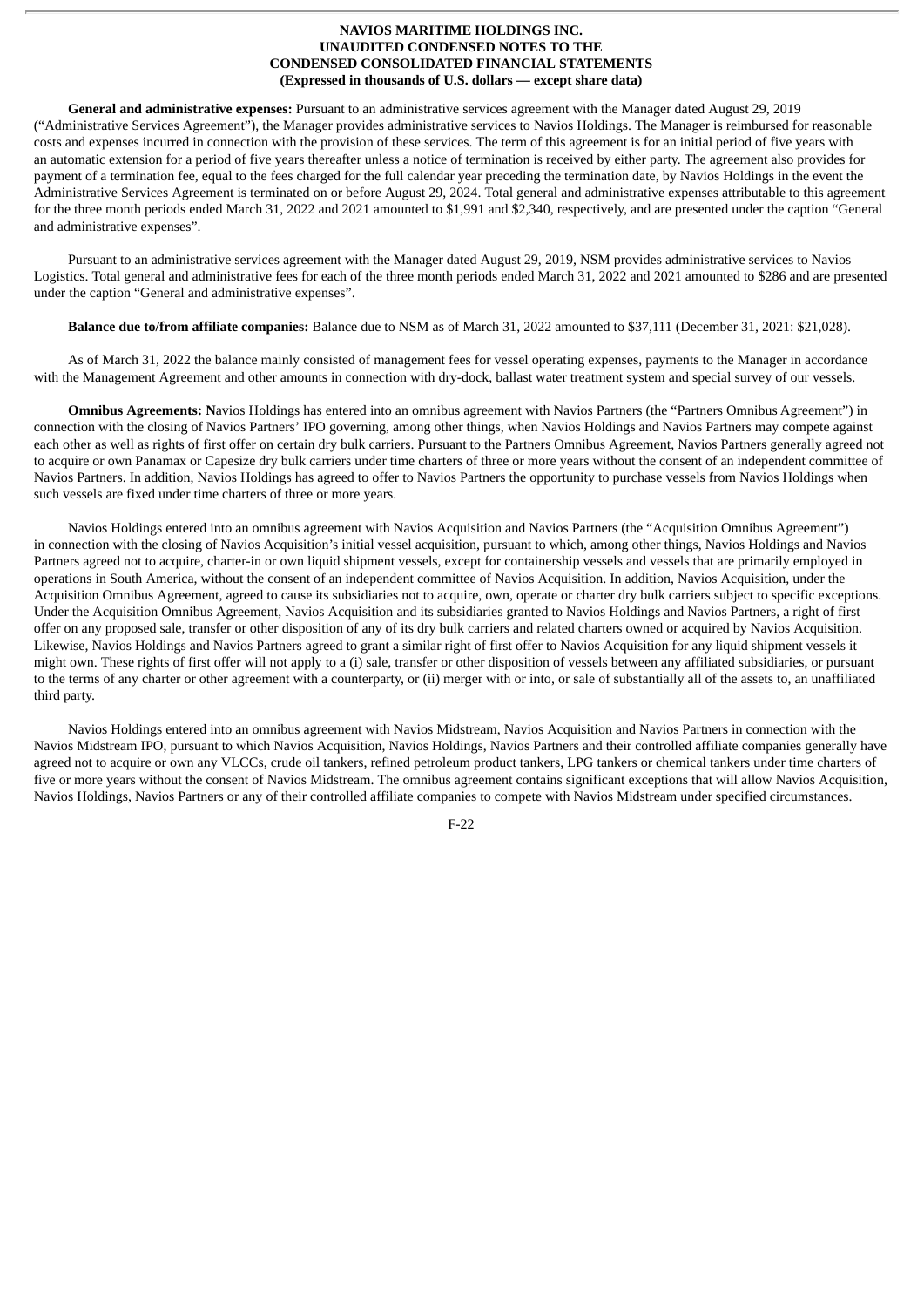**General and administrative expenses:** Pursuant to an administrative services agreement with the Manager dated August 29, 2019 ("Administrative Services Agreement"), the Manager provides administrative services to Navios Holdings. The Manager is reimbursed for reasonable costs and expenses incurred in connection with the provision of these services. The term of this agreement is for an initial period of five years with an automatic extension for a period of five years thereafter unless a notice of termination is received by either party. The agreement also provides for payment of a termination fee, equal to the fees charged for the full calendar year preceding the termination date, by Navios Holdings in the event the Administrative Services Agreement is terminated on or before August 29, 2024. Total general and administrative expenses attributable to this agreement for the three month periods ended March 31, 2022 and 2021 amounted to $1,991 and $2,340, respectively, and are presented under the caption "General and administrative expenses".

Pursuant to an administrative services agreement with the Manager dated August 29, 2019, NSM provides administrative services to Navios Logistics. Total general and administrative fees for each of the three month periods ended March 31, 2022 and 2021 amounted to $286 and are presented under the caption "General and administrative expenses".

**Balance due to/from affiliate companies:** Balance due to NSM as of March 31, 2022 amounted to $37,111 (December 31, 2021: $21,028).

As of March 31, 2022 the balance mainly consisted of management fees for vessel operating expenses, payments to the Manager in accordance with the Management Agreement and other amounts in connection with dry-dock, ballast water treatment system and special survey of our vessels.

**Omnibus Agreements: N**avios Holdings has entered into an omnibus agreement with Navios Partners (the "Partners Omnibus Agreement") in connection with the closing of Navios Partners' IPO governing, among other things, when Navios Holdings and Navios Partners may compete against each other as well as rights of first offer on certain dry bulk carriers. Pursuant to the Partners Omnibus Agreement, Navios Partners generally agreed not to acquire or own Panamax or Capesize dry bulk carriers under time charters of three or more years without the consent of an independent committee of Navios Partners. In addition, Navios Holdings has agreed to offer to Navios Partners the opportunity to purchase vessels from Navios Holdings when such vessels are fixed under time charters of three or more years.

Navios Holdings entered into an omnibus agreement with Navios Acquisition and Navios Partners (the "Acquisition Omnibus Agreement") in connection with the closing of Navios Acquisition's initial vessel acquisition, pursuant to which, among other things, Navios Holdings and Navios Partners agreed not to acquire, charter-in or own liquid shipment vessels, except for containership vessels and vessels that are primarily employed in operations in South America, without the consent of an independent committee of Navios Acquisition. In addition, Navios Acquisition, under the Acquisition Omnibus Agreement, agreed to cause its subsidiaries not to acquire, own, operate or charter dry bulk carriers subject to specific exceptions. Under the Acquisition Omnibus Agreement, Navios Acquisition and its subsidiaries granted to Navios Holdings and Navios Partners, a right of first offer on any proposed sale, transfer or other disposition of any of its dry bulk carriers and related charters owned or acquired by Navios Acquisition. Likewise, Navios Holdings and Navios Partners agreed to grant a similar right of first offer to Navios Acquisition for any liquid shipment vessels it might own. These rights of first offer will not apply to a (i) sale, transfer or other disposition of vessels between any affiliated subsidiaries, or pursuant to the terms of any charter or other agreement with a counterparty, or (ii) merger with or into, or sale of substantially all of the assets to, an unaffiliated third party.

Navios Holdings entered into an omnibus agreement with Navios Midstream, Navios Acquisition and Navios Partners in connection with the Navios Midstream IPO, pursuant to which Navios Acquisition, Navios Holdings, Navios Partners and their controlled affiliate companies generally have agreed not to acquire or own any VLCCs, crude oil tankers, refined petroleum product tankers, LPG tankers or chemical tankers under time charters of five or more years without the consent of Navios Midstream. The omnibus agreement contains significant exceptions that will allow Navios Acquisition, Navios Holdings, Navios Partners or any of their controlled affiliate companies to compete with Navios Midstream under specified circumstances.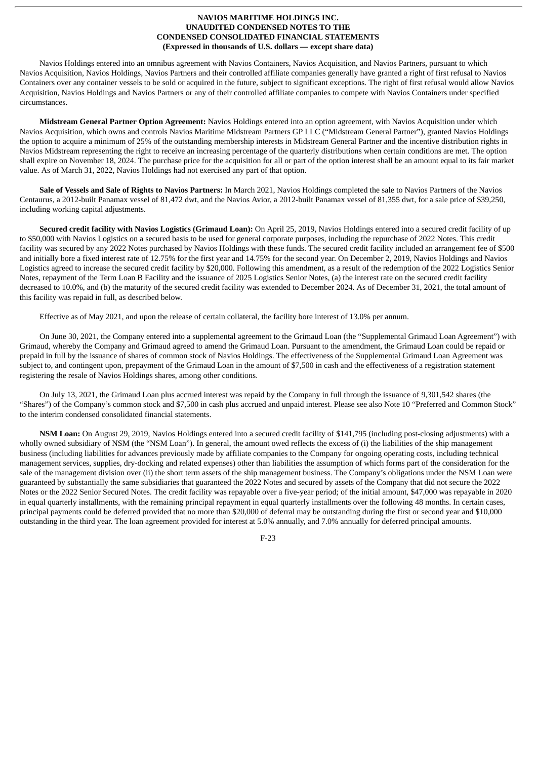Navios Holdings entered into an omnibus agreement with Navios Containers, Navios Acquisition, and Navios Partners, pursuant to which Navios Acquisition, Navios Holdings, Navios Partners and their controlled affiliate companies generally have granted a right of first refusal to Navios Containers over any container vessels to be sold or acquired in the future, subject to significant exceptions. The right of first refusal would allow Navios Acquisition, Navios Holdings and Navios Partners or any of their controlled affiliate companies to compete with Navios Containers under specified circumstances.

**Midstream General Partner Option Agreement:** Navios Holdings entered into an option agreement, with Navios Acquisition under which Navios Acquisition, which owns and controls Navios Maritime Midstream Partners GP LLC ("Midstream General Partner"), granted Navios Holdings the option to acquire a minimum of 25% of the outstanding membership interests in Midstream General Partner and the incentive distribution rights in Navios Midstream representing the right to receive an increasing percentage of the quarterly distributions when certain conditions are met. The option shall expire on November 18, 2024. The purchase price for the acquisition for all or part of the option interest shall be an amount equal to its fair market value. As of March 31, 2022, Navios Holdings had not exercised any part of that option.

**Sale of Vessels and Sale of Rights to Navios Partners:** In March 2021, Navios Holdings completed the sale to Navios Partners of the Navios Centaurus, a 2012-built Panamax vessel of 81,472 dwt, and the Navios Avior, a 2012-built Panamax vessel of 81,355 dwt, for a sale price of $39,250, including working capital adjustments.

**Secured credit facility with Navios Logistics (Grimaud Loan):** On April 25, 2019, Navios Holdings entered into a secured credit facility of up to $50,000 with Navios Logistics on a secured basis to be used for general corporate purposes, including the repurchase of 2022 Notes. This credit facility was secured by any 2022 Notes purchased by Navios Holdings with these funds. The secured credit facility included an arrangement fee of $500 and initially bore a fixed interest rate of 12.75% for the first year and 14.75% for the second year. On December 2, 2019, Navios Holdings and Navios Logistics agreed to increase the secured credit facility by $20,000. Following this amendment, as a result of the redemption of the 2022 Logistics Senior Notes, repayment of the Term Loan B Facility and the issuance of 2025 Logistics Senior Notes, (a) the interest rate on the secured credit facility decreased to 10.0%, and (b) the maturity of the secured credit facility was extended to December 2024. As of December 31, 2021, the total amount of this facility was repaid in full, as described below.

Effective as of May 2021, and upon the release of certain collateral, the facility bore interest of 13.0% per annum.

On June 30, 2021, the Company entered into a supplemental agreement to the Grimaud Loan (the "Supplemental Grimaud Loan Agreement") with Grimaud, whereby the Company and Grimaud agreed to amend the Grimaud Loan. Pursuant to the amendment, the Grimaud Loan could be repaid or prepaid in full by the issuance of shares of common stock of Navios Holdings. The effectiveness of the Supplemental Grimaud Loan Agreement was subject to, and contingent upon, prepayment of the Grimaud Loan in the amount of $7,500 in cash and the effectiveness of a registration statement registering the resale of Navios Holdings shares, among other conditions.

On July 13, 2021, the Grimaud Loan plus accrued interest was repaid by the Company in full through the issuance of 9,301,542 shares (the "Shares") of the Company's common stock and $7,500 in cash plus accrued and unpaid interest. Please see also Note 10 "Preferred and Common Stock" to the interim condensed consolidated financial statements.

**NSM Loan:** On August 29, 2019, Navios Holdings entered into a secured credit facility of $141,795 (including post-closing adjustments) with a wholly owned subsidiary of NSM (the "NSM Loan"). In general, the amount owed reflects the excess of (i) the liabilities of the ship management business (including liabilities for advances previously made by affiliate companies to the Company for ongoing operating costs, including technical management services, supplies, dry-docking and related expenses) other than liabilities the assumption of which forms part of the consideration for the sale of the management division over (ii) the short term assets of the ship management business. The Company's obligations under the NSM Loan were guaranteed by substantially the same subsidiaries that guaranteed the 2022 Notes and secured by assets of the Company that did not secure the 2022 Notes or the 2022 Senior Secured Notes. The credit facility was repayable over a five-year period; of the initial amount, $47,000 was repayable in 2020 in equal quarterly installments, with the remaining principal repayment in equal quarterly installments over the following 48 months. In certain cases, principal payments could be deferred provided that no more than $20,000 of deferral may be outstanding during the first or second year and $10,000 outstanding in the third year. The loan agreement provided for interest at 5.0% annually, and 7.0% annually for deferred principal amounts.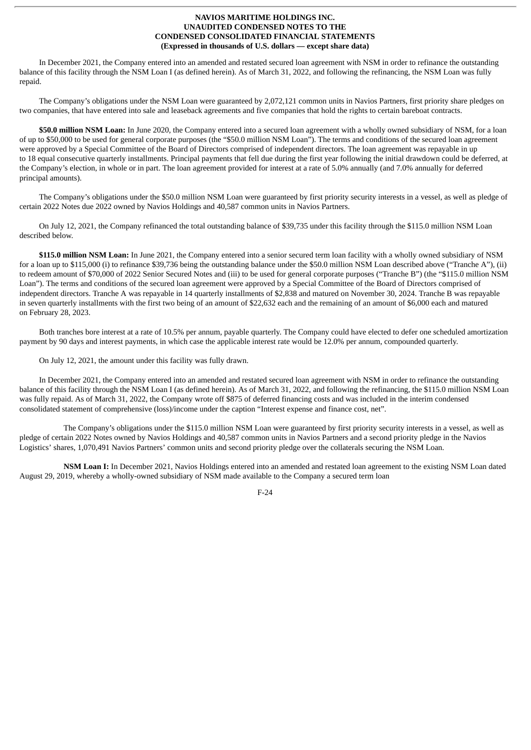In December 2021, the Company entered into an amended and restated secured loan agreement with NSM in order to refinance the outstanding balance of this facility through the NSM Loan I (as defined herein). As of March 31, 2022, and following the refinancing, the NSM Loan was fully repaid.

The Company's obligations under the NSM Loan were guaranteed by 2,072,121 common units in Navios Partners, first priority share pledges on two companies, that have entered into sale and leaseback agreements and five companies that hold the rights to certain bareboat contracts.

**$50.0 million NSM Loan:** In June 2020, the Company entered into a secured loan agreement with a wholly owned subsidiary of NSM, for a loan of up to $50,000 to be used for general corporate purposes (the "$50.0 million NSM Loan"). The terms and conditions of the secured loan agreement were approved by a Special Committee of the Board of Directors comprised of independent directors. The loan agreement was repayable in up to 18 equal consecutive quarterly installments. Principal payments that fell due during the first year following the initial drawdown could be deferred, at the Company's election, in whole or in part. The loan agreement provided for interest at a rate of 5.0% annually (and 7.0% annually for deferred principal amounts).

The Company's obligations under the $50.0 million NSM Loan were guaranteed by first priority security interests in a vessel, as well as pledge of certain 2022 Notes due 2022 owned by Navios Holdings and 40,587 common units in Navios Partners.

On July 12, 2021, the Company refinanced the total outstanding balance of $39,735 under this facility through the $115.0 million NSM Loan described below.

**$115.0 million NSM Loan:** In June 2021, the Company entered into a senior secured term loan facility with a wholly owned subsidiary of NSM for a loan up to $115,000 (i) to refinance $39,736 being the outstanding balance under the $50.0 million NSM Loan described above ("Tranche A"), (ii) to redeem amount of $70,000 of 2022 Senior Secured Notes and (iii) to be used for general corporate purposes ("Tranche B") (the "$115.0 million NSM Loan"). The terms and conditions of the secured loan agreement were approved by a Special Committee of the Board of Directors comprised of independent directors. Tranche A was repayable in 14 quarterly installments of $2,838 and matured on November 30, 2024. Tranche B was repayable in seven quarterly installments with the first two being of an amount of $22,632 each and the remaining of an amount of $6,000 each and matured on February 28, 2023.

Both tranches bore interest at a rate of 10.5% per annum, payable quarterly. The Company could have elected to defer one scheduled amortization payment by 90 days and interest payments, in which case the applicable interest rate would be 12.0% per annum, compounded quarterly.

On July 12, 2021, the amount under this facility was fully drawn.

In December 2021, the Company entered into an amended and restated secured loan agreement with NSM in order to refinance the outstanding balance of this facility through the NSM Loan I (as defined herein). As of March 31, 2022, and following the refinancing, the $115.0 million NSM Loan was fully repaid. As of March 31, 2022, the Company wrote off $875 of deferred financing costs and was included in the interim condensed consolidated statement of comprehensive (loss)/income under the caption "Interest expense and finance cost, net".

The Company's obligations under the $115.0 million NSM Loan were guaranteed by first priority security interests in a vessel, as well as pledge of certain 2022 Notes owned by Navios Holdings and 40,587 common units in Navios Partners and a second priority pledge in the Navios Logistics' shares, 1,070,491 Navios Partners' common units and second priority pledge over the collaterals securing the NSM Loan.

**NSM Loan I:** In December 2021, Navios Holdings entered into an amended and restated loan agreement to the existing NSM Loan dated August 29, 2019, whereby a wholly-owned subsidiary of NSM made available to the Company a secured term loan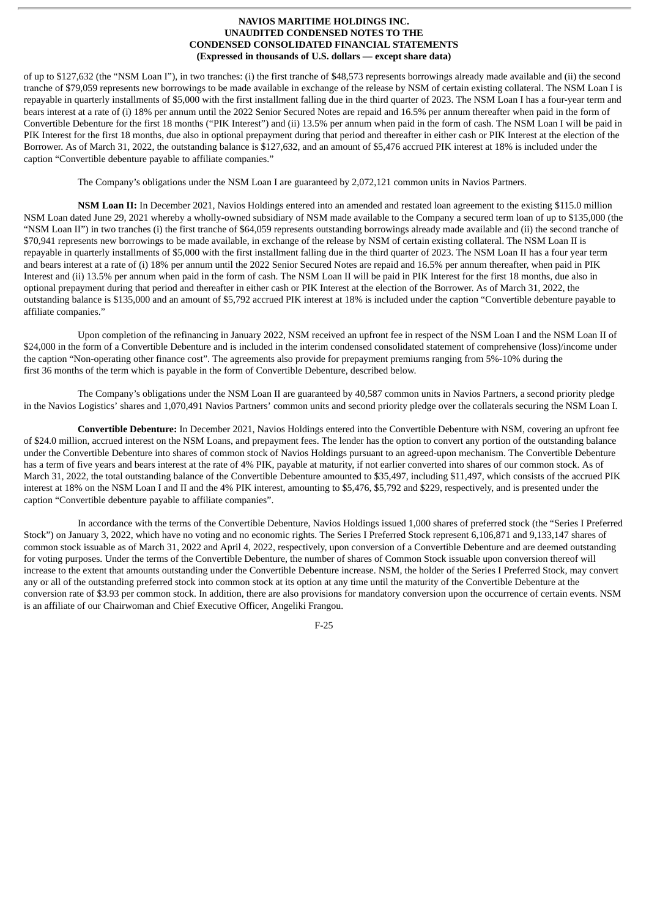of up to $127,632 (the "NSM Loan I"), in two tranches: (i) the first tranche of $48,573 represents borrowings already made available and (ii) the second tranche of $79,059 represents new borrowings to be made available in exchange of the release by NSM of certain existing collateral. The NSM Loan I is repayable in quarterly installments of $5,000 with the first installment falling due in the third quarter of 2023. The NSM Loan I has a four-year term and bears interest at a rate of (i) 18% per annum until the 2022 Senior Secured Notes are repaid and 16.5% per annum thereafter when paid in the form of Convertible Debenture for the first 18 months ("PIK Interest") and (ii) 13.5% per annum when paid in the form of cash. The NSM Loan I will be paid in PIK Interest for the first 18 months, due also in optional prepayment during that period and thereafter in either cash or PIK Interest at the election of the Borrower. As of March 31, 2022, the outstanding balance is $127,632, and an amount of $5,476 accrued PIK interest at 18% is included under the caption "Convertible debenture payable to affiliate companies."

The Company's obligations under the NSM Loan I are guaranteed by 2,072,121 common units in Navios Partners.

**NSM Loan II:** In December 2021, Navios Holdings entered into an amended and restated loan agreement to the existing $115.0 million NSM Loan dated June 29, 2021 whereby a wholly-owned subsidiary of NSM made available to the Company a secured term loan of up to $135,000 (the "NSM Loan II") in two tranches (i) the first tranche of $64,059 represents outstanding borrowings already made available and (ii) the second tranche of $70,941 represents new borrowings to be made available, in exchange of the release by NSM of certain existing collateral. The NSM Loan II is repayable in quarterly installments of $5,000 with the first installment falling due in the third quarter of 2023. The NSM Loan II has a four year term and bears interest at a rate of (i) 18% per annum until the 2022 Senior Secured Notes are repaid and 16.5% per annum thereafter, when paid in PIK Interest and (ii) 13.5% per annum when paid in the form of cash. The NSM Loan II will be paid in PIK Interest for the first 18 months, due also in optional prepayment during that period and thereafter in either cash or PIK Interest at the election of the Borrower. As of March 31, 2022, the outstanding balance is $135,000 and an amount of $5,792 accrued PIK interest at 18% is included under the caption "Convertible debenture payable to affiliate companies."

Upon completion of the refinancing in January 2022, NSM received an upfront fee in respect of the NSM Loan I and the NSM Loan II of $24,000 in the form of a Convertible Debenture and is included in the interim condensed consolidated statement of comprehensive (loss)/income under the caption "Non-operating other finance cost". The agreements also provide for prepayment premiums ranging from 5%-10% during the first 36 months of the term which is payable in the form of Convertible Debenture, described below.

The Company's obligations under the NSM Loan II are guaranteed by 40,587 common units in Navios Partners, a second priority pledge in the Navios Logistics' shares and 1,070,491 Navios Partners' common units and second priority pledge over the collaterals securing the NSM Loan I.

**Convertible Debenture:** In December 2021, Navios Holdings entered into the Convertible Debenture with NSM, covering an upfront fee of $24.0 million, accrued interest on the NSM Loans, and prepayment fees. The lender has the option to convert any portion of the outstanding balance under the Convertible Debenture into shares of common stock of Navios Holdings pursuant to an agreed-upon mechanism. The Convertible Debenture has a term of five years and bears interest at the rate of 4% PIK, payable at maturity, if not earlier converted into shares of our common stock. As of March 31, 2022, the total outstanding balance of the Convertible Debenture amounted to $35,497, including $11,497, which consists of the accrued PIK interest at 18% on the NSM Loan I and II and the 4% PIK interest, amounting to $5,476, $5,792 and $229, respectively, and is presented under the caption "Convertible debenture payable to affiliate companies".

In accordance with the terms of the Convertible Debenture, Navios Holdings issued 1,000 shares of preferred stock (the "Series I Preferred Stock") on January 3, 2022, which have no voting and no economic rights. The Series I Preferred Stock represent 6,106,871 and 9,133,147 shares of common stock issuable as of March 31, 2022 and April 4, 2022, respectively, upon conversion of a Convertible Debenture and are deemed outstanding for voting purposes. Under the terms of the Convertible Debenture, the number of shares of Common Stock issuable upon conversion thereof will increase to the extent that amounts outstanding under the Convertible Debenture increase. NSM, the holder of the Series I Preferred Stock, may convert any or all of the outstanding preferred stock into common stock at its option at any time until the maturity of the Convertible Debenture at the conversion rate of $3.93 per common stock. In addition, there are also provisions for mandatory conversion upon the occurrence of certain events. NSM is an affiliate of our Chairwoman and Chief Executive Officer, Angeliki Frangou.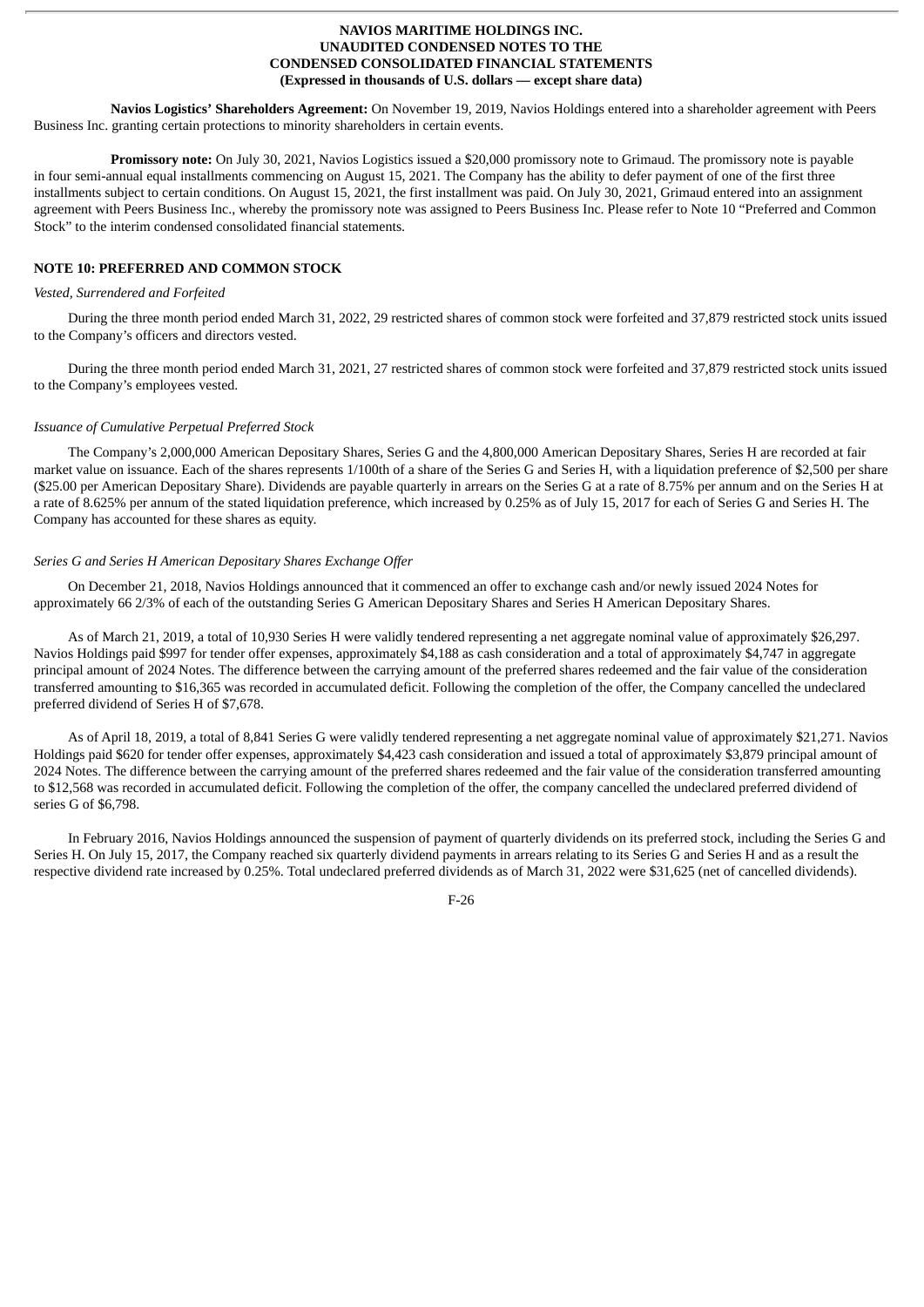**Navios Logistics' Shareholders Agreement:** On November 19, 2019, Navios Holdings entered into a shareholder agreement with Peers Business Inc. granting certain protections to minority shareholders in certain events.

**Promissory note:** On July 30, 2021, Navios Logistics issued a $20,000 promissory note to Grimaud. The promissory note is payable in four semi-annual equal installments commencing on August 15, 2021. The Company has the ability to defer payment of one of the first three installments subject to certain conditions. On August 15, 2021, the first installment was paid. On July 30, 2021, Grimaud entered into an assignment agreement with Peers Business Inc., whereby the promissory note was assigned to Peers Business Inc. Please refer to Note 10 "Preferred and Common Stock" to the interim condensed consolidated financial statements.

## NOTE 10: PREFERRED AND COMMON STOCK

*Vested, Surrendered and Forfeited*

During the three month period ended March 31, 2022, 29 restricted shares of common stock were forfeited and 37,879 restricted stock units issued to the Company's officers and directors vested.

During the three month period ended March 31, 2021, 27 restricted shares of common stock were forfeited and 37,879 restricted stock units issued to the Company's employees vested.

*Issuance of Cumulative Perpetual Preferred Stock*

The Company's 2,000,000 American Depositary Shares, Series G and the 4,800,000 American Depositary Shares, Series H are recorded at fair market value on issuance. Each of the shares represents 1/100th of a share of the Series G and Series H, with a liquidation preference of $2,500 per share ($25.00 per American Depositary Share). Dividends are payable quarterly in arrears on the Series G at a rate of 8.75% per annum and on the Series H at a rate of 8.625% per annum of the stated liquidation preference, which increased by 0.25% as of July 15, 2017 for each of Series G and Series H. The Company has accounted for these shares as equity.

*Series G and Series H American Depositary Shares Exchange Offer*

On December 21, 2018, Navios Holdings announced that it commenced an offer to exchange cash and/or newly issued 2024 Notes for approximately 66 2/3% of each of the outstanding Series G American Depositary Shares and Series H American Depositary Shares.

As of March 21, 2019, a total of 10,930 Series H were validly tendered representing a net aggregate nominal value of approximately $26,297. Navios Holdings paid $997 for tender offer expenses, approximately $4,188 as cash consideration and a total of approximately $4,747 in aggregate principal amount of 2024 Notes. The difference between the carrying amount of the preferred shares redeemed and the fair value of the consideration transferred amounting to $16,365 was recorded in accumulated deficit. Following the completion of the offer, the Company cancelled the undeclared preferred dividend of Series H of $7,678.

As of April 18, 2019, a total of 8,841 Series G were validly tendered representing a net aggregate nominal value of approximately $21,271. Navios Holdings paid $620 for tender offer expenses, approximately $4,423 cash consideration and issued a total of approximately $3,879 principal amount of 2024 Notes. The difference between the carrying amount of the preferred shares redeemed and the fair value of the consideration transferred amounting to $12,568 was recorded in accumulated deficit. Following the completion of the offer, the company cancelled the undeclared preferred dividend of series G of $6,798.

In February 2016, Navios Holdings announced the suspension of payment of quarterly dividends on its preferred stock, including the Series G and Series H. On July 15, 2017, the Company reached six quarterly dividend payments in arrears relating to its Series G and Series H and as a result the respective dividend rate increased by 0.25%. Total undeclared preferred dividends as of March 31, 2022 were $31,625 (net of cancelled dividends).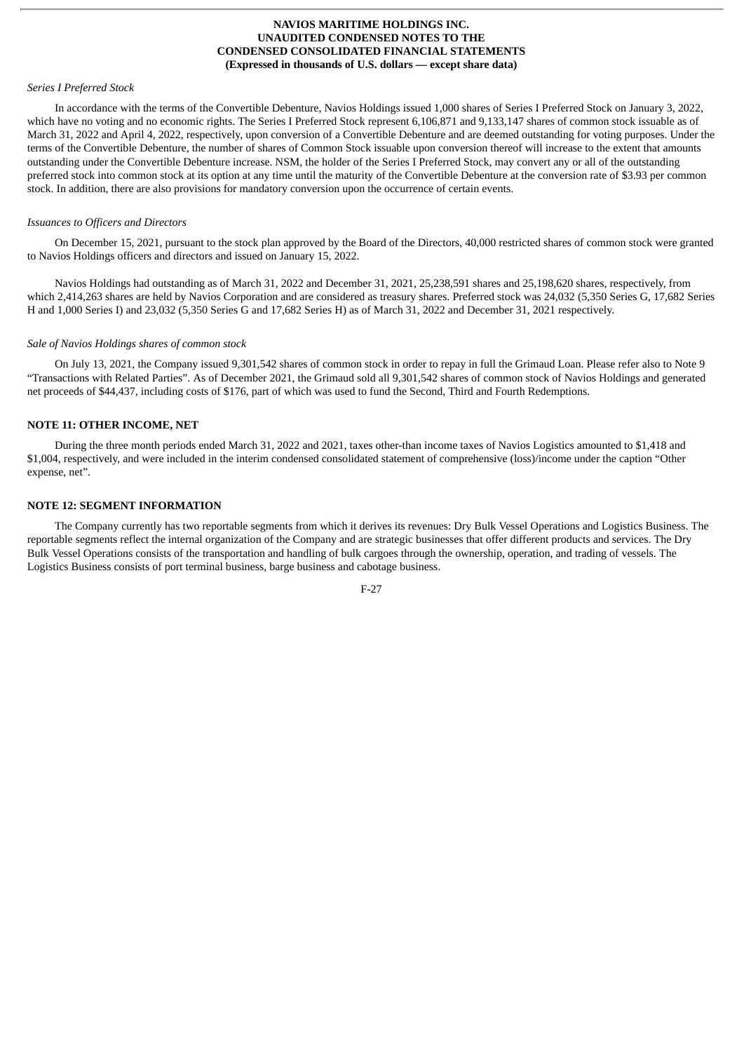*Series I Preferred Stock*

In accordance with the terms of the Convertible Debenture, Navios Holdings issued 1,000 shares of Series I Preferred Stock on January 3, 2022, which have no voting and no economic rights. The Series I Preferred Stock represent 6,106,871 and 9,133,147 shares of common stock issuable as of March 31, 2022 and April 4, 2022, respectively, upon conversion of a Convertible Debenture and are deemed outstanding for voting purposes. Under the terms of the Convertible Debenture, the number of shares of Common Stock issuable upon conversion thereof will increase to the extent that amounts outstanding under the Convertible Debenture increase. NSM, the holder of the Series I Preferred Stock, may convert any or all of the outstanding preferred stock into common stock at its option at any time until the maturity of the Convertible Debenture at the conversion rate of $3.93 per common stock. In addition, there are also provisions for mandatory conversion upon the occurrence of certain events.

*Issuances to Officers and Directors*

On December 15, 2021, pursuant to the stock plan approved by the Board of the Directors, 40,000 restricted shares of common stock were granted to Navios Holdings officers and directors and issued on January 15, 2022.

Navios Holdings had outstanding as of March 31, 2022 and December 31, 2021, 25,238,591 shares and 25,198,620 shares, respectively, from which 2,414,263 shares are held by Navios Corporation and are considered as treasury shares. Preferred stock was 24,032 (5,350 Series G, 17,682 Series H and 1,000 Series I) and 23,032 (5,350 Series G and 17,682 Series H) as of March 31, 2022 and December 31, 2021 respectively.

*Sale of Navios Holdings shares of common stock*

On July 13, 2021, the Company issued 9,301,542 shares of common stock in order to repay in full the Grimaud Loan. Please refer also to Note 9 "Transactions with Related Parties". As of December 2021, the Grimaud sold all 9,301,542 shares of common stock of Navios Holdings and generated net proceeds of $44,437, including costs of $176, part of which was used to fund the Second, Third and Fourth Redemptions.

## NOTE 11: OTHER INCOME, NET

During the three month periods ended March 31, 2022 and 2021, taxes other-than income taxes of Navios Logistics amounted to $1,418 and $1,004, respectively, and were included in the interim condensed consolidated statement of comprehensive (loss)/income under the caption "Other expense, net".

## NOTE 12: SEGMENT INFORMATION

The Company currently has two reportable segments from which it derives its revenues: Dry Bulk Vessel Operations and Logistics Business. The reportable segments reflect the internal organization of the Company and are strategic businesses that offer different products and services. The Dry Bulk Vessel Operations consists of the transportation and handling of bulk cargoes through the ownership, operation, and trading of vessels. The Logistics Business consists of port terminal business, barge business and cabotage business.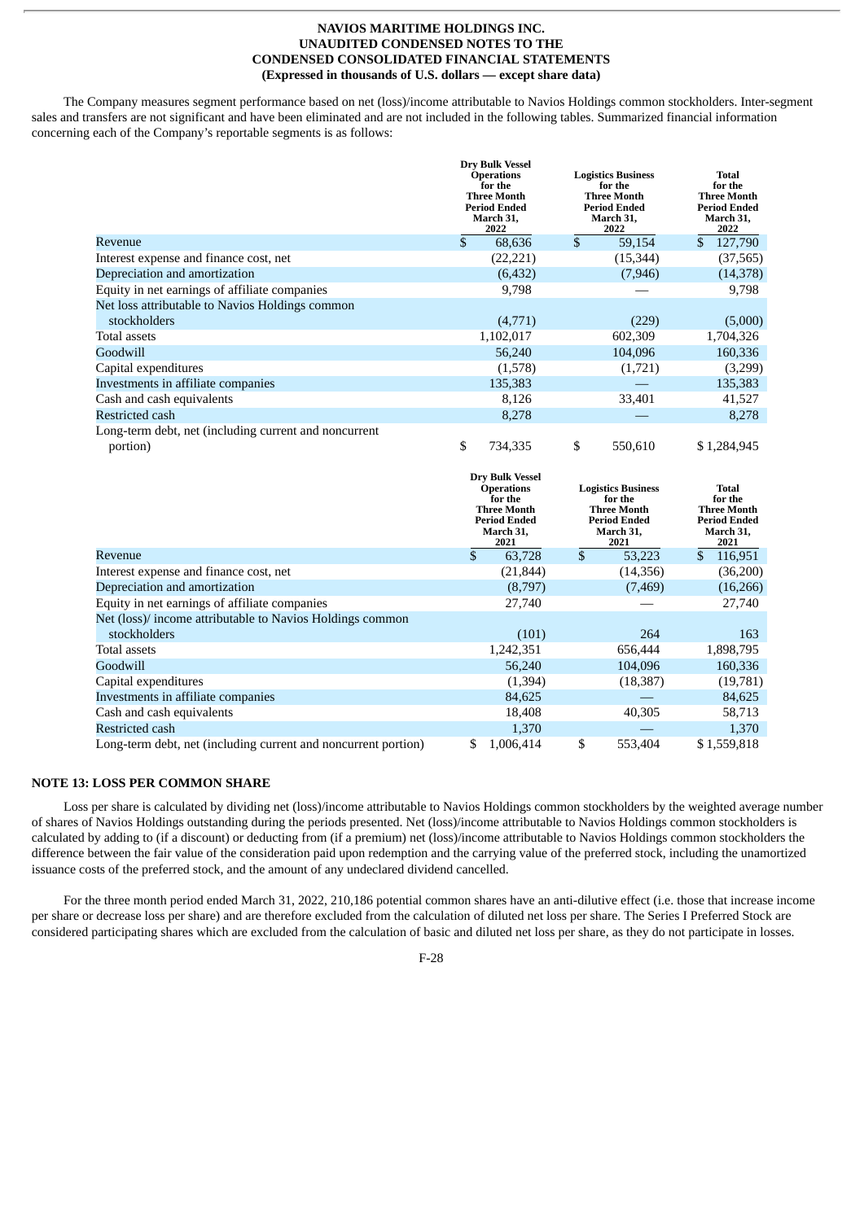The Company measures segment performance based on net (loss)/income attributable to Navios Holdings common stockholders. Inter-segment sales and transfers are not significant and have been eliminated and are not included in the following tables. Summarized financial information concerning each of the Company's reportable segments is as follows:

| | Dry Bulk Vessel Operations for the Three Month Period Ended March 31, 2022 | Logistics Business for the Three Month Period Ended March 31, 2022 | Total for the Three Month Period Ended March 31, 2022 |
|---|---|---|---|
| Revenue | $ 68,636 | $ 59,154 | $ 127,790 |
| Interest expense and finance cost, net | (22,221) | (15,344) | (37,565) |
| Depreciation and amortization | (6,432) | (7,946) | (14,378) |
| Equity in net earnings of affiliate companies | 9,798 | — | 9,798 |
| Net loss attributable to Navios Holdings common stockholders | (4,771) | (229) | (5,000) |
| Total assets | 1,102,017 | 602,309 | 1,704,326 |
| Goodwill | 56,240 | 104,096 | 160,336 |
| Capital expenditures | (1,578) | (1,721) | (3,299) |
| Investments in affiliate companies | 135,383 | — | 135,383 |
| Cash and cash equivalents | 8,126 | 33,401 | 41,527 |
| Restricted cash | 8,278 | — | 8,278 |
| Long-term debt, net (including current and noncurrent portion) | $ 734,335 | $ 550,610 | $ 1,284,945 |

| | Dry Bulk Vessel Operations for the Three Month Period Ended March 31, 2021 | Logistics Business for the Three Month Period Ended March 31, 2021 | Total for the Three Month Period Ended March 31, 2021 |
|---|---|---|---|
| Revenue | $ 63,728 | $ 53,223 | $ 116,951 |
| Interest expense and finance cost, net | (21,844) | (14,356) | (36,200) |
| Depreciation and amortization | (8,797) | (7,469) | (16,266) |
| Equity in net earnings of affiliate companies | 27,740 | — | 27,740 |
| Net (loss)/ income attributable to Navios Holdings common stockholders | (101) | 264 | 163 |
| Total assets | 1,242,351 | 656,444 | 1,898,795 |
| Goodwill | 56,240 | 104,096 | 160,336 |
| Capital expenditures | (1,394) | (18,387) | (19,781) |
| Investments in affiliate companies | 84,625 | — | 84,625 |
| Cash and cash equivalents | 18,408 | 40,305 | 58,713 |
| Restricted cash | 1,370 | — | 1,370 |
| Long-term debt, net (including current and noncurrent portion) | $ 1,006,414 | $ 553,404 | $ 1,559,818 |

## NOTE 13: LOSS PER COMMON SHARE

Loss per share is calculated by dividing net (loss)/income attributable to Navios Holdings common stockholders by the weighted average number of shares of Navios Holdings outstanding during the periods presented. Net (loss)/income attributable to Navios Holdings common stockholders is calculated by adding to (if a discount) or deducting from (if a premium) net (loss)/income attributable to Navios Holdings common stockholders the difference between the fair value of the consideration paid upon redemption and the carrying value of the preferred stock, including the unamortized issuance costs of the preferred stock, and the amount of any undeclared dividend cancelled.

For the three month period ended March 31, 2022, 210,186 potential common shares have an anti-dilutive effect (i.e. those that increase income per share or decrease loss per share) and are therefore excluded from the calculation of diluted net loss per share. The Series I Preferred Stock are considered participating shares which are excluded from the calculation of basic and diluted net loss per share, as they do not participate in losses.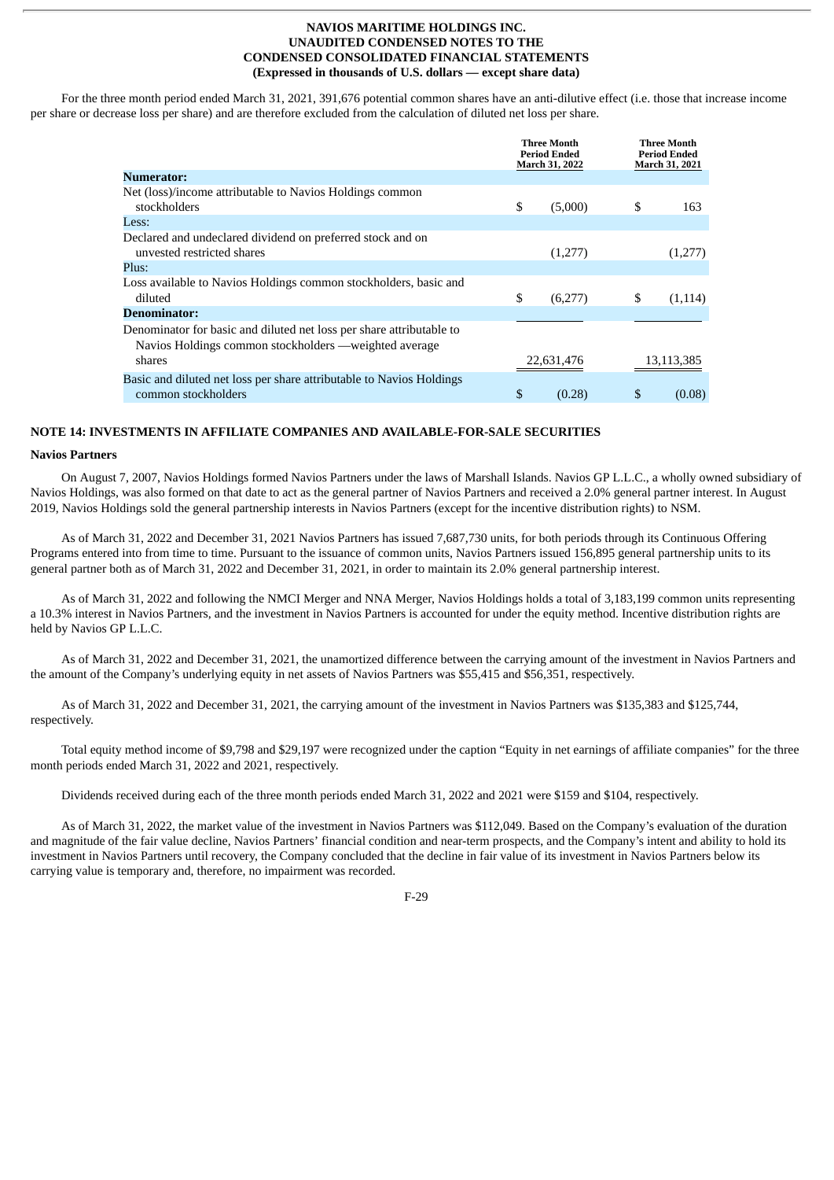For the three month period ended March 31, 2021, 391,676 potential common shares have an anti-dilutive effect (i.e. those that increase income per share or decrease loss per share) and are therefore excluded from the calculation of diluted net loss per share.

| | Three Month Period Ended March 31, 2022 | Three Month Period Ended March 31, 2021 |
|---|---|---|
| **Numerator:** | | |
| Net (loss)/income attributable to Navios Holdings common stockholders | $ (5,000) | $ 163 |
| Less: | | |
| Declared and undeclared dividend on preferred stock and on unvested restricted shares | (1,277) | (1,277) |
| Plus: | | |
| Loss available to Navios Holdings common stockholders, basic and diluted | $ (6,277) | $ (1,114) |
| **Denominator:** | | |
| Denominator for basic and diluted net loss per share attributable to Navios Holdings common stockholders —weighted average shares | 22,631,476 | 13,113,385 |
| Basic and diluted net loss per share attributable to Navios Holdings common stockholders | $ (0.28) | $ (0.08) |

## NOTE 14: INVESTMENTS IN AFFILIATE COMPANIES AND AVAILABLE-FOR-SALE SECURITIES

**Navios Partners**

On August 7, 2007, Navios Holdings formed Navios Partners under the laws of Marshall Islands. Navios GP L.L.C., a wholly owned subsidiary of Navios Holdings, was also formed on that date to act as the general partner of Navios Partners and received a 2.0% general partner interest. In August 2019, Navios Holdings sold the general partnership interests in Navios Partners (except for the incentive distribution rights) to NSM.

As of March 31, 2022 and December 31, 2021 Navios Partners has issued 7,687,730 units, for both periods through its Continuous Offering Programs entered into from time to time. Pursuant to the issuance of common units, Navios Partners issued 156,895 general partnership units to its general partner both as of March 31, 2022 and December 31, 2021, in order to maintain its 2.0% general partnership interest.

As of March 31, 2022 and following the NMCI Merger and NNA Merger, Navios Holdings holds a total of 3,183,199 common units representing a 10.3% interest in Navios Partners, and the investment in Navios Partners is accounted for under the equity method. Incentive distribution rights are held by Navios GP L.L.C.

As of March 31, 2022 and December 31, 2021, the unamortized difference between the carrying amount of the investment in Navios Partners and the amount of the Company's underlying equity in net assets of Navios Partners was $55,415 and $56,351, respectively.

As of March 31, 2022 and December 31, 2021, the carrying amount of the investment in Navios Partners was $135,383 and $125,744, respectively.

Total equity method income of $9,798 and $29,197 were recognized under the caption "Equity in net earnings of affiliate companies" for the three month periods ended March 31, 2022 and 2021, respectively.

Dividends received during each of the three month periods ended March 31, 2022 and 2021 were $159 and $104, respectively.

As of March 31, 2022, the market value of the investment in Navios Partners was $112,049. Based on the Company's evaluation of the duration and magnitude of the fair value decline, Navios Partners' financial condition and near-term prospects, and the Company's intent and ability to hold its investment in Navios Partners until recovery, the Company concluded that the decline in fair value of its investment in Navios Partners below its carrying value is temporary and, therefore, no impairment was recorded.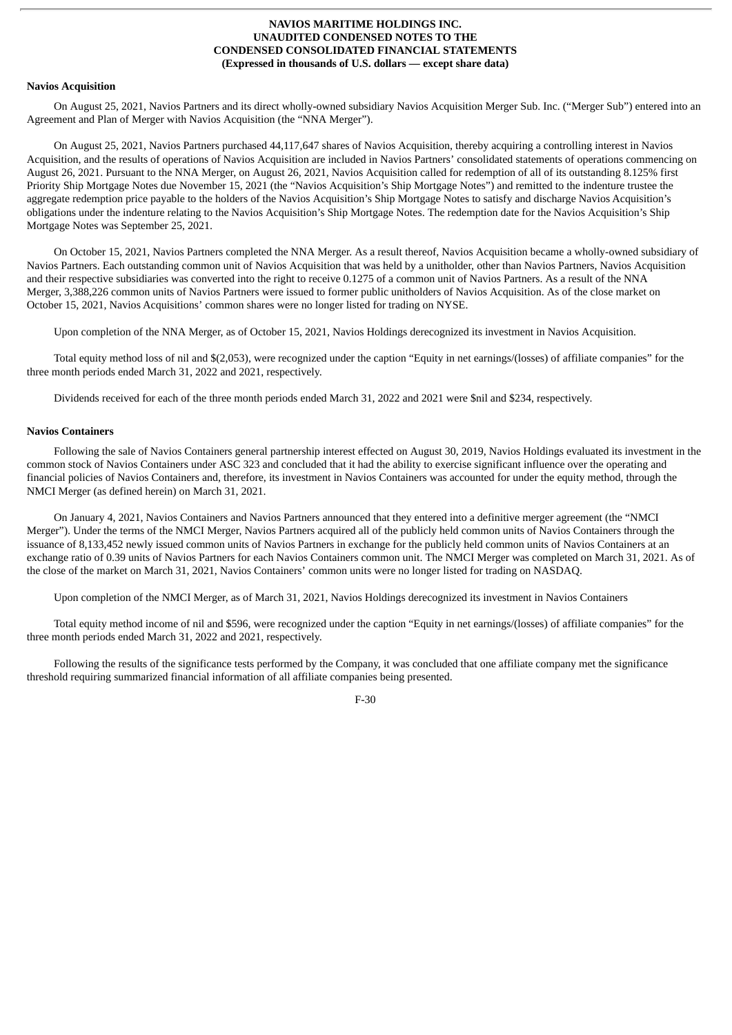**Navios Acquisition**

On August 25, 2021, Navios Partners and its direct wholly-owned subsidiary Navios Acquisition Merger Sub. Inc. ("Merger Sub") entered into an Agreement and Plan of Merger with Navios Acquisition (the "NNA Merger").

On August 25, 2021, Navios Partners purchased 44,117,647 shares of Navios Acquisition, thereby acquiring a controlling interest in Navios Acquisition, and the results of operations of Navios Acquisition are included in Navios Partners' consolidated statements of operations commencing on August 26, 2021. Pursuant to the NNA Merger, on August 26, 2021, Navios Acquisition called for redemption of all of its outstanding 8.125% first Priority Ship Mortgage Notes due November 15, 2021 (the "Navios Acquisition's Ship Mortgage Notes") and remitted to the indenture trustee the aggregate redemption price payable to the holders of the Navios Acquisition's Ship Mortgage Notes to satisfy and discharge Navios Acquisition's obligations under the indenture relating to the Navios Acquisition's Ship Mortgage Notes. The redemption date for the Navios Acquisition's Ship Mortgage Notes was September 25, 2021.

On October 15, 2021, Navios Partners completed the NNA Merger. As a result thereof, Navios Acquisition became a wholly-owned subsidiary of Navios Partners. Each outstanding common unit of Navios Acquisition that was held by a unitholder, other than Navios Partners, Navios Acquisition and their respective subsidiaries was converted into the right to receive 0.1275 of a common unit of Navios Partners. As a result of the NNA Merger, 3,388,226 common units of Navios Partners were issued to former public unitholders of Navios Acquisition. As of the close market on October 15, 2021, Navios Acquisitions' common shares were no longer listed for trading on NYSE.

Upon completion of the NNA Merger, as of October 15, 2021, Navios Holdings derecognized its investment in Navios Acquisition.

Total equity method loss of nil and $(2,053), were recognized under the caption "Equity in net earnings/(losses) of affiliate companies" for the three month periods ended March 31, 2022 and 2021, respectively.

Dividends received for each of the three month periods ended March 31, 2022 and 2021 were $nil and $234, respectively.

**Navios Containers**

Following the sale of Navios Containers general partnership interest effected on August 30, 2019, Navios Holdings evaluated its investment in the common stock of Navios Containers under ASC 323 and concluded that it had the ability to exercise significant influence over the operating and financial policies of Navios Containers and, therefore, its investment in Navios Containers was accounted for under the equity method, through the NMCI Merger (as defined herein) on March 31, 2021.

On January 4, 2021, Navios Containers and Navios Partners announced that they entered into a definitive merger agreement (the "NMCI Merger"). Under the terms of the NMCI Merger, Navios Partners acquired all of the publicly held common units of Navios Containers through the issuance of 8,133,452 newly issued common units of Navios Partners in exchange for the publicly held common units of Navios Containers at an exchange ratio of 0.39 units of Navios Partners for each Navios Containers common unit. The NMCI Merger was completed on March 31, 2021. As of the close of the market on March 31, 2021, Navios Containers' common units were no longer listed for trading on NASDAQ.

Upon completion of the NMCI Merger, as of March 31, 2021, Navios Holdings derecognized its investment in Navios Containers

Total equity method income of nil and $596, were recognized under the caption "Equity in net earnings/(losses) of affiliate companies" for the three month periods ended March 31, 2022 and 2021, respectively.

Following the results of the significance tests performed by the Company, it was concluded that one affiliate company met the significance threshold requiring summarized financial information of all affiliate companies being presented.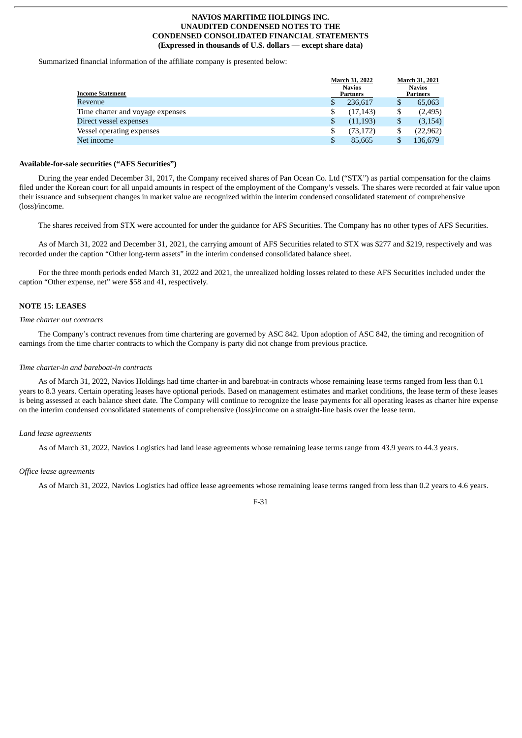Summarized financial information of the affiliate company is presented below:

| Income Statement | March 31, 2022 Navios Partners | March 31, 2021 Navios Partners |
|---|---|---|
| Revenue | $ 236,617 | $ 65,063 |
| Time charter and voyage expenses | $ (17,143) | $ (2,495) |
| Direct vessel expenses | $ (11,193) | $ (3,154) |
| Vessel operating expenses | $ (73,172) | $ (22,962) |
| Net income | $ 85,665 | $ 136,679 |

**Available-for-sale securities ("AFS Securities")**

During the year ended December 31, 2017, the Company received shares of Pan Ocean Co. Ltd ("STX") as partial compensation for the claims filed under the Korean court for all unpaid amounts in respect of the employment of the Company's vessels. The shares were recorded at fair value upon their issuance and subsequent changes in market value are recognized within the interim condensed consolidated statement of comprehensive (loss)/income.

The shares received from STX were accounted for under the guidance for AFS Securities. The Company has no other types of AFS Securities.

As of March 31, 2022 and December 31, 2021, the carrying amount of AFS Securities related to STX was $277 and $219, respectively and was recorded under the caption "Other long-term assets" in the interim condensed consolidated balance sheet.

For the three month periods ended March 31, 2022 and 2021, the unrealized holding losses related to these AFS Securities included under the caption "Other expense, net" were $58 and 41, respectively.

## NOTE 15: LEASES

*Time charter out contracts*

The Company's contract revenues from time chartering are governed by ASC 842. Upon adoption of ASC 842, the timing and recognition of earnings from the time charter contracts to which the Company is party did not change from previous practice.

*Time charter-in and bareboat-in contracts*

As of March 31, 2022, Navios Holdings had time charter-in and bareboat-in contracts whose remaining lease terms ranged from less than 0.1 years to 8.3 years. Certain operating leases have optional periods. Based on management estimates and market conditions, the lease term of these leases is being assessed at each balance sheet date. The Company will continue to recognize the lease payments for all operating leases as charter hire expense on the interim condensed consolidated statements of comprehensive (loss)/income on a straight-line basis over the lease term.

*Land lease agreements*

As of March 31, 2022, Navios Logistics had land lease agreements whose remaining lease terms range from 43.9 years to 44.3 years.

*Office lease agreements*

As of March 31, 2022, Navios Logistics had office lease agreements whose remaining lease terms ranged from less than 0.2 years to 4.6 years.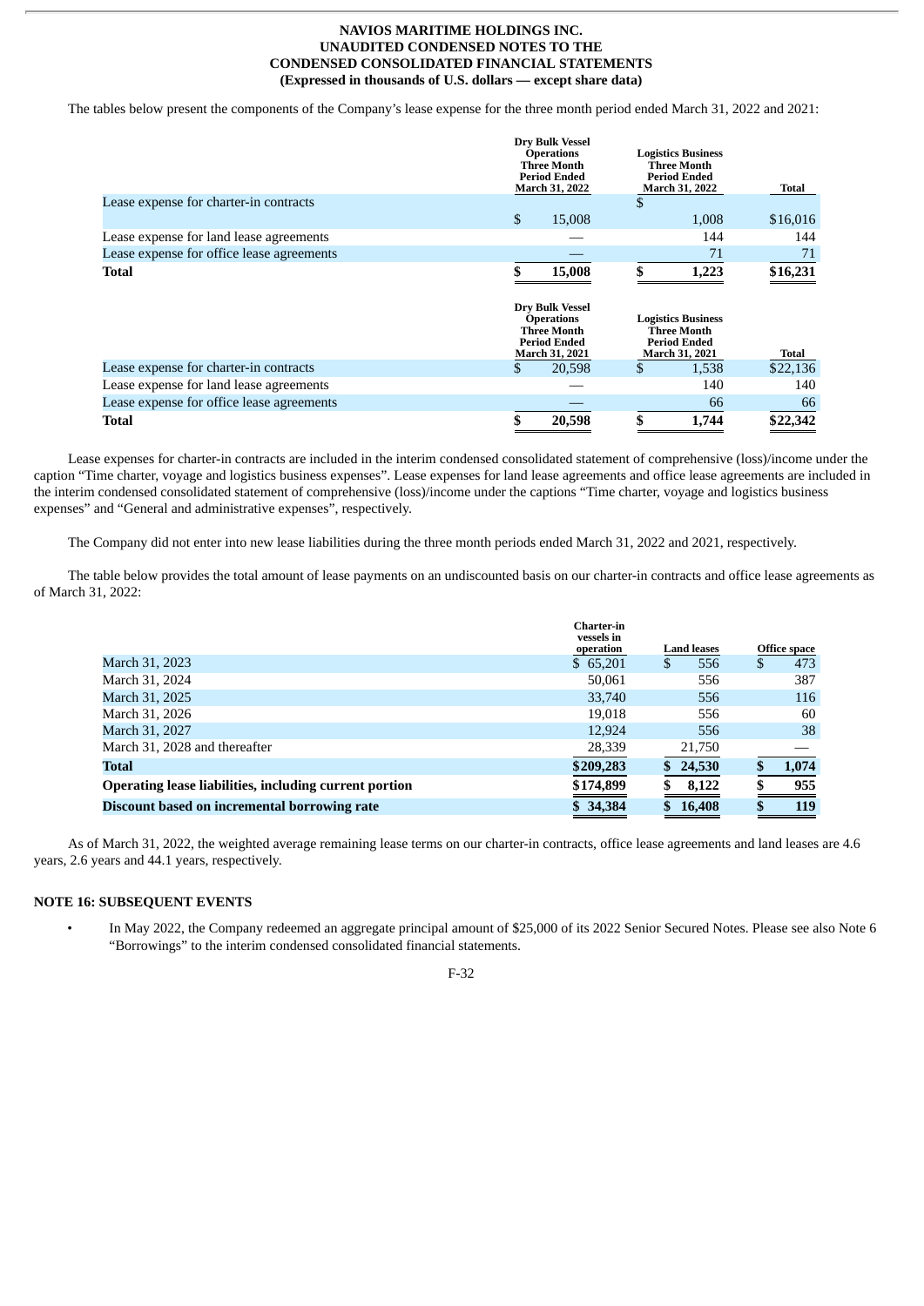**NAVIOS MARITIME HOLDINGS INC.**
**UNAUDITED CONDENSED NOTES TO THE**
**CONDENSED CONSOLIDATED FINANCIAL STATEMENTS**
**(Expressed in thousands of U.S. dollars — except share data)**

The tables below present the components of the Company's lease expense for the three month period ended March 31, 2022 and 2021:

| | Dry Bulk Vessel Operations Three Month Period Ended March 31, 2022 | Logistics Business Three Month Period Ended March 31, 2022 | Total |
|---|---|---|---|
| Lease expense for charter-in contracts | $ 15,008 | $ 1,008 | $16,016 |
| Lease expense for land lease agreements | — | 144 | 144 |
| Lease expense for office lease agreements | — | 71 | 71 |
| **Total** | **$ 15,008** | **$ 1,223** | **$16,231** |

| | Dry Bulk Vessel Operations Three Month Period Ended March 31, 2021 | Logistics Business Three Month Period Ended March 31, 2021 | Total |
|---|---|---|---|
| Lease expense for charter-in contracts | $ 20,598 | $ 1,538 | $22,136 |
| Lease expense for land lease agreements | — | 140 | 140 |
| Lease expense for office lease agreements | — | 66 | 66 |
| **Total** | **$ 20,598** | **$ 1,744** | **$22,342** |

Lease expenses for charter-in contracts are included in the interim condensed consolidated statement of comprehensive (loss)/income under the caption "Time charter, voyage and logistics business expenses". Lease expenses for land lease agreements and office lease agreements are included in the interim condensed consolidated statement of comprehensive (loss)/income under the captions "Time charter, voyage and logistics business expenses" and "General and administrative expenses", respectively.

The Company did not enter into new lease liabilities during the three month periods ended March 31, 2022 and 2021, respectively.

The table below provides the total amount of lease payments on an undiscounted basis on our charter-in contracts and office lease agreements as of March 31, 2022:

| | Charter-in vessels in operation | Land leases | Office space |
|---|---|---|---|
| March 31, 2023 | $ 65,201 | $ 556 | $ 473 |
| March 31, 2024 | 50,061 | 556 | 387 |
| March 31, 2025 | 33,740 | 556 | 116 |
| March 31, 2026 | 19,018 | 556 | 60 |
| March 31, 2027 | 12,924 | 556 | 38 |
| March 31, 2028 and thereafter | 28,339 | 21,750 | — |
| **Total** | **$209,283** | **$ 24,530** | **$ 1,074** |
| **Operating lease liabilities, including current portion** | **$174,899** | **$ 8,122** | **$ 955** |
| **Discount based on incremental borrowing rate** | **$ 34,384** | **$ 16,408** | **$ 119** |

As of March 31, 2022, the weighted average remaining lease terms on our charter-in contracts, office lease agreements and land leases are 4.6 years, 2.6 years and 44.1 years, respectively.

## NOTE 16: SUBSEQUENT EVENTS

- In May 2022, the Company redeemed an aggregate principal amount of $25,000 of its 2022 Senior Secured Notes. Please see also Note 6 "Borrowings" to the interim condensed consolidated financial statements.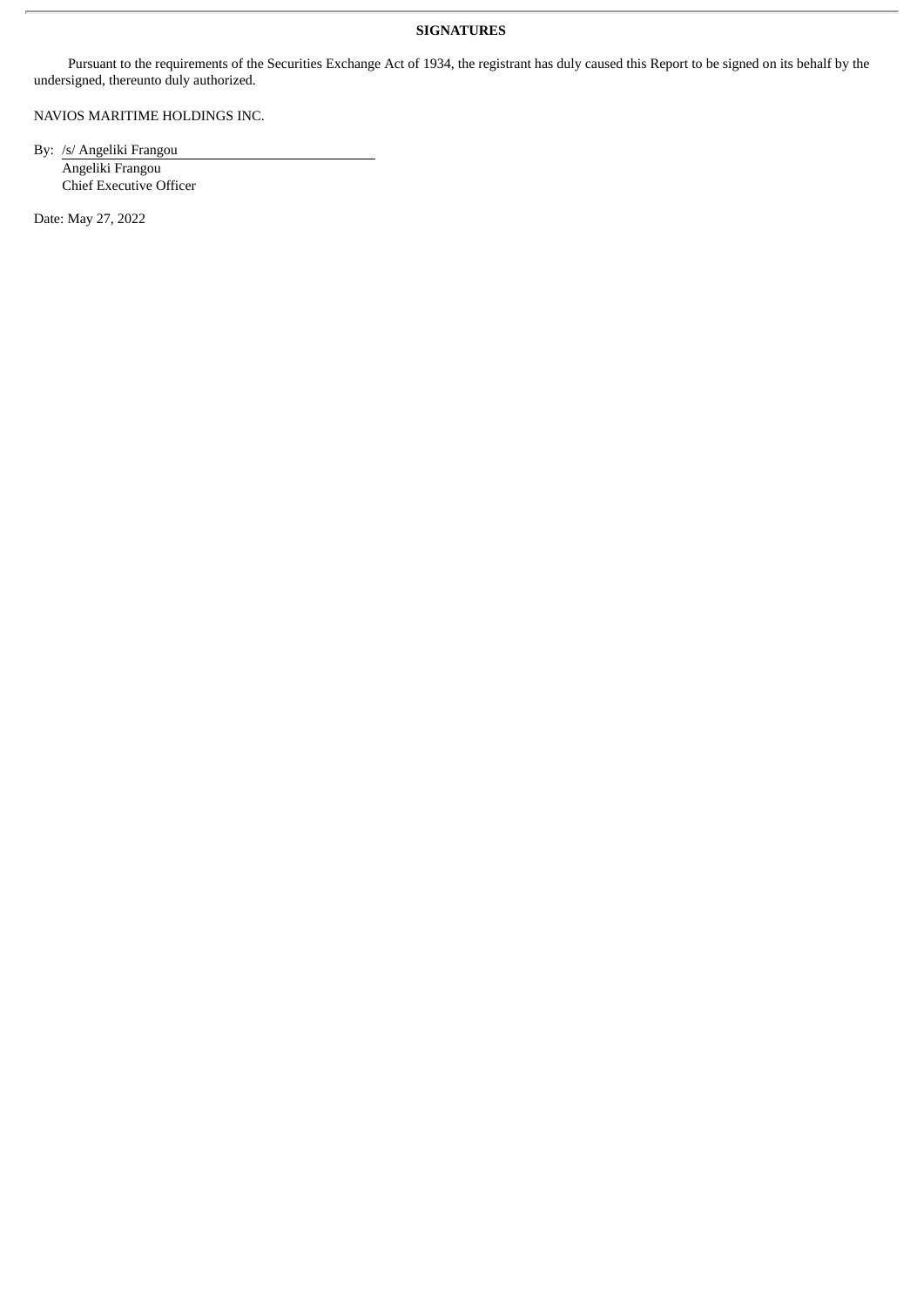**SIGNATURES**

Pursuant to the requirements of the Securities Exchange Act of 1934, the registrant has duly caused this Report to be signed on its behalf by the undersigned, thereunto duly authorized.

NAVIOS MARITIME HOLDINGS INC.

By: /s/ Angeliki Frangou
Angeliki Frangou
Chief Executive Officer

Date: May 27, 2022